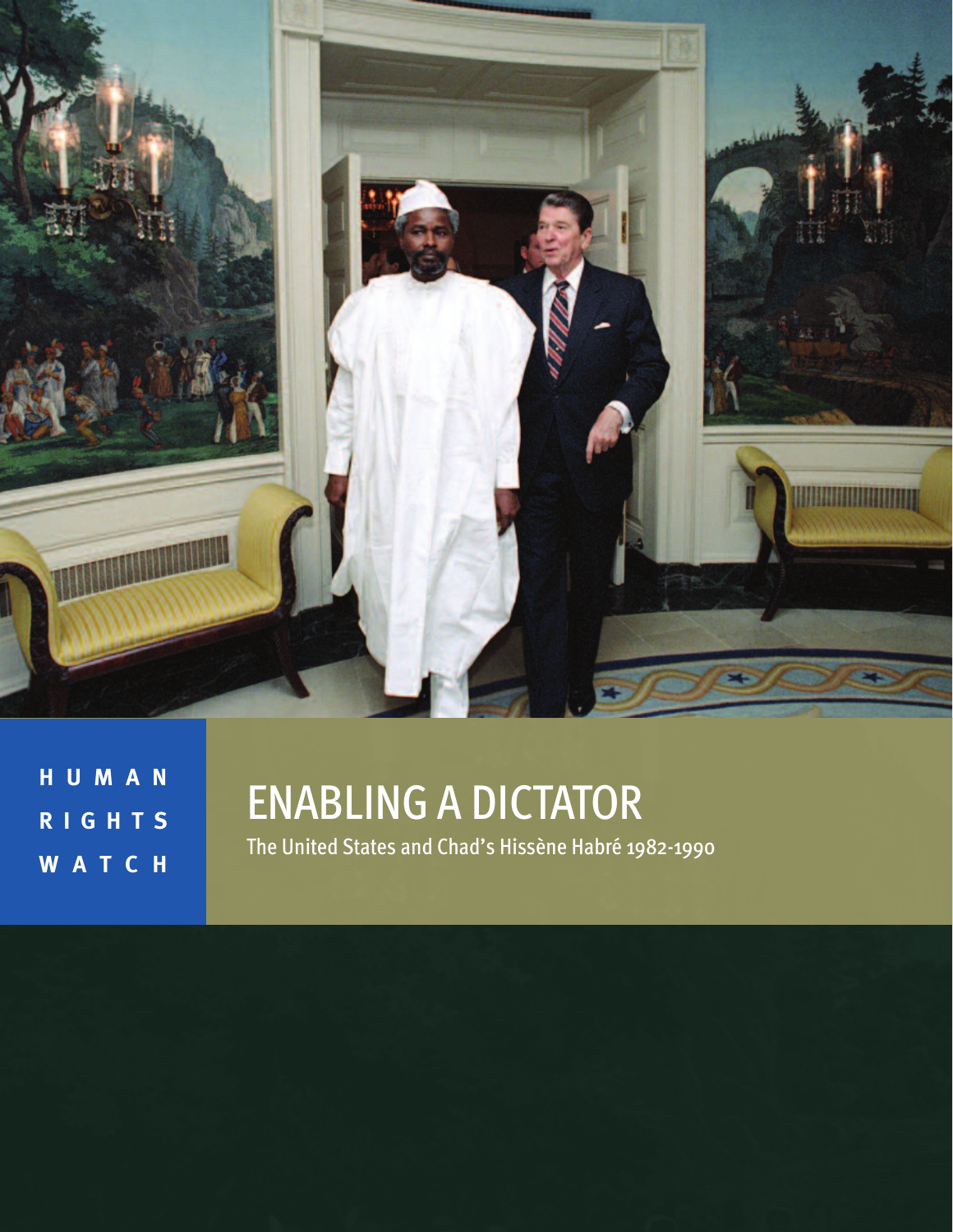HUMAN RIGHTS WATCH

# ENABLING A DICTATOR

The United States and Chad's Hissène Habré 1982-1990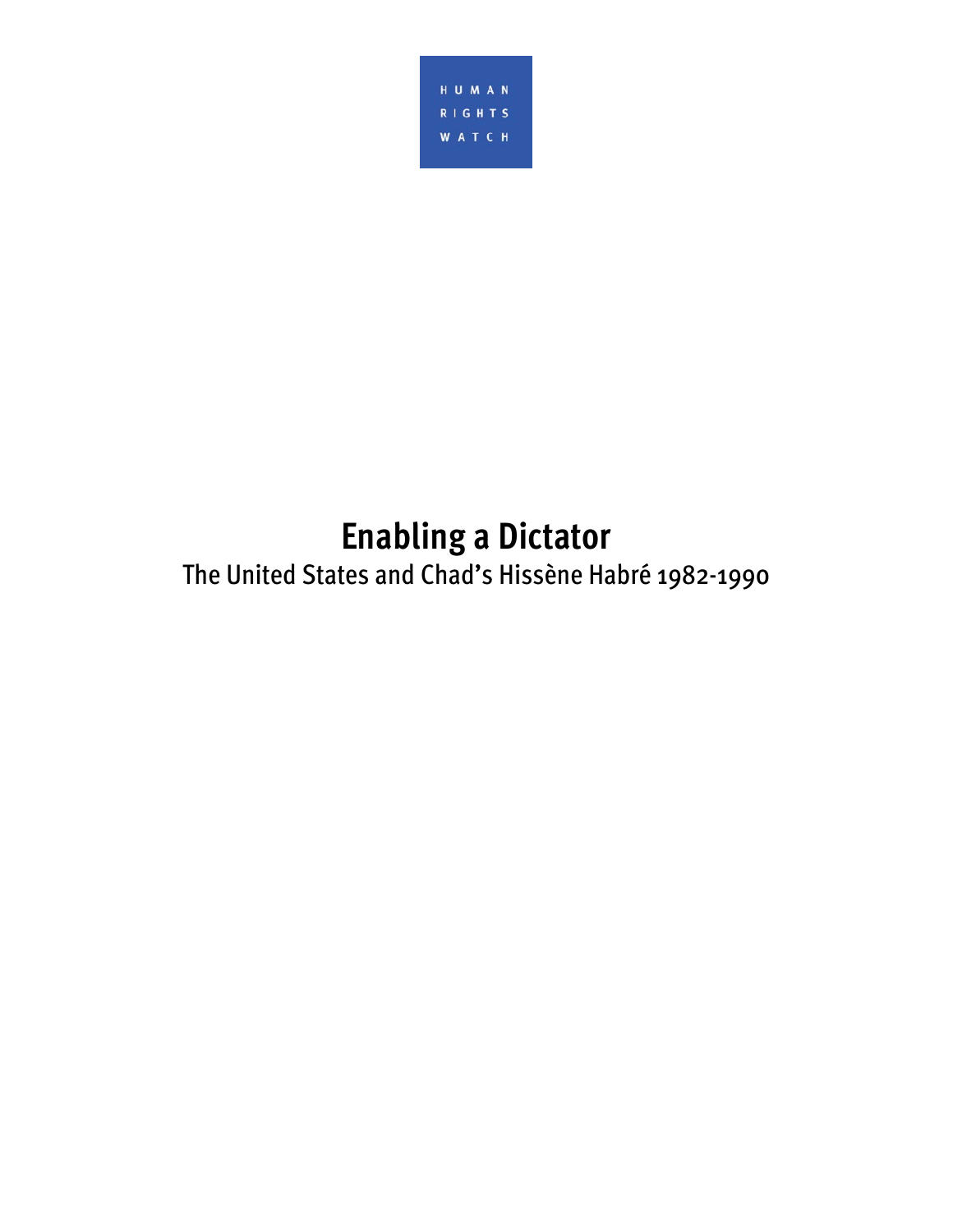HUMAN RIGHTS WATCH

# Enabling a Dictator

The United States and Chad's Hissène Habré 1982-1990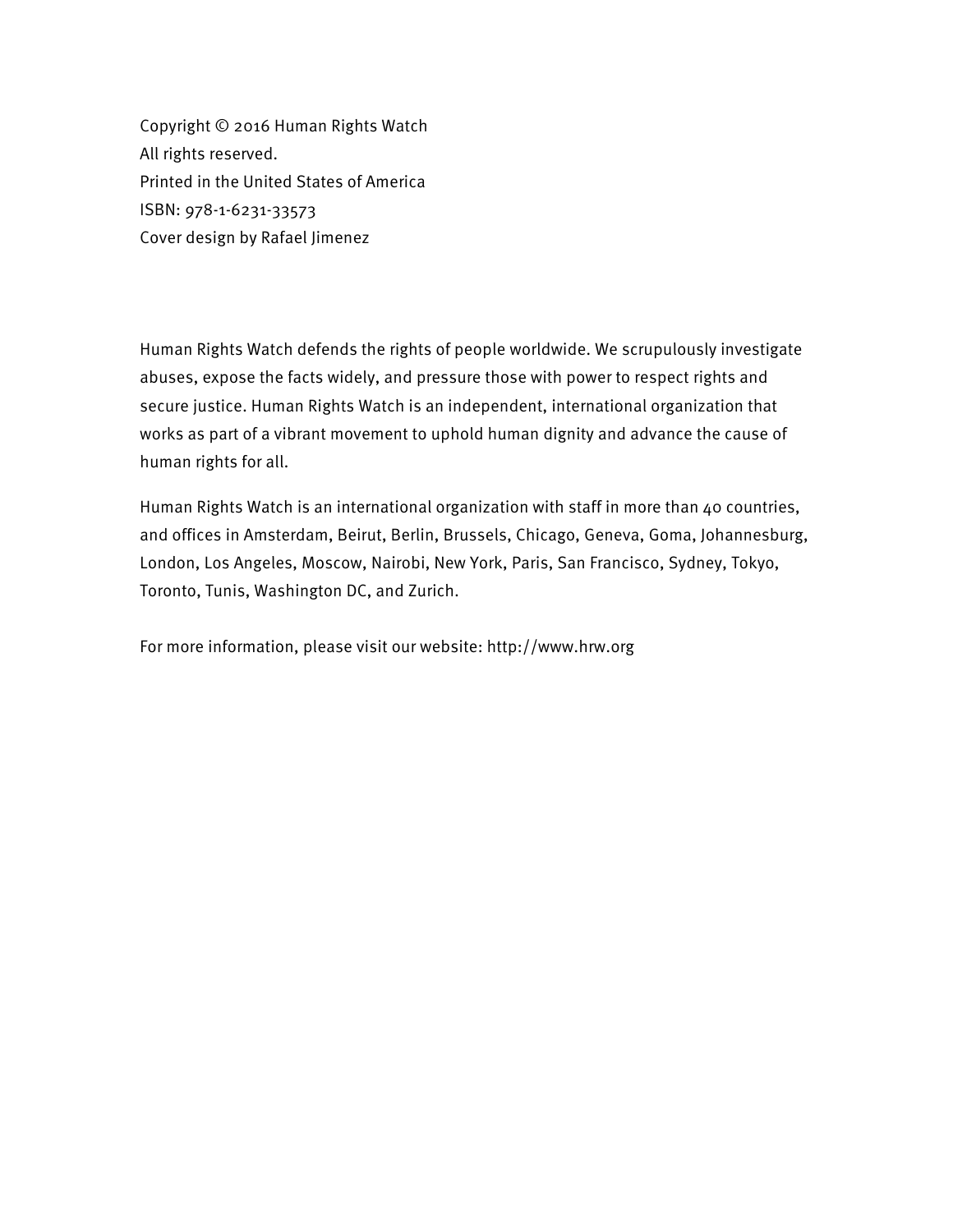Copyright © 2016 Human Rights Watch
All rights reserved.
Printed in the United States of America
ISBN: 978-1-6231-33573
Cover design by Rafael Jimenez

Human Rights Watch defends the rights of people worldwide. We scrupulously investigate abuses, expose the facts widely, and pressure those with power to respect rights and secure justice. Human Rights Watch is an independent, international organization that works as part of a vibrant movement to uphold human dignity and advance the cause of human rights for all.

Human Rights Watch is an international organization with staff in more than 40 countries, and offices in Amsterdam, Beirut, Berlin, Brussels, Chicago, Geneva, Goma, Johannesburg, London, Los Angeles, Moscow, Nairobi, New York, Paris, San Francisco, Sydney, Tokyo, Toronto, Tunis, Washington DC, and Zurich.

For more information, please visit our website: http://www.hrw.org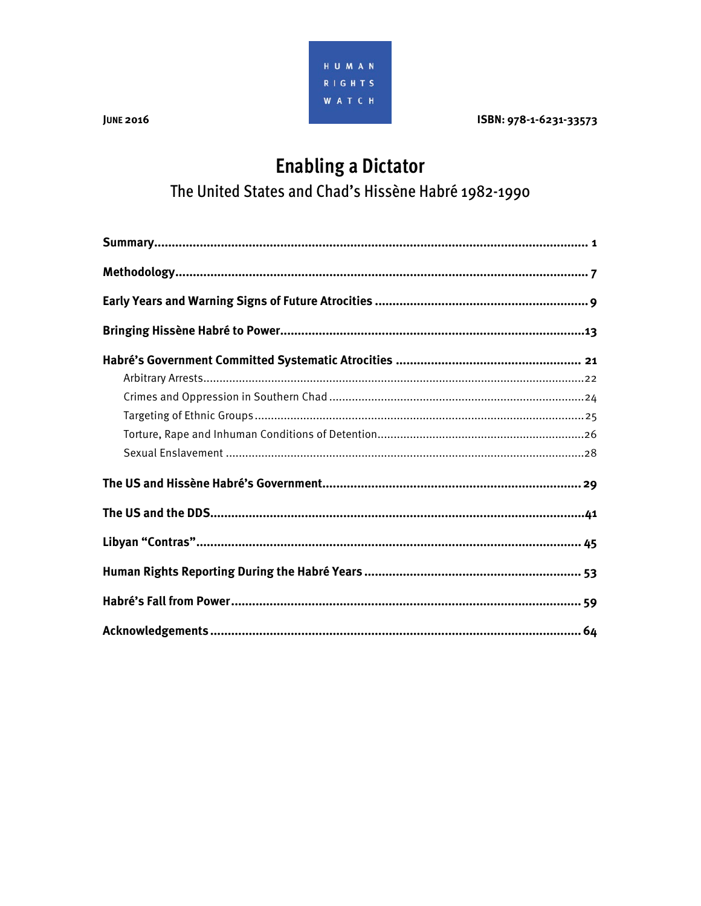HUMAN RIGHTS WATCH

**JUNE 2016** **ISBN: 978-1-6231-33573**

# Enabling a Dictator

## The United States and Chad's Hissène Habré 1982-1990

**Summary** ... 1

**Methodology** ... 7

**Early Years and Warning Signs of Future Atrocities** ... 9

**Bringing Hissène Habré to Power** ... 13

**Habré's Government Committed Systematic Atrocities** ... 21

- Arbitrary Arrests ... 22
- Crimes and Oppression in Southern Chad ... 24
- Targeting of Ethnic Groups ... 25
- Torture, Rape and Inhuman Conditions of Detention ... 26
- Sexual Enslavement ... 28

**The US and Hissène Habré's Government** ... 29

**The US and the DDS** ... 41

**Libyan "Contras"** ... 45

**Human Rights Reporting During the Habré Years** ... 53

**Habré's Fall from Power** ... 59

**Acknowledgements** ... 64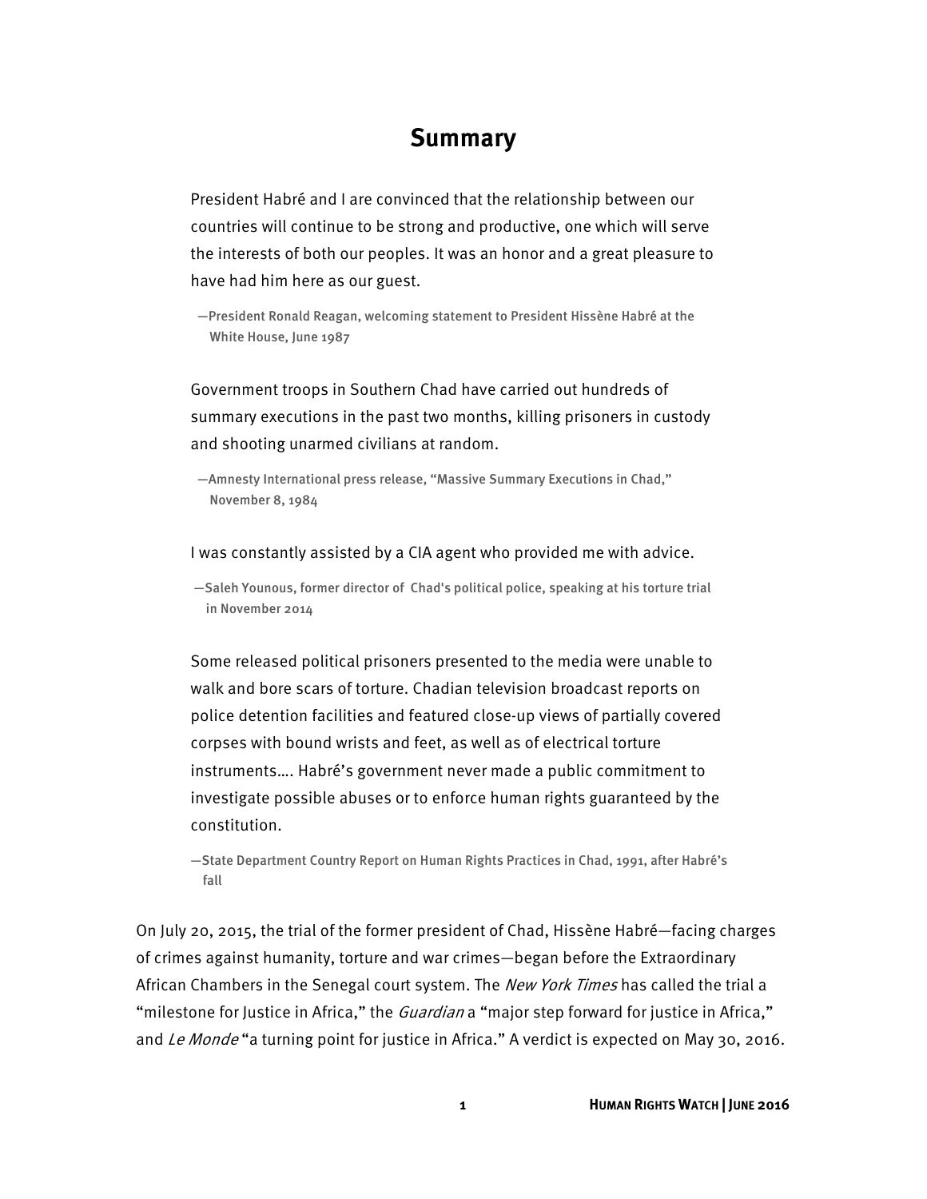# Summary

> President Habré and I are convinced that the relationship between our countries will continue to be strong and productive, one which will serve the interests of both our peoples. It was an honor and a great pleasure to have had him here as our guest.
>
> —President Ronald Reagan, welcoming statement to President Hissène Habré at the White House, June 1987

> Government troops in Southern Chad have carried out hundreds of summary executions in the past two months, killing prisoners in custody and shooting unarmed civilians at random.
>
> —Amnesty International press release, "Massive Summary Executions in Chad," November 8, 1984

> I was constantly assisted by a CIA agent who provided me with advice.
>
> —Saleh Younous, former director of Chad's political police, speaking at his torture trial in November 2014

> Some released political prisoners presented to the media were unable to walk and bore scars of torture. Chadian television broadcast reports on police detention facilities and featured close-up views of partially covered corpses with bound wrists and feet, as well as of electrical torture instruments…. Habré's government never made a public commitment to investigate possible abuses or to enforce human rights guaranteed by the constitution.
>
> —State Department Country Report on Human Rights Practices in Chad, 1991, after Habré's fall

On July 20, 2015, the trial of the former president of Chad, Hissène Habré—facing charges of crimes against humanity, torture and war crimes—began before the Extraordinary African Chambers in the Senegal court system. The *New York Times* has called the trial a "milestone for Justice in Africa," the *Guardian* a "major step forward for justice in Africa," and *Le Monde* "a turning point for justice in Africa." A verdict is expected on May 30, 2016.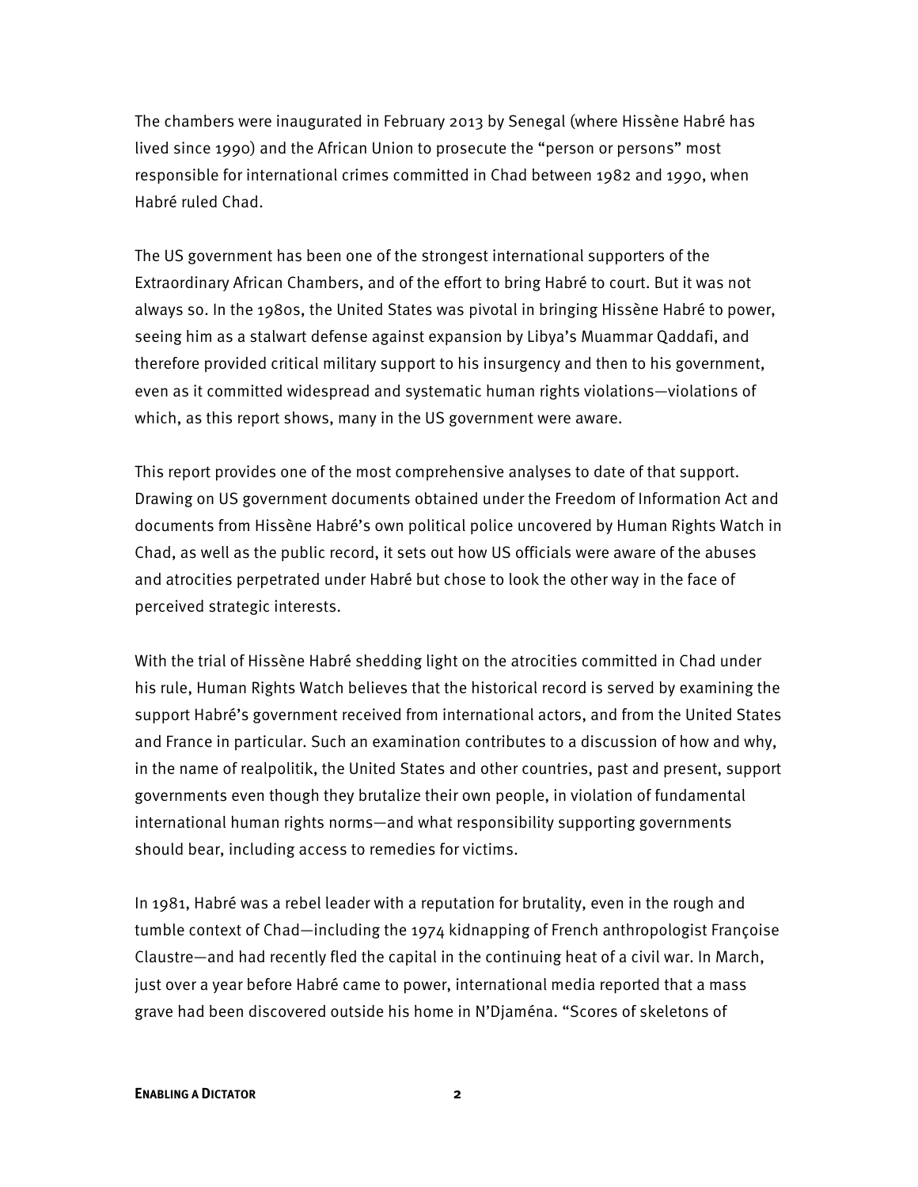The chambers were inaugurated in February 2013 by Senegal (where Hissène Habré has lived since 1990) and the African Union to prosecute the "person or persons" most responsible for international crimes committed in Chad between 1982 and 1990, when Habré ruled Chad.

The US government has been one of the strongest international supporters of the Extraordinary African Chambers, and of the effort to bring Habré to court. But it was not always so. In the 1980s, the United States was pivotal in bringing Hissène Habré to power, seeing him as a stalwart defense against expansion by Libya's Muammar Qaddafi, and therefore provided critical military support to his insurgency and then to his government, even as it committed widespread and systematic human rights violations—violations of which, as this report shows, many in the US government were aware.

This report provides one of the most comprehensive analyses to date of that support. Drawing on US government documents obtained under the Freedom of Information Act and documents from Hissène Habré's own political police uncovered by Human Rights Watch in Chad, as well as the public record, it sets out how US officials were aware of the abuses and atrocities perpetrated under Habré but chose to look the other way in the face of perceived strategic interests.

With the trial of Hissène Habré shedding light on the atrocities committed in Chad under his rule, Human Rights Watch believes that the historical record is served by examining the support Habré's government received from international actors, and from the United States and France in particular. Such an examination contributes to a discussion of how and why, in the name of realpolitik, the United States and other countries, past and present, support governments even though they brutalize their own people, in violation of fundamental international human rights norms—and what responsibility supporting governments should bear, including access to remedies for victims.

In 1981, Habré was a rebel leader with a reputation for brutality, even in the rough and tumble context of Chad—including the 1974 kidnapping of French anthropologist Françoise Claustre—and had recently fled the capital in the continuing heat of a civil war. In March, just over a year before Habré came to power, international media reported that a mass grave had been discovered outside his home in N'Djaména. "Scores of skeletons of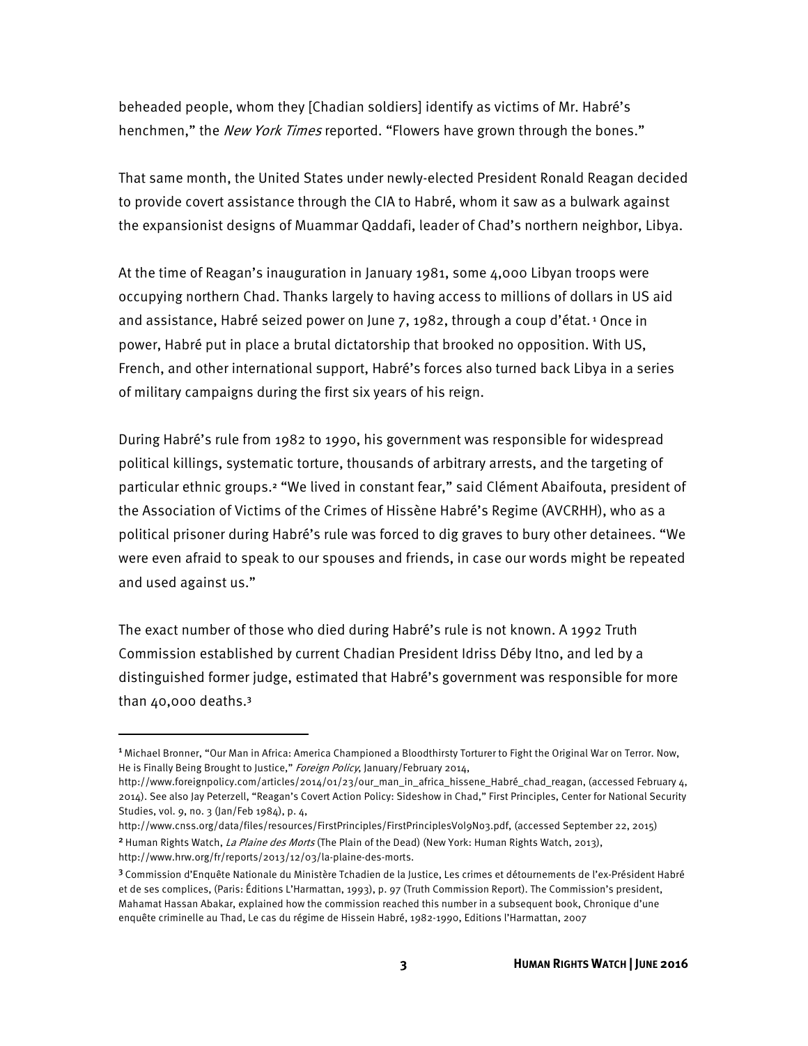beheaded people, whom they [Chadian soldiers] identify as victims of Mr. Habré's henchmen," the *New York Times* reported. "Flowers have grown through the bones."

That same month, the United States under newly-elected President Ronald Reagan decided to provide covert assistance through the CIA to Habré, whom it saw as a bulwark against the expansionist designs of Muammar Qaddafi, leader of Chad's northern neighbor, Libya.

At the time of Reagan's inauguration in January 1981, some 4,000 Libyan troops were occupying northern Chad. Thanks largely to having access to millions of dollars in US aid and assistance, Habré seized power on June 7, 1982, through a coup d'état.[1] Once in power, Habré put in place a brutal dictatorship that brooked no opposition. With US, French, and other international support, Habré's forces also turned back Libya in a series of military campaigns during the first six years of his reign.

During Habré's rule from 1982 to 1990, his government was responsible for widespread political killings, systematic torture, thousands of arbitrary arrests, and the targeting of particular ethnic groups.[2] "We lived in constant fear," said Clément Abaifouta, president of the Association of Victims of the Crimes of Hissène Habré's Regime (AVCRHH), who as a political prisoner during Habré's rule was forced to dig graves to bury other detainees. "We were even afraid to speak to our spouses and friends, in case our words might be repeated and used against us."

The exact number of those who died during Habré's rule is not known. A 1992 Truth Commission established by current Chadian President Idriss Déby Itno, and led by a distinguished former judge, estimated that Habré's government was responsible for more than 40,000 deaths.[3]

---

[1] Michael Bronner, "Our Man in Africa: America Championed a Bloodthirsty Torturer to Fight the Original War on Terror. Now, He is Finally Being Brought to Justice," *Foreign Policy*, January/February 2014, http://www.foreignpolicy.com/articles/2014/01/23/our_man_in_africa_hissene_Habré_chad_reagan, (accessed February 4, 2014). See also Jay Peterzell, "Reagan's Covert Action Policy: Sideshow in Chad," First Principles, Center for National Security Studies, vol. 9, no. 3 (Jan/Feb 1984), p. 4, http://www.cnss.org/data/files/resources/FirstPrinciples/FirstPrinciplesVol9No3.pdf, (accessed September 22, 2015)

[2] Human Rights Watch, *La Plaine des Morts* (The Plain of the Dead) (New York: Human Rights Watch, 2013), http://www.hrw.org/fr/reports/2013/12/03/la-plaine-des-morts.

[3] Commission d'Enquête Nationale du Ministère Tchadien de la Justice, Les crimes et détournements de l'ex-Président Habré et de ses complices, (Paris: Éditions L'Harmattan, 1993), p. 97 (Truth Commission Report). The Commission's president, Mahamat Hassan Abakar, explained how the commission reached this number in a subsequent book, Chronique d'une enquête criminelle au Thad, Le cas du régime de Hissein Habré, 1982-1990, Editions l'Harmattan, 2007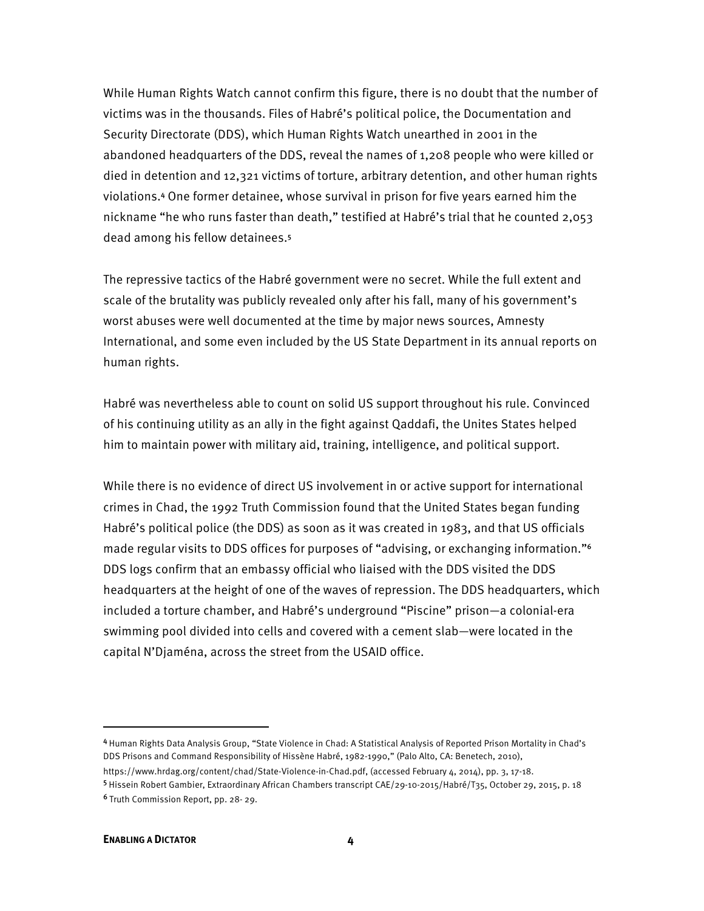While Human Rights Watch cannot confirm this figure, there is no doubt that the number of victims was in the thousands. Files of Habré's political police, the Documentation and Security Directorate (DDS), which Human Rights Watch unearthed in 2001 in the abandoned headquarters of the DDS, reveal the names of 1,208 people who were killed or died in detention and 12,321 victims of torture, arbitrary detention, and other human rights violations.[4] One former detainee, whose survival in prison for five years earned him the nickname "he who runs faster than death," testified at Habré's trial that he counted 2,053 dead among his fellow detainees.[5]

The repressive tactics of the Habré government were no secret. While the full extent and scale of the brutality was publicly revealed only after his fall, many of his government's worst abuses were well documented at the time by major news sources, Amnesty International, and some even included by the US State Department in its annual reports on human rights.

Habré was nevertheless able to count on solid US support throughout his rule. Convinced of his continuing utility as an ally in the fight against Qaddafi, the Unites States helped him to maintain power with military aid, training, intelligence, and political support.

While there is no evidence of direct US involvement in or active support for international crimes in Chad, the 1992 Truth Commission found that the United States began funding Habré's political police (the DDS) as soon as it was created in 1983, and that US officials made regular visits to DDS offices for purposes of "advising, or exchanging information."[6] DDS logs confirm that an embassy official who liaised with the DDS visited the DDS headquarters at the height of one of the waves of repression. The DDS headquarters, which included a torture chamber, and Habré's underground "Piscine" prison—a colonial-era swimming pool divided into cells and covered with a cement slab—were located in the capital N'Djaména, across the street from the USAID office.

---

[4] Human Rights Data Analysis Group, "State Violence in Chad: A Statistical Analysis of Reported Prison Mortality in Chad's DDS Prisons and Command Responsibility of Hissène Habré, 1982-1990," (Palo Alto, CA: Benetech, 2010), https://www.hrdag.org/content/chad/State-Violence-in-Chad.pdf, (accessed February 4, 2014), pp. 3, 17-18.

[5] Hissein Robert Gambier, Extraordinary African Chambers transcript CAE/29-10-2015/Habré/T35, October 29, 2015, p. 18

[6] Truth Commission Report, pp. 28- 29.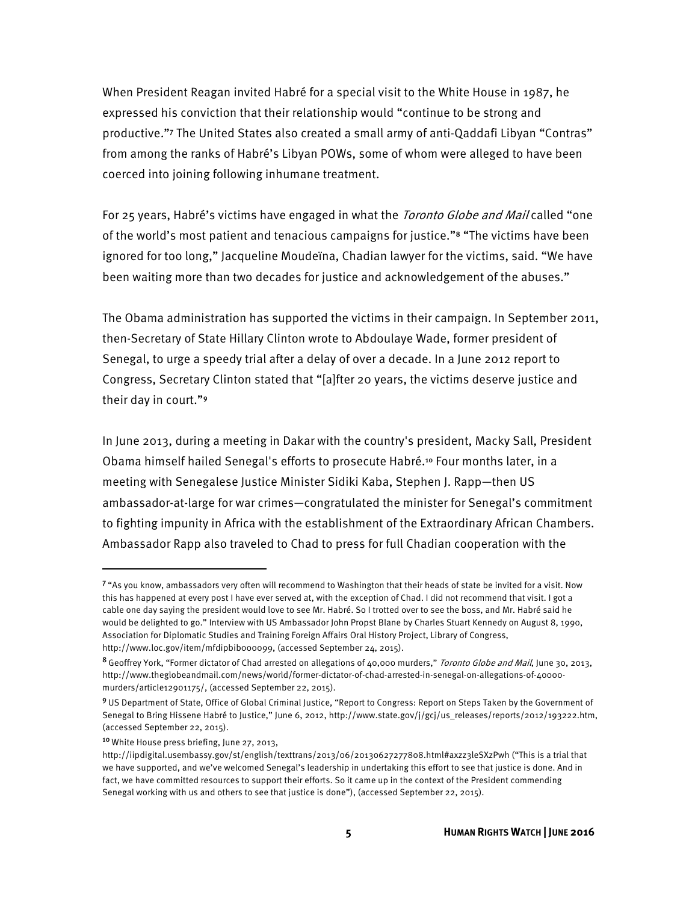When President Reagan invited Habré for a special visit to the White House in 1987, he expressed his conviction that their relationship would "continue to be strong and productive."[7] The United States also created a small army of anti-Qaddafi Libyan "Contras" from among the ranks of Habré's Libyan POWs, some of whom were alleged to have been coerced into joining following inhumane treatment.

For 25 years, Habré's victims have engaged in what the *Toronto Globe and Mail* called "one of the world's most patient and tenacious campaigns for justice."[8] "The victims have been ignored for too long," Jacqueline Moudeïna, Chadian lawyer for the victims, said. "We have been waiting more than two decades for justice and acknowledgement of the abuses."

The Obama administration has supported the victims in their campaign. In September 2011, then-Secretary of State Hillary Clinton wrote to Abdoulaye Wade, former president of Senegal, to urge a speedy trial after a delay of over a decade. In a June 2012 report to Congress, Secretary Clinton stated that "[a]fter 20 years, the victims deserve justice and their day in court."[9]

In June 2013, during a meeting in Dakar with the country's president, Macky Sall, President Obama himself hailed Senegal's efforts to prosecute Habré.[10] Four months later, in a meeting with Senegalese Justice Minister Sidiki Kaba, Stephen J. Rapp—then US ambassador-at-large for war crimes—congratulated the minister for Senegal's commitment to fighting impunity in Africa with the establishment of the Extraordinary African Chambers. Ambassador Rapp also traveled to Chad to press for full Chadian cooperation with the

---

[7] "As you know, ambassadors very often will recommend to Washington that their heads of state be invited for a visit. Now this has happened at every post I have ever served at, with the exception of Chad. I did not recommend that visit. I got a cable one day saying the president would love to see Mr. Habré. So I trotted over to see the boss, and Mr. Habré said he would be delighted to go." Interview with US Ambassador John Propst Blane by Charles Stuart Kennedy on August 8, 1990, Association for Diplomatic Studies and Training Foreign Affairs Oral History Project, Library of Congress, http://www.loc.gov/item/mfdipbib000099, (accessed September 24, 2015).

[8] Geoffrey York, "Former dictator of Chad arrested on allegations of 40,000 murders," *Toronto Globe and Mail*, June 30, 2013, http://www.theglobeandmail.com/news/world/former-dictator-of-chad-arrested-in-senegal-on-allegations-of-40000-murders/article12901175/, (accessed September 22, 2015).

[9] US Department of State, Office of Global Criminal Justice, "Report to Congress: Report on Steps Taken by the Government of Senegal to Bring Hissene Habré to Justice," June 6, 2012, http://www.state.gov/j/gcj/us_releases/reports/2012/193222.htm, (accessed September 22, 2015).

[10] White House press briefing, June 27, 2013, http://iipdigital.usembassy.gov/st/english/texttrans/2013/06/20130627277808.html#axzz3leSXzPwh ("This is a trial that we have supported, and we've welcomed Senegal's leadership in undertaking this effort to see that justice is done. And in fact, we have committed resources to support their efforts. So it came up in the context of the President commending Senegal working with us and others to see that justice is done"), (accessed September 22, 2015).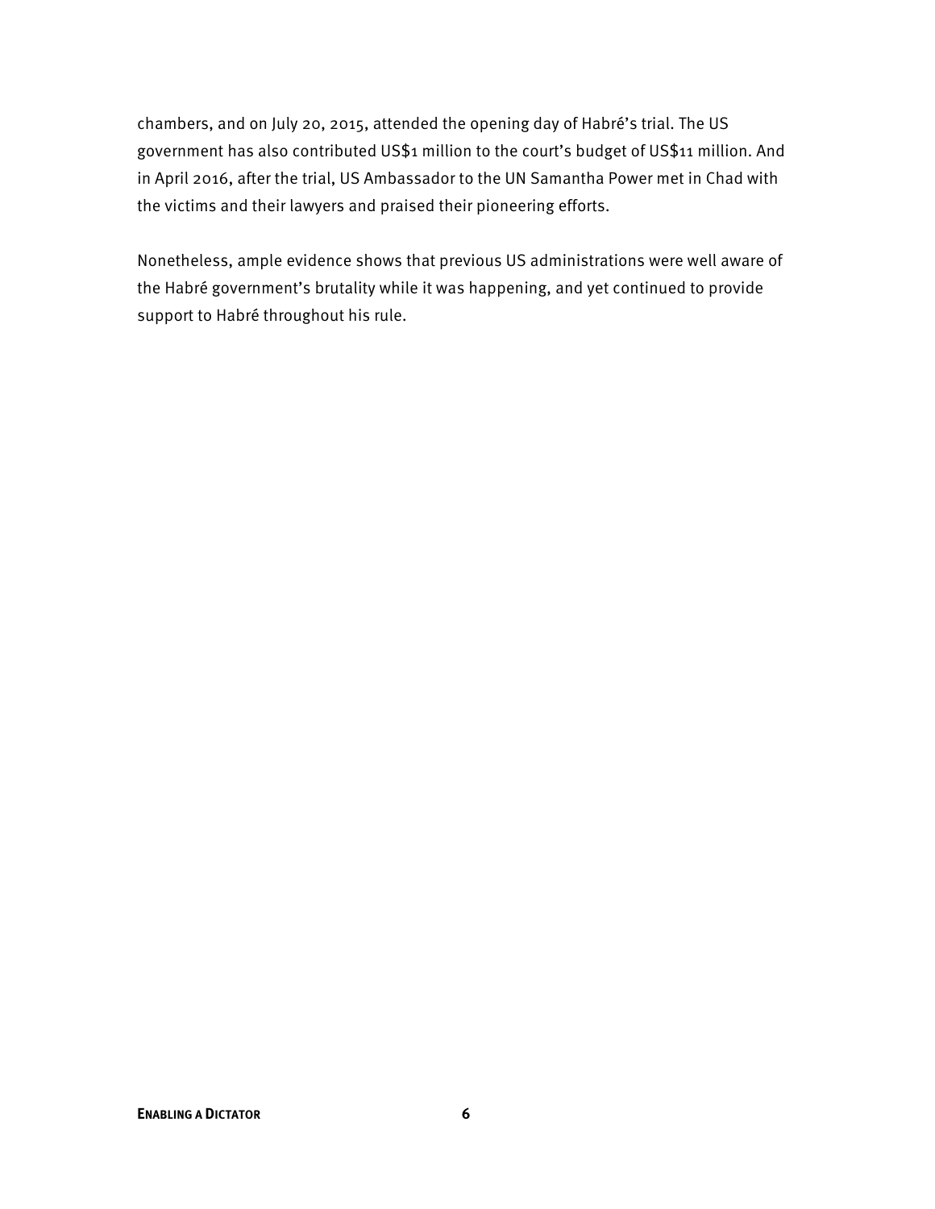chambers, and on July 20, 2015, attended the opening day of Habré's trial. The US government has also contributed US$1 million to the court's budget of US$11 million. And in April 2016, after the trial, US Ambassador to the UN Samantha Power met in Chad with the victims and their lawyers and praised their pioneering efforts.

Nonetheless, ample evidence shows that previous US administrations were well aware of the Habré government's brutality while it was happening, and yet continued to provide support to Habré throughout his rule.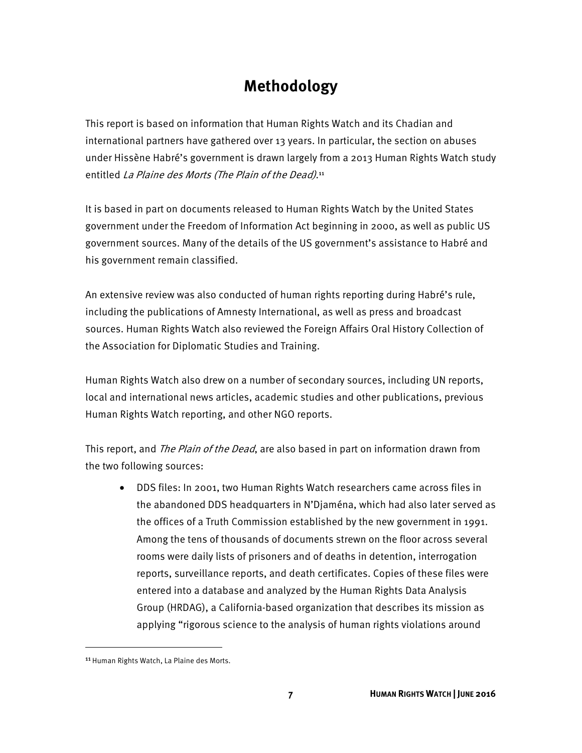# Methodology

This report is based on information that Human Rights Watch and its Chadian and international partners have gathered over 13 years. In particular, the section on abuses under Hissène Habré's government is drawn largely from a 2013 Human Rights Watch study entitled *La Plaine des Morts (The Plain of the Dead)*.[11]

It is based in part on documents released to Human Rights Watch by the United States government under the Freedom of Information Act beginning in 2000, as well as public US government sources. Many of the details of the US government's assistance to Habré and his government remain classified.

An extensive review was also conducted of human rights reporting during Habré's rule, including the publications of Amnesty International, as well as press and broadcast sources. Human Rights Watch also reviewed the Foreign Affairs Oral History Collection of the Association for Diplomatic Studies and Training.

Human Rights Watch also drew on a number of secondary sources, including UN reports, local and international news articles, academic studies and other publications, previous Human Rights Watch reporting, and other NGO reports.

This report, and *The Plain of the Dead*, are also based in part on information drawn from the two following sources:

- DDS files: In 2001, two Human Rights Watch researchers came across files in the abandoned DDS headquarters in N'Djaména, which had also later served as the offices of a Truth Commission established by the new government in 1991. Among the tens of thousands of documents strewn on the floor across several rooms were daily lists of prisoners and of deaths in detention, interrogation reports, surveillance reports, and death certificates. Copies of these files were entered into a database and analyzed by the Human Rights Data Analysis Group (HRDAG), a California-based organization that describes its mission as applying "rigorous science to the analysis of human rights violations around

[11] Human Rights Watch, La Plaine des Morts.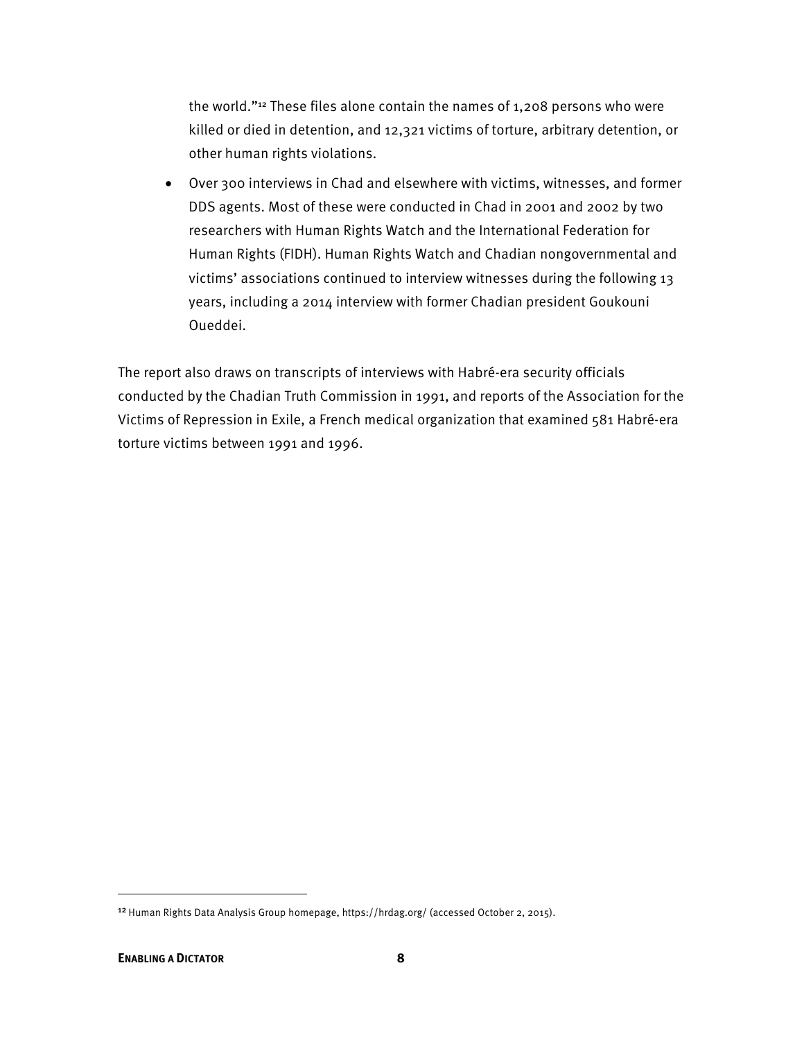the world."[12] These files alone contain the names of 1,208 persons who were killed or died in detention, and 12,321 victims of torture, arbitrary detention, or other human rights violations.

- Over 300 interviews in Chad and elsewhere with victims, witnesses, and former DDS agents. Most of these were conducted in Chad in 2001 and 2002 by two researchers with Human Rights Watch and the International Federation for Human Rights (FIDH). Human Rights Watch and Chadian nongovernmental and victims' associations continued to interview witnesses during the following 13 years, including a 2014 interview with former Chadian president Goukouni Oueddei.

The report also draws on transcripts of interviews with Habré-era security officials conducted by the Chadian Truth Commission in 1991, and reports of the Association for the Victims of Repression in Exile, a French medical organization that examined 581 Habré-era torture victims between 1991 and 1996.

[12] Human Rights Data Analysis Group homepage, https://hrdag.org/ (accessed October 2, 2015).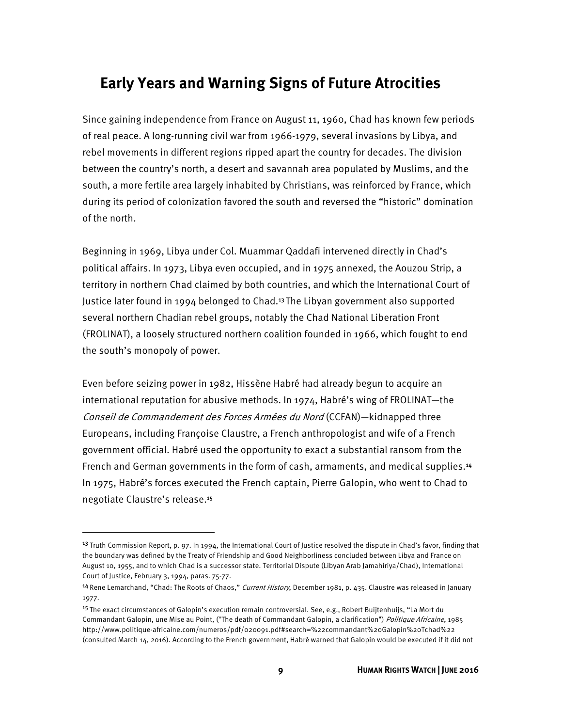## Early Years and Warning Signs of Future Atrocities

Since gaining independence from France on August 11, 1960, Chad has known few periods of real peace. A long-running civil war from 1966-1979, several invasions by Libya, and rebel movements in different regions ripped apart the country for decades. The division between the country's north, a desert and savannah area populated by Muslims, and the south, a more fertile area largely inhabited by Christians, was reinforced by France, which during its period of colonization favored the south and reversed the "historic" domination of the north.

Beginning in 1969, Libya under Col. Muammar Qaddafi intervened directly in Chad's political affairs. In 1973, Libya even occupied, and in 1975 annexed, the Aouzou Strip, a territory in northern Chad claimed by both countries, and which the International Court of Justice later found in 1994 belonged to Chad.[13] The Libyan government also supported several northern Chadian rebel groups, notably the Chad National Liberation Front (FROLINAT), a loosely structured northern coalition founded in 1966, which fought to end the south's monopoly of power.

Even before seizing power in 1982, Hissène Habré had already begun to acquire an international reputation for abusive methods. In 1974, Habré's wing of FROLINAT—the *Conseil de Commandement des Forces Armées du Nord* (CCFAN)—kidnapped three Europeans, including Françoise Claustre, a French anthropologist and wife of a French government official. Habré used the opportunity to exact a substantial ransom from the French and German governments in the form of cash, armaments, and medical supplies.[14] In 1975, Habré's forces executed the French captain, Pierre Galopin, who went to Chad to negotiate Claustre's release.[15]

---

[13] Truth Commission Report, p. 97. In 1994, the International Court of Justice resolved the dispute in Chad's favor, finding that the boundary was defined by the Treaty of Friendship and Good Neighborliness concluded between Libya and France on August 10, 1955, and to which Chad is a successor state. Territorial Dispute (Libyan Arab Jamahiriya/Chad), International Court of Justice, February 3, 1994, paras. 75-77.

[14] Rene Lemarchand, "Chad: The Roots of Chaos," *Current History*, December 1981, p. 435. Claustre was released in January 1977.

[15] The exact circumstances of Galopin's execution remain controversial. See, e.g., Robert Buijtenhuijs, "La Mort du Commandant Galopin, une Mise au Point, ("The death of Commandant Galopin, a clarification") *Politique Africaine*, 1985 http://www.politique-africaine.com/numeros/pdf/020091.pdf#search=%22commandant%20Galopin%20Tchad%22 (consulted March 14, 2016). According to the French government, Habré warned that Galopin would be executed if it did not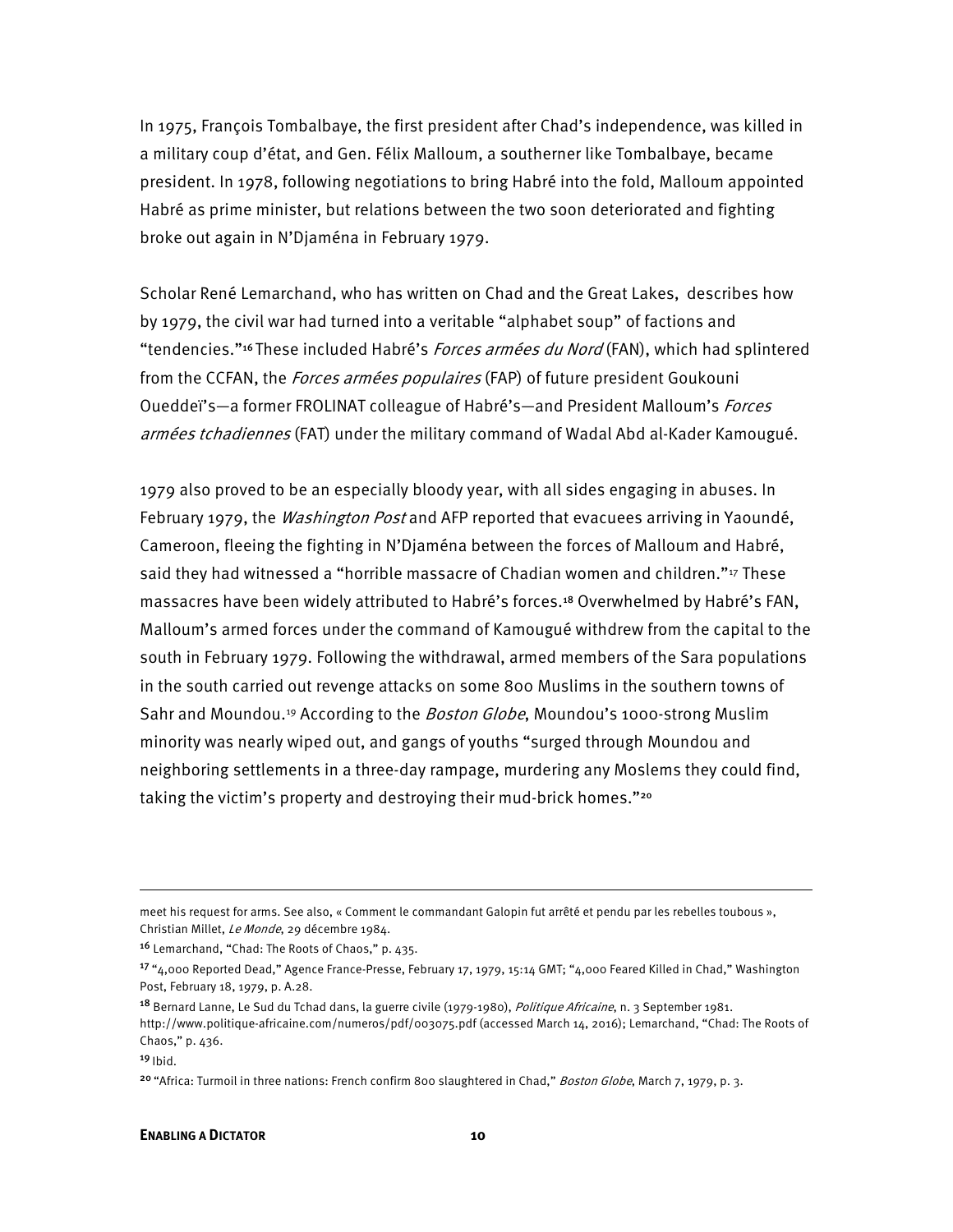In 1975, François Tombalbaye, the first president after Chad's independence, was killed in a military coup d'état, and Gen. Félix Malloum, a southerner like Tombalbaye, became president. In 1978, following negotiations to bring Habré into the fold, Malloum appointed Habré as prime minister, but relations between the two soon deteriorated and fighting broke out again in N'Djaména in February 1979.

Scholar René Lemarchand, who has written on Chad and the Great Lakes, describes how by 1979, the civil war had turned into a veritable "alphabet soup" of factions and "tendencies."[16] These included Habré's *Forces armées du Nord* (FAN), which had splintered from the CCFAN, the *Forces armées populaires* (FAP) of future president Goukouni Oueddeï's—a former FROLINAT colleague of Habré's—and President Malloum's *Forces armées tchadiennes* (FAT) under the military command of Wadal Abd al-Kader Kamougué.

1979 also proved to be an especially bloody year, with all sides engaging in abuses. In February 1979, the *Washington Post* and AFP reported that evacuees arriving in Yaoundé, Cameroon, fleeing the fighting in N'Djaména between the forces of Malloum and Habré, said they had witnessed a "horrible massacre of Chadian women and children."[17] These massacres have been widely attributed to Habré's forces.[18] Overwhelmed by Habré's FAN, Malloum's armed forces under the command of Kamougué withdrew from the capital to the south in February 1979. Following the withdrawal, armed members of the Sara populations in the south carried out revenge attacks on some 800 Muslims in the southern towns of Sahr and Moundou.[19] According to the *Boston Globe*, Moundou's 1000-strong Muslim minority was nearly wiped out, and gangs of youths "surged through Moundou and neighboring settlements in a three-day rampage, murdering any Moslems they could find, taking the victim's property and destroying their mud-brick homes."[20]

---

meet his request for arms. See also, « Comment le commandant Galopin fut arrêté et pendu par les rebelles toubous », Christian Millet, *Le Monde*, 29 décembre 1984.

[16] Lemarchand, "Chad: The Roots of Chaos," p. 435.

[17] "4,000 Reported Dead," Agence France-Presse, February 17, 1979, 15:14 GMT; "4,000 Feared Killed in Chad," Washington Post, February 18, 1979, p. A.28.

[18] Bernard Lanne, Le Sud du Tchad dans, la guerre civile (1979-1980), *Politique Africaine*, n. 3 September 1981. http://www.politique-africaine.com/numeros/pdf/003075.pdf (accessed March 14, 2016); Lemarchand, "Chad: The Roots of Chaos," p. 436.

[19] Ibid.

[20] "Africa: Turmoil in three nations: French confirm 800 slaughtered in Chad," *Boston Globe*, March 7, 1979, p. 3.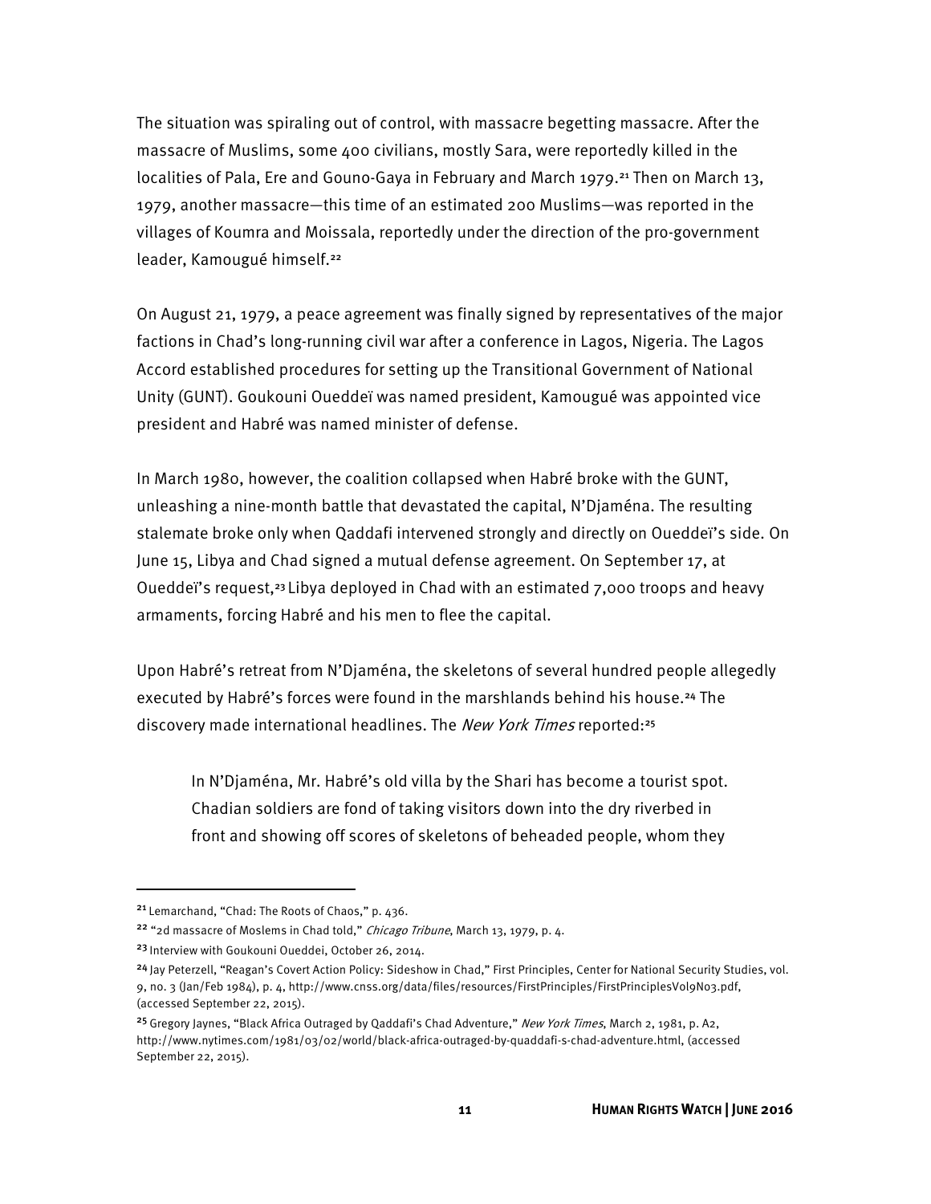The situation was spiraling out of control, with massacre begetting massacre. After the massacre of Muslims, some 400 civilians, mostly Sara, were reportedly killed in the localities of Pala, Ere and Gouno-Gaya in February and March 1979.[21] Then on March 13, 1979, another massacre—this time of an estimated 200 Muslims—was reported in the villages of Koumra and Moissala, reportedly under the direction of the pro-government leader, Kamougué himself.[22]

On August 21, 1979, a peace agreement was finally signed by representatives of the major factions in Chad's long-running civil war after a conference in Lagos, Nigeria. The Lagos Accord established procedures for setting up the Transitional Government of National Unity (GUNT). Goukouni Oueddeï was named president, Kamougué was appointed vice president and Habré was named minister of defense.

In March 1980, however, the coalition collapsed when Habré broke with the GUNT, unleashing a nine-month battle that devastated the capital, N'Djaména. The resulting stalemate broke only when Qaddafi intervened strongly and directly on Oueddeï's side. On June 15, Libya and Chad signed a mutual defense agreement. On September 17, at Oueddeï's request,[23] Libya deployed in Chad with an estimated 7,000 troops and heavy armaments, forcing Habré and his men to flee the capital.

Upon Habré's retreat from N'Djaména, the skeletons of several hundred people allegedly executed by Habré's forces were found in the marshlands behind his house.[24] The discovery made international headlines. The *New York Times* reported:[25]

> In N'Djaména, Mr. Habré's old villa by the Shari has become a tourist spot. Chadian soldiers are fond of taking visitors down into the dry riverbed in front and showing off scores of skeletons of beheaded people, whom they

---

[21] Lemarchand, "Chad: The Roots of Chaos," p. 436.

[22] "2d massacre of Moslems in Chad told," *Chicago Tribune*, March 13, 1979, p. 4.

[23] Interview with Goukouni Oueddei, October 26, 2014.

[24] Jay Peterzell, "Reagan's Covert Action Policy: Sideshow in Chad," First Principles, Center for National Security Studies, vol. 9, no. 3 (Jan/Feb 1984), p. 4, http://www.cnss.org/data/files/resources/FirstPrinciples/FirstPrinciplesVol9No3.pdf, (accessed September 22, 2015).

[25] Gregory Jaynes, "Black Africa Outraged by Qaddafi's Chad Adventure," *New York Times*, March 2, 1981, p. A2, http://www.nytimes.com/1981/03/02/world/black-africa-outraged-by-quaddafi-s-chad-adventure.html, (accessed September 22, 2015).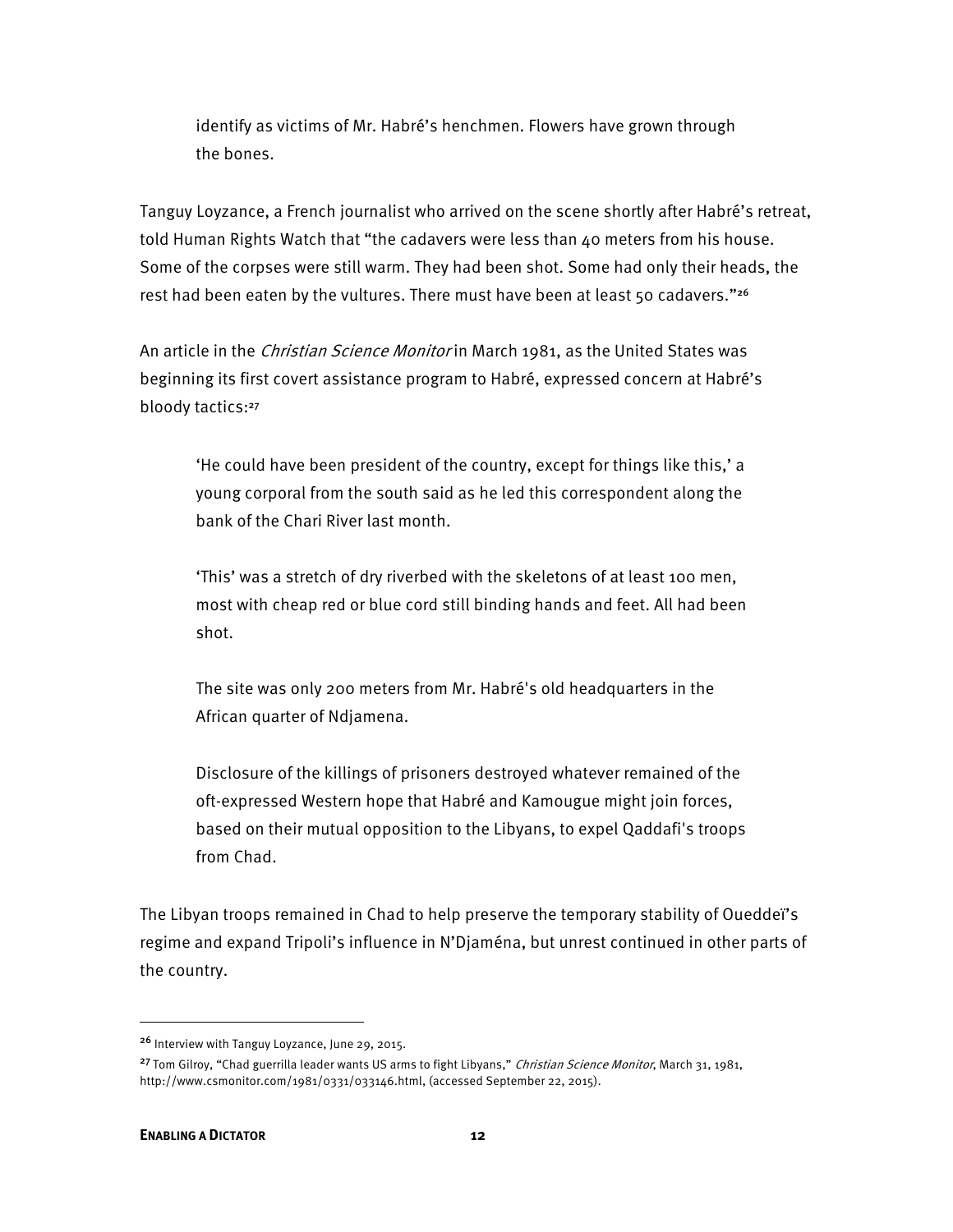> identify as victims of Mr. Habré's henchmen. Flowers have grown through the bones.

Tanguy Loyzance, a French journalist who arrived on the scene shortly after Habré's retreat, told Human Rights Watch that "the cadavers were less than 40 meters from his house. Some of the corpses were still warm. They had been shot. Some had only their heads, the rest had been eaten by the vultures. There must have been at least 50 cadavers."[26]

An article in the *Christian Science Monitor* in March 1981, as the United States was beginning its first covert assistance program to Habré, expressed concern at Habré's bloody tactics:[27]

> 'He could have been president of the country, except for things like this,' a young corporal from the south said as he led this correspondent along the bank of the Chari River last month.
>
> 'This' was a stretch of dry riverbed with the skeletons of at least 100 men, most with cheap red or blue cord still binding hands and feet. All had been shot.
>
> The site was only 200 meters from Mr. Habré's old headquarters in the African quarter of Ndjamena.
>
> Disclosure of the killings of prisoners destroyed whatever remained of the oft-expressed Western hope that Habré and Kamougue might join forces, based on their mutual opposition to the Libyans, to expel Qaddafi's troops from Chad.

The Libyan troops remained in Chad to help preserve the temporary stability of Oueddeï's regime and expand Tripoli's influence in N'Djaména, but unrest continued in other parts of the country.

---

[26] Interview with Tanguy Loyzance, June 29, 2015.

[27] Tom Gilroy, "Chad guerrilla leader wants US arms to fight Libyans," *Christian Science Monitor*, March 31, 1981, http://www.csmonitor.com/1981/0331/033146.html, (accessed September 22, 2015).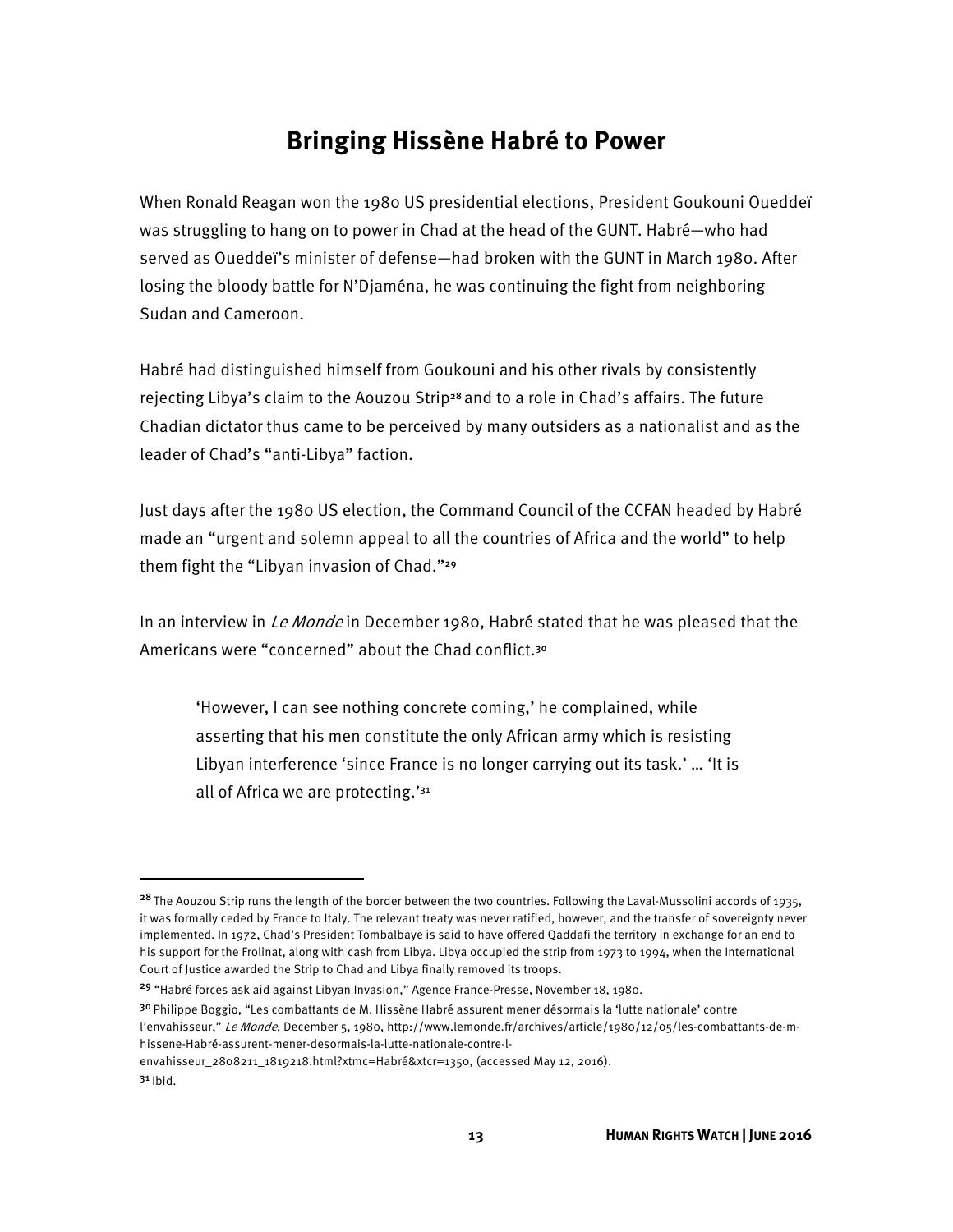## Bringing Hissène Habré to Power

When Ronald Reagan won the 1980 US presidential elections, President Goukouni Oueddeï was struggling to hang on to power in Chad at the head of the GUNT. Habré—who had served as Oueddeï's minister of defense—had broken with the GUNT in March 1980. After losing the bloody battle for N'Djaména, he was continuing the fight from neighboring Sudan and Cameroon.

Habré had distinguished himself from Goukouni and his other rivals by consistently rejecting Libya's claim to the Aouzou Strip[28] and to a role in Chad's affairs. The future Chadian dictator thus came to be perceived by many outsiders as a nationalist and as the leader of Chad's "anti-Libya" faction.

Just days after the 1980 US election, the Command Council of the CCFAN headed by Habré made an "urgent and solemn appeal to all the countries of Africa and the world" to help them fight the "Libyan invasion of Chad."[29]

In an interview in *Le Monde* in December 1980, Habré stated that he was pleased that the Americans were "concerned" about the Chad conflict.[30]

> 'However, I can see nothing concrete coming,' he complained, while asserting that his men constitute the only African army which is resisting Libyan interference 'since France is no longer carrying out its task.' … 'It is all of Africa we are protecting.'[31]

---

[28] The Aouzou Strip runs the length of the border between the two countries. Following the Laval-Mussolini accords of 1935, it was formally ceded by France to Italy. The relevant treaty was never ratified, however, and the transfer of sovereignty never implemented. In 1972, Chad's President Tombalbaye is said to have offered Qaddafi the territory in exchange for an end to his support for the Frolinat, along with cash from Libya. Libya occupied the strip from 1973 to 1994, when the International Court of Justice awarded the Strip to Chad and Libya finally removed its troops.

[29] "Habré forces ask aid against Libyan Invasion," Agence France-Presse, November 18, 1980.

[30] Philippe Boggio, "Les combattants de M. Hissène Habré assurent mener désormais la 'lutte nationale' contre l'envahisseur," *Le Monde*, December 5, 1980, http://www.lemonde.fr/archives/article/1980/12/05/les-combattants-de-m-hissene-Habré-assurent-mener-desormais-la-lutte-nationale-contre-l-envahisseur_2808211_1819218.html?xtmc=Habré&xtcr=1350, (accessed May 12, 2016).

[31] Ibid.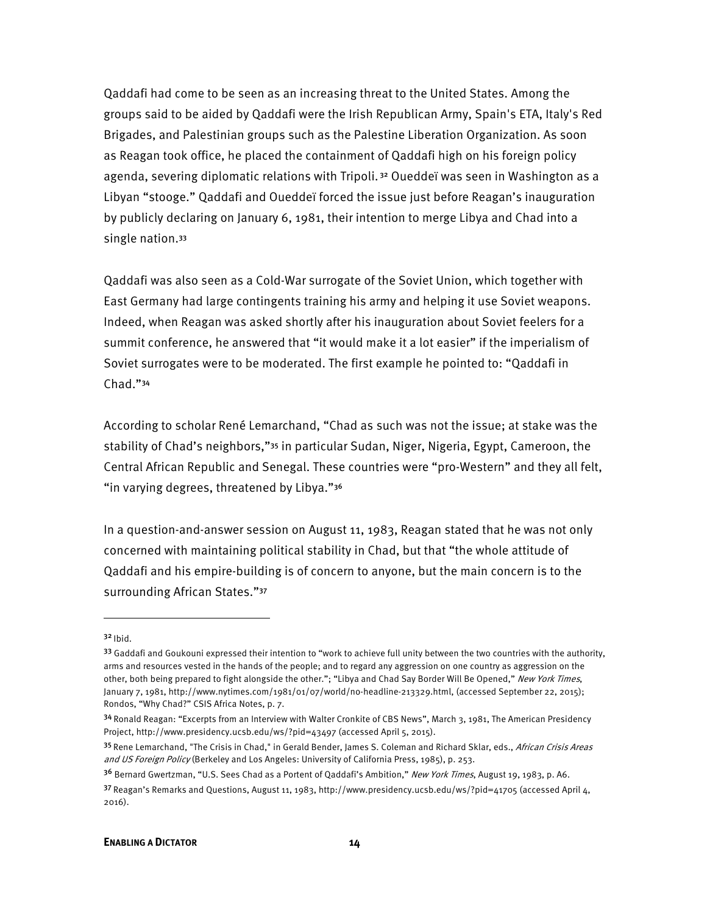Qaddafi had come to be seen as an increasing threat to the United States. Among the groups said to be aided by Qaddafi were the Irish Republican Army, Spain's ETA, Italy's Red Brigades, and Palestinian groups such as the Palestine Liberation Organization. As soon as Reagan took office, he placed the containment of Qaddafi high on his foreign policy agenda, severing diplomatic relations with Tripoli.[32] Oueddeï was seen in Washington as a Libyan "stooge." Qaddafi and Oueddeï forced the issue just before Reagan's inauguration by publicly declaring on January 6, 1981, their intention to merge Libya and Chad into a single nation.[33]

Qaddafi was also seen as a Cold-War surrogate of the Soviet Union, which together with East Germany had large contingents training his army and helping it use Soviet weapons. Indeed, when Reagan was asked shortly after his inauguration about Soviet feelers for a summit conference, he answered that "it would make it a lot easier" if the imperialism of Soviet surrogates were to be moderated. The first example he pointed to: "Qaddafi in Chad."[34]

According to scholar René Lemarchand, "Chad as such was not the issue; at stake was the stability of Chad's neighbors,"[35] in particular Sudan, Niger, Nigeria, Egypt, Cameroon, the Central African Republic and Senegal. These countries were "pro-Western" and they all felt, "in varying degrees, threatened by Libya."[36]

In a question-and-answer session on August 11, 1983, Reagan stated that he was not only concerned with maintaining political stability in Chad, but that "the whole attitude of Qaddafi and his empire-building is of concern to anyone, but the main concern is to the surrounding African States."[37]

---

[32] Ibid.

[33] Gaddafi and Goukouni expressed their intention to "work to achieve full unity between the two countries with the authority, arms and resources vested in the hands of the people; and to regard any aggression on one country as aggression on the other, both being prepared to fight alongside the other."; "Libya and Chad Say Border Will Be Opened," *New York Times*, January 7, 1981, http://www.nytimes.com/1981/01/07/world/no-headline-213329.html, (accessed September 22, 2015); Rondos, "Why Chad?" CSIS Africa Notes, p. 7.

[34] Ronald Reagan: "Excerpts from an Interview with Walter Cronkite of CBS News", March 3, 1981, The American Presidency Project, http://www.presidency.ucsb.edu/ws/?pid=43497 (accessed April 5, 2015).

[35] Rene Lemarchand, "The Crisis in Chad," in Gerald Bender, James S. Coleman and Richard Sklar, eds., *African Crisis Areas and US Foreign Policy* (Berkeley and Los Angeles: University of California Press, 1985), p. 253.

[36] Bernard Gwertzman, "U.S. Sees Chad as a Portent of Qaddafi's Ambition," *New York Times*, August 19, 1983, p. A6.

[37] Reagan's Remarks and Questions, August 11, 1983, http://www.presidency.ucsb.edu/ws/?pid=41705 (accessed April 4, 2016).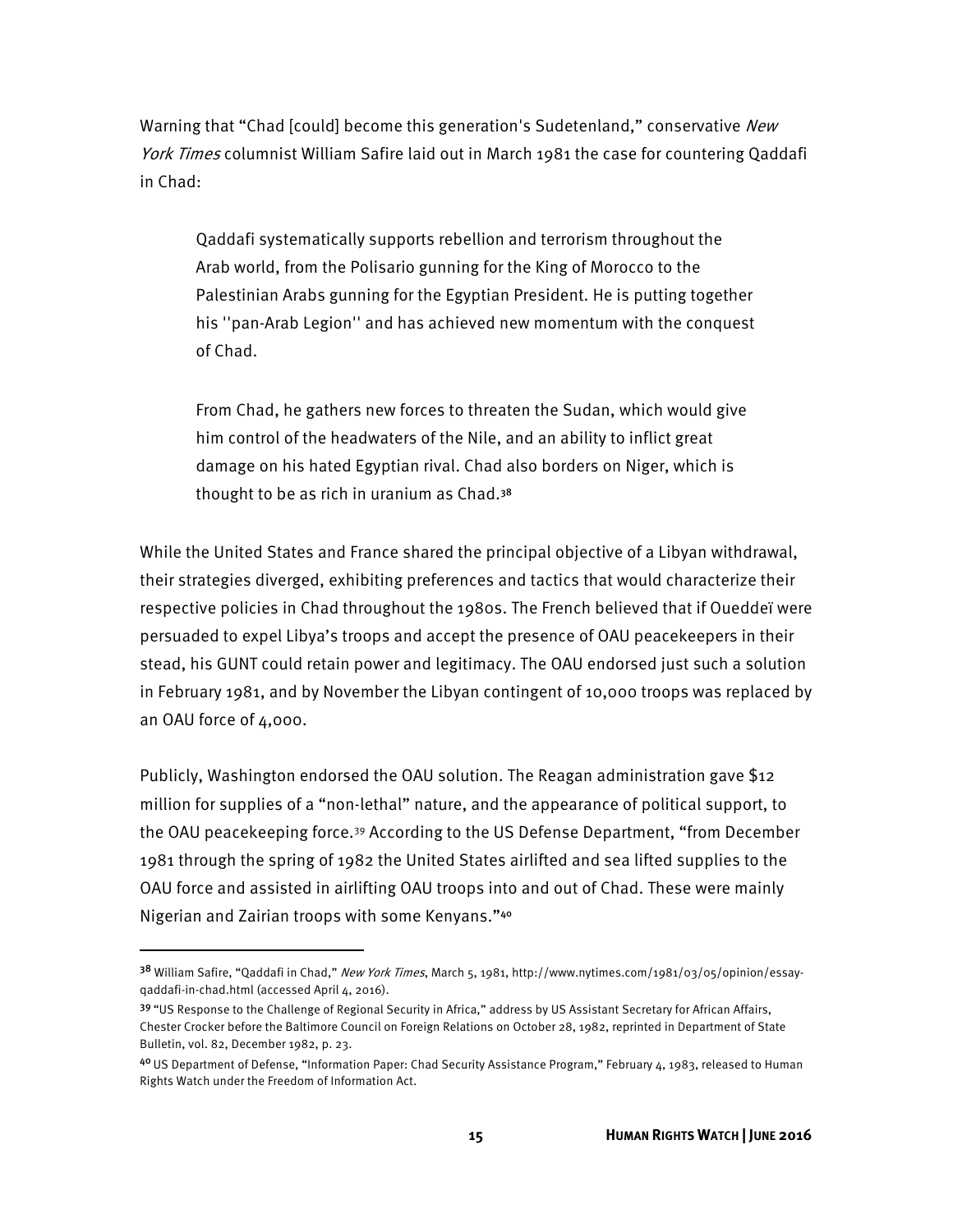Warning that "Chad [could] become this generation's Sudetenland," conservative *New York Times* columnist William Safire laid out in March 1981 the case for countering Qaddafi in Chad:

> Qaddafi systematically supports rebellion and terrorism throughout the Arab world, from the Polisario gunning for the King of Morocco to the Palestinian Arabs gunning for the Egyptian President. He is putting together his ''pan-Arab Legion'' and has achieved new momentum with the conquest of Chad.
>
> From Chad, he gathers new forces to threaten the Sudan, which would give him control of the headwaters of the Nile, and an ability to inflict great damage on his hated Egyptian rival. Chad also borders on Niger, which is thought to be as rich in uranium as Chad.[38]

While the United States and France shared the principal objective of a Libyan withdrawal, their strategies diverged, exhibiting preferences and tactics that would characterize their respective policies in Chad throughout the 1980s. The French believed that if Oueddeï were persuaded to expel Libya's troops and accept the presence of OAU peacekeepers in their stead, his GUNT could retain power and legitimacy. The OAU endorsed just such a solution in February 1981, and by November the Libyan contingent of 10,000 troops was replaced by an OAU force of 4,000.

Publicly, Washington endorsed the OAU solution. The Reagan administration gave $12 million for supplies of a "non-lethal" nature, and the appearance of political support, to the OAU peacekeeping force.[39] According to the US Defense Department, "from December 1981 through the spring of 1982 the United States airlifted and sea lifted supplies to the OAU force and assisted in airlifting OAU troops into and out of Chad. These were mainly Nigerian and Zairian troops with some Kenyans."[40]

---

[38] William Safire, "Qaddafi in Chad," *New York Times*, March 5, 1981, http://www.nytimes.com/1981/03/05/opinion/essay-qaddafi-in-chad.html (accessed April 4, 2016).

[39] "US Response to the Challenge of Regional Security in Africa," address by US Assistant Secretary for African Affairs, Chester Crocker before the Baltimore Council on Foreign Relations on October 28, 1982, reprinted in Department of State Bulletin, vol. 82, December 1982, p. 23.

[40] US Department of Defense, "Information Paper: Chad Security Assistance Program," February 4, 1983, released to Human Rights Watch under the Freedom of Information Act.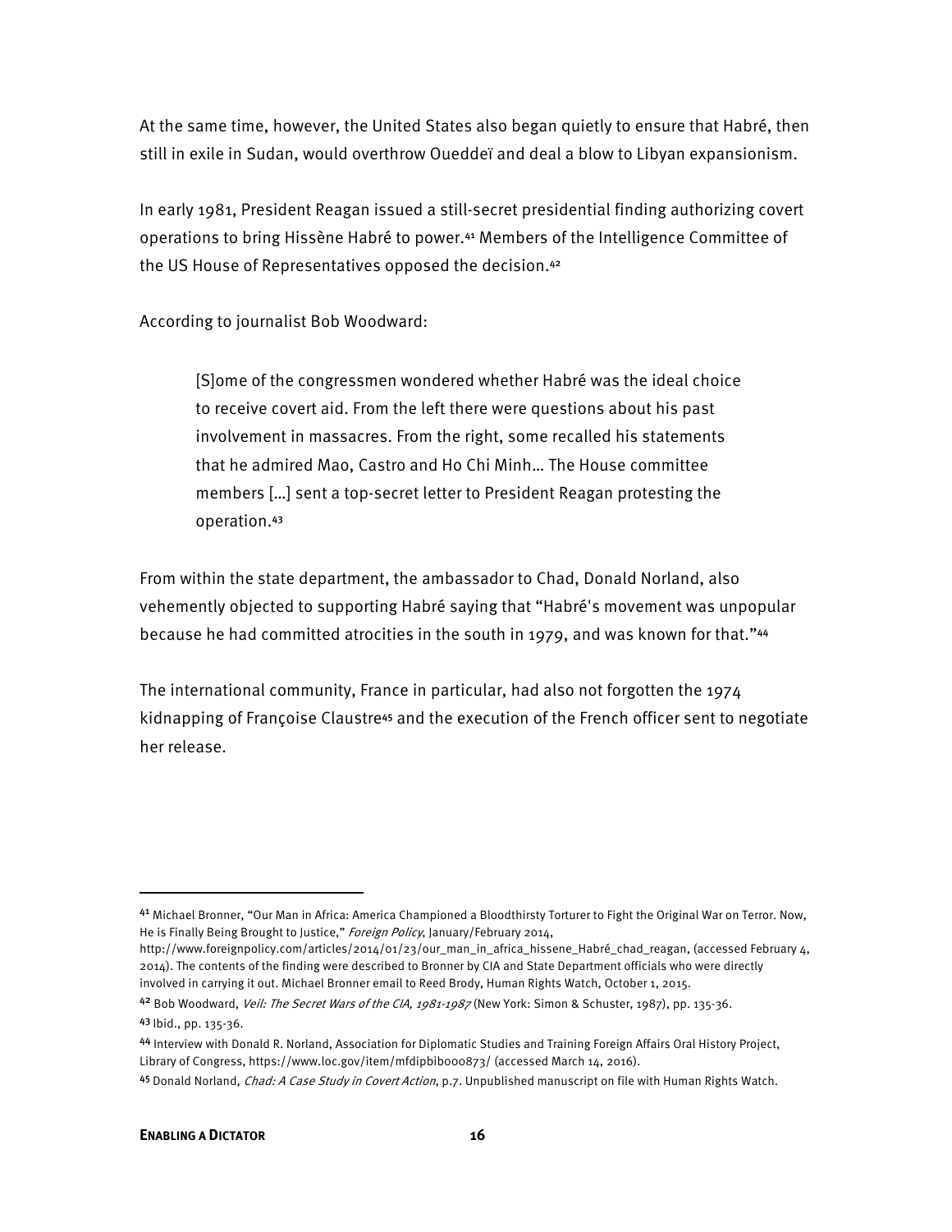At the same time, however, the United States also began quietly to ensure that Habré, then still in exile in Sudan, would overthrow Oueddeï and deal a blow to Libyan expansionism.

In early 1981, President Reagan issued a still-secret presidential finding authorizing covert operations to bring Hissène Habré to power.[41] Members of the Intelligence Committee of the US House of Representatives opposed the decision.[42]

According to journalist Bob Woodward:

> [S]ome of the congressmen wondered whether Habré was the ideal choice to receive covert aid. From the left there were questions about his past involvement in massacres. From the right, some recalled his statements that he admired Mao, Castro and Ho Chi Minh… The House committee members […] sent a top-secret letter to President Reagan protesting the operation.[43]

From within the state department, the ambassador to Chad, Donald Norland, also vehemently objected to supporting Habré saying that "Habré's movement was unpopular because he had committed atrocities in the south in 1979, and was known for that."[44]

The international community, France in particular, had also not forgotten the 1974 kidnapping of Françoise Claustre[45] and the execution of the French officer sent to negotiate her release.

---

[41] Michael Bronner, "Our Man in Africa: America Championed a Bloodthirsty Torturer to Fight the Original War on Terror. Now, He is Finally Being Brought to Justice," *Foreign Policy*, January/February 2014, http://www.foreignpolicy.com/articles/2014/01/23/our_man_in_africa_hissene_Habré_chad_reagan, (accessed February 4, 2014). The contents of the finding were described to Bronner by CIA and State Department officials who were directly involved in carrying it out. Michael Bronner email to Reed Brody, Human Rights Watch, October 1, 2015.

[42] Bob Woodward, *Veil: The Secret Wars of the CIA, 1981-1987* (New York: Simon & Schuster, 1987), pp. 135-36.

[43] Ibid., pp. 135-36.

[44] Interview with Donald R. Norland, Association for Diplomatic Studies and Training Foreign Affairs Oral History Project, Library of Congress, https://www.loc.gov/item/mfdipbib000873/ (accessed March 14, 2016).

[45] Donald Norland, *Chad: A Case Study in Covert Action*, p.7. Unpublished manuscript on file with Human Rights Watch.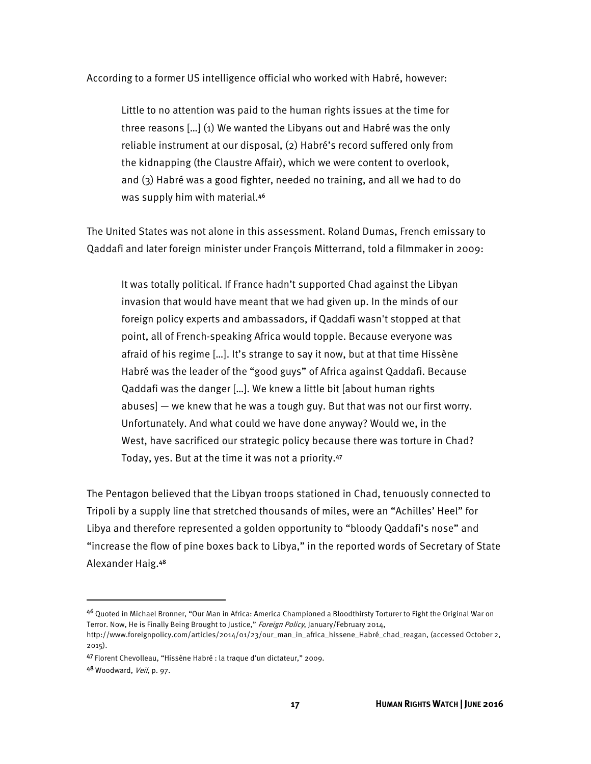According to a former US intelligence official who worked with Habré, however:

> Little to no attention was paid to the human rights issues at the time for three reasons […] (1) We wanted the Libyans out and Habré was the only reliable instrument at our disposal, (2) Habré's record suffered only from the kidnapping (the Claustre Affair), which we were content to overlook, and (3) Habré was a good fighter, needed no training, and all we had to do was supply him with material.[46]

The United States was not alone in this assessment. Roland Dumas, French emissary to Qaddafi and later foreign minister under François Mitterrand, told a filmmaker in 2009:

> It was totally political. If France hadn't supported Chad against the Libyan invasion that would have meant that we had given up. In the minds of our foreign policy experts and ambassadors, if Qaddafi wasn't stopped at that point, all of French-speaking Africa would topple. Because everyone was afraid of his regime […]. It's strange to say it now, but at that time Hissène Habré was the leader of the "good guys" of Africa against Qaddafi. Because Qaddafi was the danger […]. We knew a little bit [about human rights abuses] — we knew that he was a tough guy. But that was not our first worry. Unfortunately. And what could we have done anyway? Would we, in the West, have sacrificed our strategic policy because there was torture in Chad? Today, yes. But at the time it was not a priority.[47]

The Pentagon believed that the Libyan troops stationed in Chad, tenuously connected to Tripoli by a supply line that stretched thousands of miles, were an "Achilles' Heel" for Libya and therefore represented a golden opportunity to "bloody Qaddafi's nose" and "increase the flow of pine boxes back to Libya," in the reported words of Secretary of State Alexander Haig.[48]

---

[46] Quoted in Michael Bronner, "Our Man in Africa: America Championed a Bloodthirsty Torturer to Fight the Original War on Terror. Now, He is Finally Being Brought to Justice," *Foreign Policy*, January/February 2014, http://www.foreignpolicy.com/articles/2014/01/23/our_man_in_africa_hissene_Habré_chad_reagan, (accessed October 2, 2015).

[47] Florent Chevolleau, "Hissène Habré : la traque d'un dictateur," 2009.

[48] Woodward, *Veil*, p. 97.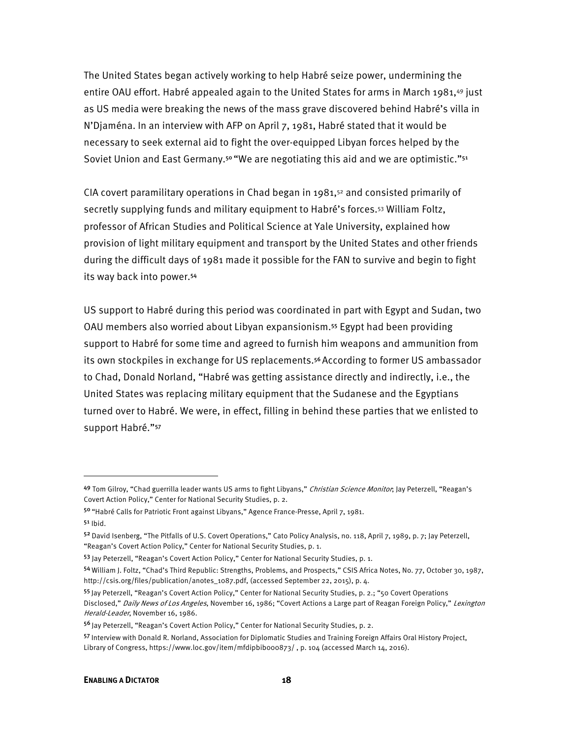The United States began actively working to help Habré seize power, undermining the entire OAU effort. Habré appealed again to the United States for arms in March 1981,[49] just as US media were breaking the news of the mass grave discovered behind Habré's villa in N'Djaména. In an interview with AFP on April 7, 1981, Habré stated that it would be necessary to seek external aid to fight the over-equipped Libyan forces helped by the Soviet Union and East Germany.[50] "We are negotiating this aid and we are optimistic."[51]

CIA covert paramilitary operations in Chad began in 1981,[52] and consisted primarily of secretly supplying funds and military equipment to Habré's forces.[53] William Foltz, professor of African Studies and Political Science at Yale University, explained how provision of light military equipment and transport by the United States and other friends during the difficult days of 1981 made it possible for the FAN to survive and begin to fight its way back into power.[54]

US support to Habré during this period was coordinated in part with Egypt and Sudan, two OAU members also worried about Libyan expansionism.[55] Egypt had been providing support to Habré for some time and agreed to furnish him weapons and ammunition from its own stockpiles in exchange for US replacements.[56] According to former US ambassador to Chad, Donald Norland, "Habré was getting assistance directly and indirectly, i.e., the United States was replacing military equipment that the Sudanese and the Egyptians turned over to Habré. We were, in effect, filling in behind these parties that we enlisted to support Habré."[57]

---

[49] Tom Gilroy, "Chad guerrilla leader wants US arms to fight Libyans," *Christian Science Monitor*; Jay Peterzell, "Reagan's Covert Action Policy," Center for National Security Studies, p. 2.

[50] "Habré Calls for Patriotic Front against Libyans," Agence France-Presse, April 7, 1981.

[51] Ibid.

[52] David Isenberg, "The Pitfalls of U.S. Covert Operations," Cato Policy Analysis, no. 118, April 7, 1989, p. 7; Jay Peterzell, "Reagan's Covert Action Policy," Center for National Security Studies, p. 1.

[53] Jay Peterzell, "Reagan's Covert Action Policy," Center for National Security Studies, p. 1.

[54] William J. Foltz, "Chad's Third Republic: Strengths, Problems, and Prospects," CSIS Africa Notes, No. 77, October 30, 1987, http://csis.org/files/publication/anotes_1087.pdf, (accessed September 22, 2015), p. 4.

[55] Jay Peterzell, "Reagan's Covert Action Policy," Center for National Security Studies, p. 2.; "50 Covert Operations Disclosed," *Daily News of Los Angeles*, November 16, 1986; "Covert Actions a Large part of Reagan Foreign Policy," *Lexington Herald-Leader*, November 16, 1986.

[56] Jay Peterzell, "Reagan's Covert Action Policy," Center for National Security Studies, p. 2.

[57] Interview with Donald R. Norland, Association for Diplomatic Studies and Training Foreign Affairs Oral History Project, Library of Congress, https://www.loc.gov/item/mfdipbib000873/ , p. 104 (accessed March 14, 2016).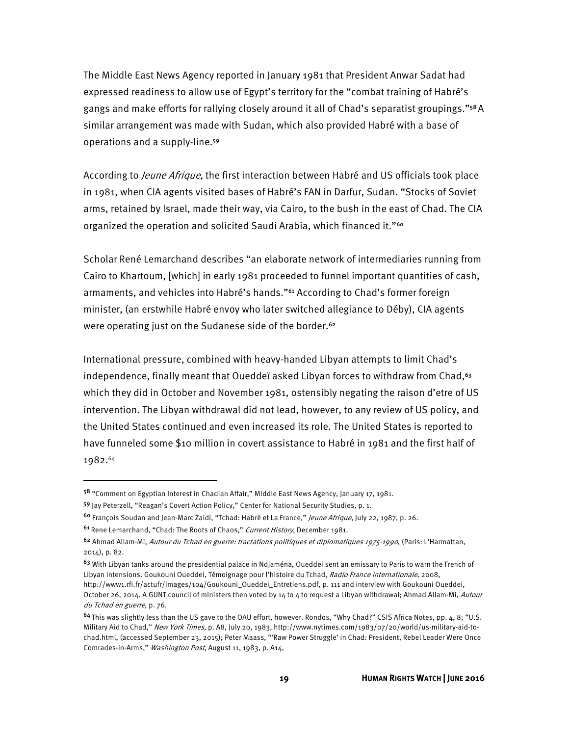The Middle East News Agency reported in January 1981 that President Anwar Sadat had expressed readiness to allow use of Egypt's territory for the "combat training of Habré's gangs and make efforts for rallying closely around it all of Chad's separatist groupings."[58] A similar arrangement was made with Sudan, which also provided Habré with a base of operations and a supply-line.[59]

According to *Jeune Afrique,* the first interaction between Habré and US officials took place in 1981, when CIA agents visited bases of Habré's FAN in Darfur, Sudan. "Stocks of Soviet arms, retained by Israel, made their way, via Cairo, to the bush in the east of Chad. The CIA organized the operation and solicited Saudi Arabia, which financed it."[60]

Scholar René Lemarchand describes "an elaborate network of intermediaries running from Cairo to Khartoum, [which] in early 1981 proceeded to funnel important quantities of cash, armaments, and vehicles into Habré's hands."[61] According to Chad's former foreign minister, (an erstwhile Habré envoy who later switched allegiance to Déby), CIA agents were operating just on the Sudanese side of the border.[62]

International pressure, combined with heavy-handed Libyan attempts to limit Chad's independence, finally meant that Oueddeï asked Libyan forces to withdraw from Chad,[63] which they did in October and November 1981, ostensibly negating the raison d'etre of US intervention. The Libyan withdrawal did not lead, however, to any review of US policy, and the United States continued and even increased its role. The United States is reported to have funneled some $10 million in covert assistance to Habré in 1981 and the first half of 1982.[64]

---

[58] "Comment on Egyptian Interest in Chadian Affair," Middle East News Agency, January 17, 1981.

[59] Jay Peterzell, "Reagan's Covert Action Policy," Center for National Security Studies, p. 1.

[60] François Soudan and Jean-Marc Zaidi, "Tchad: Habré et La France," *Jeune Afrique*, July 22, 1987, p. 26.

[61] Rene Lemarchand, "Chad: The Roots of Chaos," *Current History*, December 1981.

[62] Ahmad Allam-Mi, *Autour du Tchad en guerre: tractations politiques et diplomatiques 1975-1990*, (Paris: L'Harmattan, 2014), p. 82.

[63] With Libyan tanks around the presidential palace in Ndjaména, Oueddei sent an emissary to Paris to warn the French of Libyan intensions. Goukouni Oueddei, Témoignage pour l'histoire du Tchad, *Radio France internationale*, 2008, http://www1.rfi.fr/actufr/images/104/Goukouni_Oueddei_Entretiens.pdf, p. 111 and interview with Goukouni Oueddei, October 26, 2014. A GUNT council of ministers then voted by 14 to 4 to request a Libyan withdrawal; Ahmad Allam-Mi, *Autour du Tchad en guerre*, p. 76.

[64] This was slightly less than the US gave to the OAU effort, however. Rondos, "Why Chad?" CSIS Africa Notes, pp. 4, 8; "U.S. Military Aid to Chad," *New York Times*, p. A8, July 20, 1983, http://www.nytimes.com/1983/07/20/world/us-military-aid-to-chad.html, (accessed September 23, 2015); Peter Maass, "'Raw Power Struggle' in Chad: President, Rebel Leader Were Once Comrades-in-Arms," *Washington Post*, August 11, 1983, p. A14,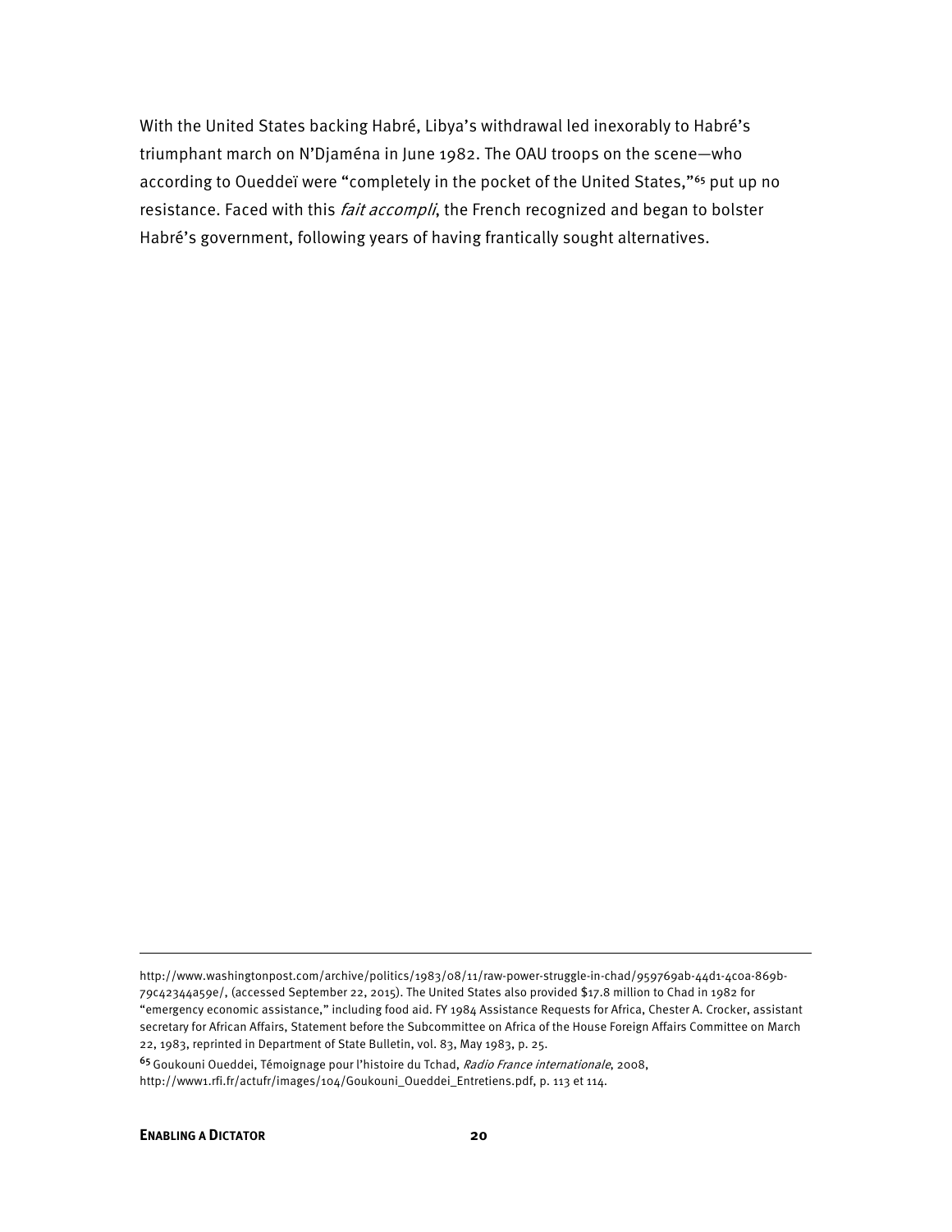With the United States backing Habré, Libya's withdrawal led inexorably to Habré's triumphant march on N'Djaména in June 1982. The OAU troops on the scene—who according to Oueddeï were "completely in the pocket of the United States,"[65] put up no resistance. Faced with this *fait accompli*, the French recognized and began to bolster Habré's government, following years of having frantically sought alternatives.

---

http://www.washingtonpost.com/archive/politics/1983/08/11/raw-power-struggle-in-chad/959769ab-44d1-4c0a-869b-79c42344a59e/, (accessed September 22, 2015). The United States also provided $17.8 million to Chad in 1982 for "emergency economic assistance," including food aid. FY 1984 Assistance Requests for Africa, Chester A. Crocker, assistant secretary for African Affairs, Statement before the Subcommittee on Africa of the House Foreign Affairs Committee on March 22, 1983, reprinted in Department of State Bulletin, vol. 83, May 1983, p. 25.

[65] Goukouni Oueddei, Témoignage pour l'histoire du Tchad, *Radio France internationale*, 2008, http://www1.rfi.fr/actufr/images/104/Goukouni_Oueddei_Entretiens.pdf, p. 113 et 114.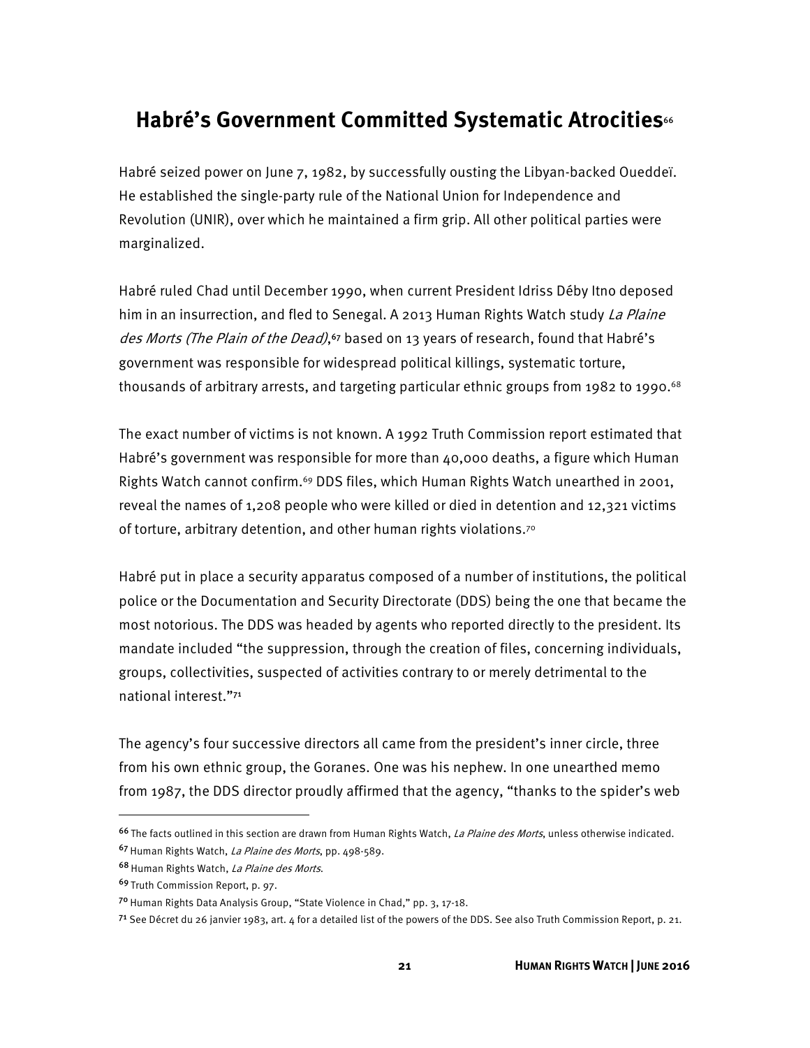## Habré's Government Committed Systematic Atrocities[66]

Habré seized power on June 7, 1982, by successfully ousting the Libyan-backed Oueddeï. He established the single-party rule of the National Union for Independence and Revolution (UNIR), over which he maintained a firm grip. All other political parties were marginalized.

Habré ruled Chad until December 1990, when current President Idriss Déby Itno deposed him in an insurrection, and fled to Senegal. A 2013 Human Rights Watch study *La Plaine des Morts (The Plain of the Dead)*,[67] based on 13 years of research, found that Habré's government was responsible for widespread political killings, systematic torture, thousands of arbitrary arrests, and targeting particular ethnic groups from 1982 to 1990.[68]

The exact number of victims is not known. A 1992 Truth Commission report estimated that Habré's government was responsible for more than 40,000 deaths, a figure which Human Rights Watch cannot confirm.[69] DDS files, which Human Rights Watch unearthed in 2001, reveal the names of 1,208 people who were killed or died in detention and 12,321 victims of torture, arbitrary detention, and other human rights violations.[70]

Habré put in place a security apparatus composed of a number of institutions, the political police or the Documentation and Security Directorate (DDS) being the one that became the most notorious. The DDS was headed by agents who reported directly to the president. Its mandate included "the suppression, through the creation of files, concerning individuals, groups, collectivities, suspected of activities contrary to or merely detrimental to the national interest."[71]

The agency's four successive directors all came from the president's inner circle, three from his own ethnic group, the Goranes. One was his nephew. In one unearthed memo from 1987, the DDS director proudly affirmed that the agency, "thanks to the spider's web

---

[66] The facts outlined in this section are drawn from Human Rights Watch, *La Plaine des Morts*, unless otherwise indicated.

[67] Human Rights Watch, *La Plaine des Morts*, pp. 498-589.

[68] Human Rights Watch, *La Plaine des Morts*.

[69] Truth Commission Report, p. 97.

[70] Human Rights Data Analysis Group, "State Violence in Chad," pp. 3, 17-18.

[71] See Décret du 26 janvier 1983, art. 4 for a detailed list of the powers of the DDS. See also Truth Commission Report, p. 21.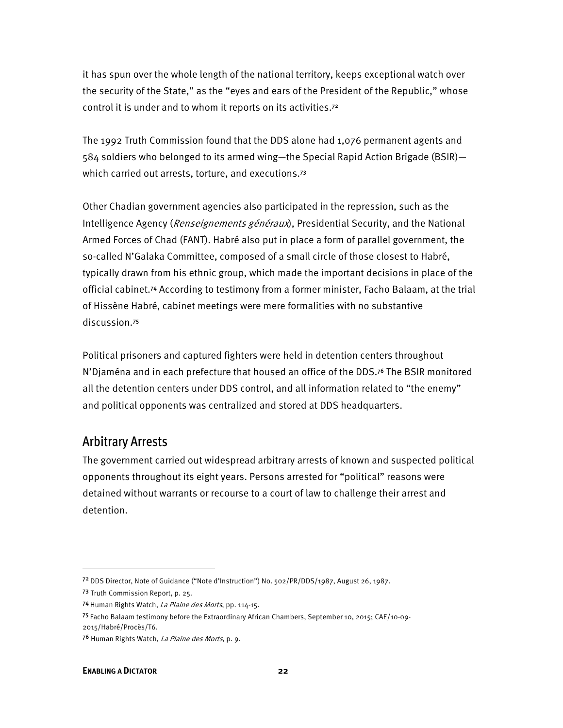it has spun over the whole length of the national territory, keeps exceptional watch over the security of the State," as the "eyes and ears of the President of the Republic," whose control it is under and to whom it reports on its activities.[72]

The 1992 Truth Commission found that the DDS alone had 1,076 permanent agents and 584 soldiers who belonged to its armed wing—the Special Rapid Action Brigade (BSIR)—which carried out arrests, torture, and executions.[73]

Other Chadian government agencies also participated in the repression, such as the Intelligence Agency (*Renseignements généraux*), Presidential Security, and the National Armed Forces of Chad (FANT). Habré also put in place a form of parallel government, the so-called N'Galaka Committee, composed of a small circle of those closest to Habré, typically drawn from his ethnic group, which made the important decisions in place of the official cabinet.[74] According to testimony from a former minister, Facho Balaam, at the trial of Hissène Habré, cabinet meetings were mere formalities with no substantive discussion.[75]

Political prisoners and captured fighters were held in detention centers throughout N'Djaména and in each prefecture that housed an office of the DDS.[76] The BSIR monitored all the detention centers under DDS control, and all information related to "the enemy" and political opponents was centralized and stored at DDS headquarters.

## Arbitrary Arrests

The government carried out widespread arbitrary arrests of known and suspected political opponents throughout its eight years. Persons arrested for "political" reasons were detained without warrants or recourse to a court of law to challenge their arrest and detention.

---

[72] DDS Director, Note of Guidance ("Note d'Instruction") No. 502/PR/DDS/1987, August 26, 1987.

[73] Truth Commission Report, p. 25.

[74] Human Rights Watch, *La Plaine des Morts*, pp. 114-15.

[75] Facho Balaam testimony before the Extraordinary African Chambers, September 10, 2015; CAE/10-09-2015/Habré/Procès/T6.

[76] Human Rights Watch, *La Plaine des Morts*, p. 9.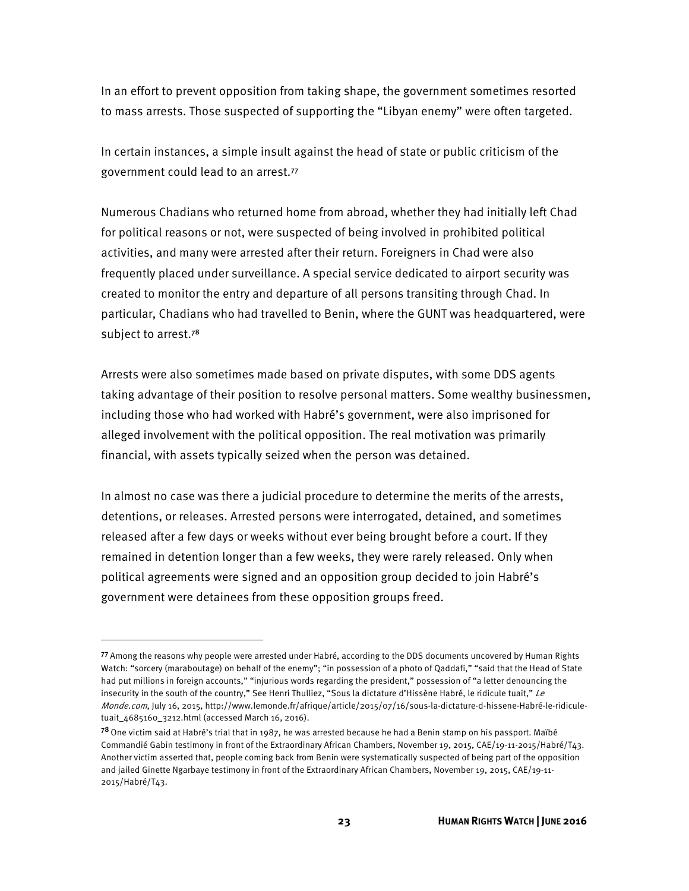In an effort to prevent opposition from taking shape, the government sometimes resorted to mass arrests. Those suspected of supporting the "Libyan enemy" were often targeted.

In certain instances, a simple insult against the head of state or public criticism of the government could lead to an arrest.[77]

Numerous Chadians who returned home from abroad, whether they had initially left Chad for political reasons or not, were suspected of being involved in prohibited political activities, and many were arrested after their return. Foreigners in Chad were also frequently placed under surveillance. A special service dedicated to airport security was created to monitor the entry and departure of all persons transiting through Chad. In particular, Chadians who had travelled to Benin, where the GUNT was headquartered, were subject to arrest.[78]

Arrests were also sometimes made based on private disputes, with some DDS agents taking advantage of their position to resolve personal matters. Some wealthy businessmen, including those who had worked with Habré's government, were also imprisoned for alleged involvement with the political opposition. The real motivation was primarily financial, with assets typically seized when the person was detained.

In almost no case was there a judicial procedure to determine the merits of the arrests, detentions, or releases. Arrested persons were interrogated, detained, and sometimes released after a few days or weeks without ever being brought before a court. If they remained in detention longer than a few weeks, they were rarely released. Only when political agreements were signed and an opposition group decided to join Habré's government were detainees from these opposition groups freed.

---

[77] Among the reasons why people were arrested under Habré, according to the DDS documents uncovered by Human Rights Watch: "sorcery (maraboutage) on behalf of the enemy"; "in possession of a photo of Qaddafi," "said that the Head of State had put millions in foreign accounts," "injurious words regarding the president," possession of "a letter denouncing the insecurity in the south of the country," See Henri Thulliez, "Sous la dictature d'Hissène Habré, le ridicule tuait," *Le Monde.com*, July 16, 2015, http://www.lemonde.fr/afrique/article/2015/07/16/sous-la-dictature-d-hissene-Habré-le-ridicule-tuait_4685160_3212.html (accessed March 16, 2016).

[78] One victim said at Habré's trial that in 1987, he was arrested because he had a Benin stamp on his passport. Maïbé Commandié Gabin testimony in front of the Extraordinary African Chambers, November 19, 2015, CAE/19-11-2015/Habré/T43. Another victim asserted that, people coming back from Benin were systematically suspected of being part of the opposition and jailed Ginette Ngarbaye testimony in front of the Extraordinary African Chambers, November 19, 2015, CAE/19-11-2015/Habré/T43.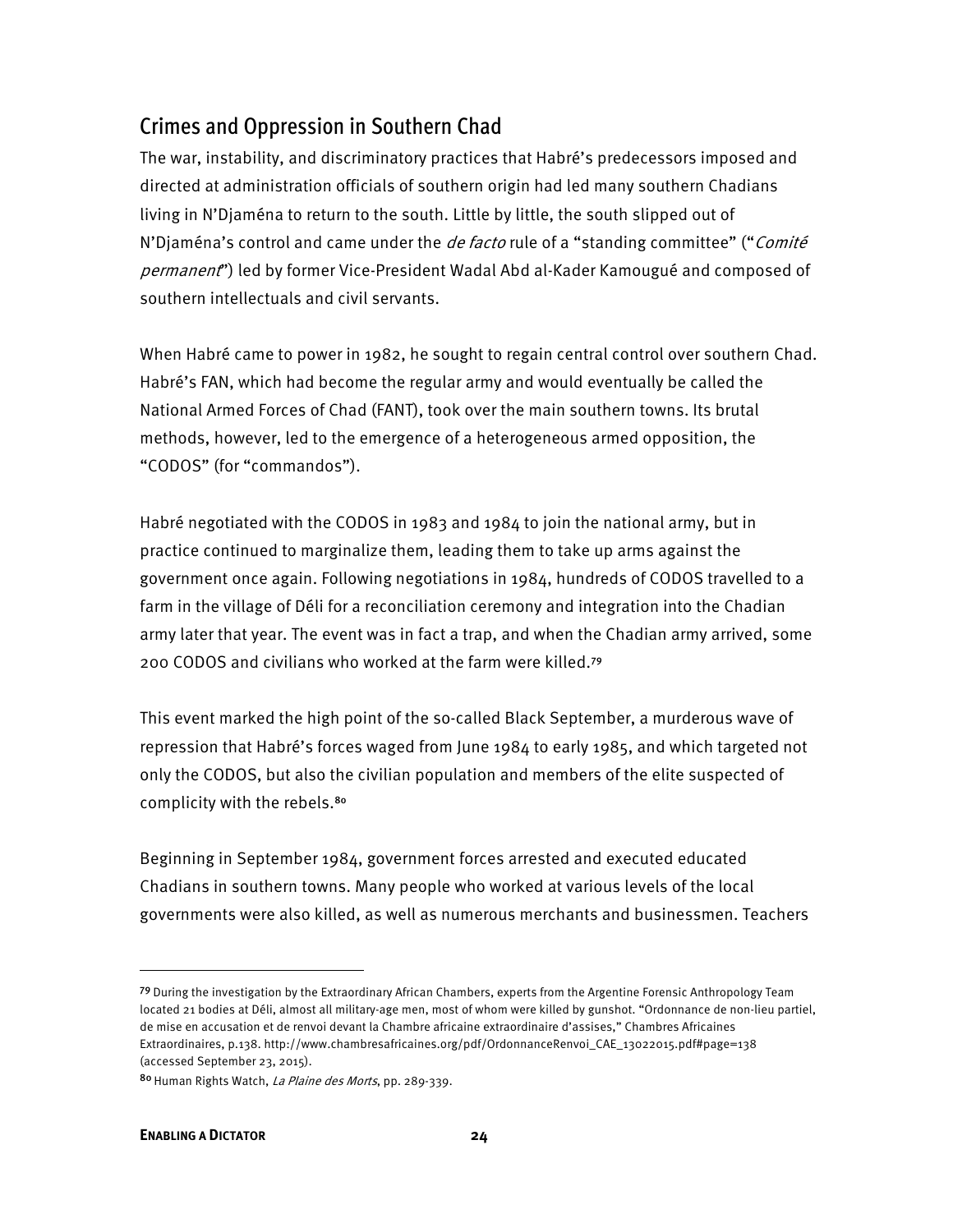## Crimes and Oppression in Southern Chad

The war, instability, and discriminatory practices that Habré's predecessors imposed and directed at administration officials of southern origin had led many southern Chadians living in N'Djaména to return to the south. Little by little, the south slipped out of N'Djaména's control and came under the *de facto* rule of a "standing committee" ("*Comité permanent*") led by former Vice-President Wadal Abd al-Kader Kamougué and composed of southern intellectuals and civil servants.

When Habré came to power in 1982, he sought to regain central control over southern Chad. Habré's FAN, which had become the regular army and would eventually be called the National Armed Forces of Chad (FANT), took over the main southern towns. Its brutal methods, however, led to the emergence of a heterogeneous armed opposition, the "CODOS" (for "commandos").

Habré negotiated with the CODOS in 1983 and 1984 to join the national army, but in practice continued to marginalize them, leading them to take up arms against the government once again. Following negotiations in 1984, hundreds of CODOS travelled to a farm in the village of Déli for a reconciliation ceremony and integration into the Chadian army later that year. The event was in fact a trap, and when the Chadian army arrived, some 200 CODOS and civilians who worked at the farm were killed.[79]

This event marked the high point of the so-called Black September, a murderous wave of repression that Habré's forces waged from June 1984 to early 1985, and which targeted not only the CODOS, but also the civilian population and members of the elite suspected of complicity with the rebels.[80]

Beginning in September 1984, government forces arrested and executed educated Chadians in southern towns. Many people who worked at various levels of the local governments were also killed, as well as numerous merchants and businessmen. Teachers

---

[79] During the investigation by the Extraordinary African Chambers, experts from the Argentine Forensic Anthropology Team located 21 bodies at Déli, almost all military-age men, most of whom were killed by gunshot. "Ordonnance de non-lieu partiel, de mise en accusation et de renvoi devant la Chambre africaine extraordinaire d'assises," Chambres Africaines Extraordinaires, p.138. http://www.chambresafricaines.org/pdf/OrdonnanceRenvoi_CAE_13022015.pdf#page=138 (accessed September 23, 2015).

[80] Human Rights Watch, *La Plaine des Morts*, pp. 289-339.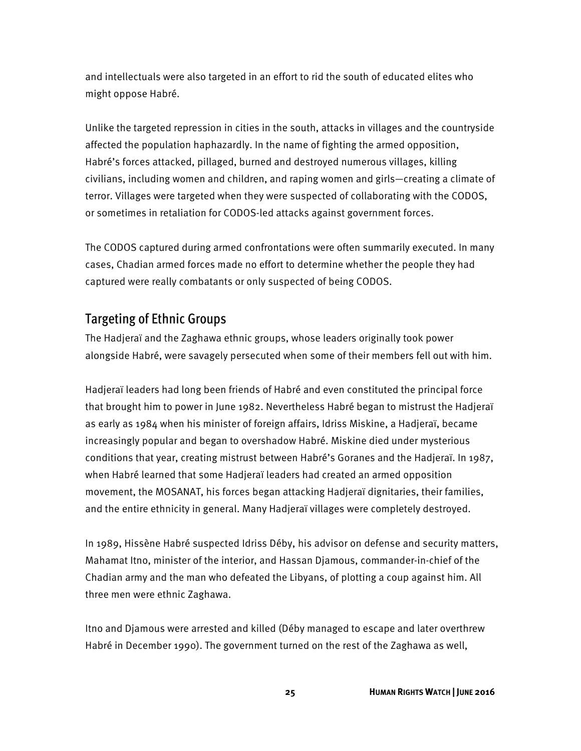and intellectuals were also targeted in an effort to rid the south of educated elites who might oppose Habré.

Unlike the targeted repression in cities in the south, attacks in villages and the countryside affected the population haphazardly. In the name of fighting the armed opposition, Habré's forces attacked, pillaged, burned and destroyed numerous villages, killing civilians, including women and children, and raping women and girls—creating a climate of terror. Villages were targeted when they were suspected of collaborating with the CODOS, or sometimes in retaliation for CODOS-led attacks against government forces.

The CODOS captured during armed confrontations were often summarily executed. In many cases, Chadian armed forces made no effort to determine whether the people they had captured were really combatants or only suspected of being CODOS.

## Targeting of Ethnic Groups

The Hadjeraï and the Zaghawa ethnic groups, whose leaders originally took power alongside Habré, were savagely persecuted when some of their members fell out with him.

Hadjeraï leaders had long been friends of Habré and even constituted the principal force that brought him to power in June 1982. Nevertheless Habré began to mistrust the Hadjeraï as early as 1984 when his minister of foreign affairs, Idriss Miskine, a Hadjeraï, became increasingly popular and began to overshadow Habré. Miskine died under mysterious conditions that year, creating mistrust between Habré's Goranes and the Hadjeraï. In 1987, when Habré learned that some Hadjeraï leaders had created an armed opposition movement, the MOSANAT, his forces began attacking Hadjeraï dignitaries, their families, and the entire ethnicity in general. Many Hadjeraï villages were completely destroyed.

In 1989, Hissène Habré suspected Idriss Déby, his advisor on defense and security matters, Mahamat Itno, minister of the interior, and Hassan Djamous, commander-in-chief of the Chadian army and the man who defeated the Libyans, of plotting a coup against him. All three men were ethnic Zaghawa.

Itno and Djamous were arrested and killed (Déby managed to escape and later overthrew Habré in December 1990). The government turned on the rest of the Zaghawa as well,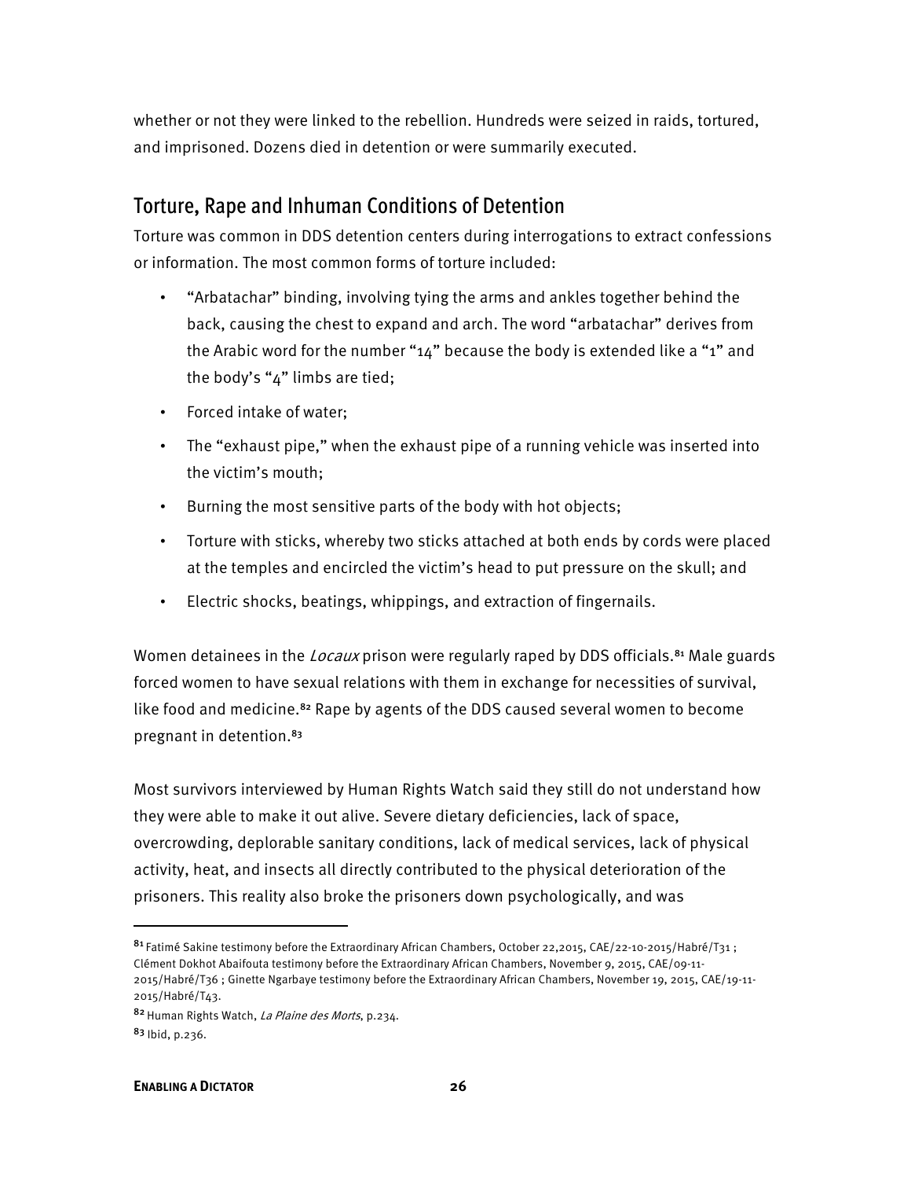whether or not they were linked to the rebellion. Hundreds were seized in raids, tortured, and imprisoned. Dozens died in detention or were summarily executed.

## Torture, Rape and Inhuman Conditions of Detention

Torture was common in DDS detention centers during interrogations to extract confessions or information. The most common forms of torture included:

- "Arbatachar" binding, involving tying the arms and ankles together behind the back, causing the chest to expand and arch. The word "arbatachar" derives from the Arabic word for the number "14" because the body is extended like a "1" and the body's "4" limbs are tied;
- Forced intake of water;
- The "exhaust pipe," when the exhaust pipe of a running vehicle was inserted into the victim's mouth;
- Burning the most sensitive parts of the body with hot objects;
- Torture with sticks, whereby two sticks attached at both ends by cords were placed at the temples and encircled the victim's head to put pressure on the skull; and
- Electric shocks, beatings, whippings, and extraction of fingernails.

Women detainees in the *Locaux* prison were regularly raped by DDS officials.[81] Male guards forced women to have sexual relations with them in exchange for necessities of survival, like food and medicine.[82] Rape by agents of the DDS caused several women to become pregnant in detention.[83]

Most survivors interviewed by Human Rights Watch said they still do not understand how they were able to make it out alive. Severe dietary deficiencies, lack of space, overcrowding, deplorable sanitary conditions, lack of medical services, lack of physical activity, heat, and insects all directly contributed to the physical deterioration of the prisoners. This reality also broke the prisoners down psychologically, and was

---

[81] Fatimé Sakine testimony before the Extraordinary African Chambers, October 22,2015, CAE/22-10-2015/Habré/T31 ; Clément Dokhot Abaifouta testimony before the Extraordinary African Chambers, November 9, 2015, CAE/09-11-2015/Habré/T36 ; Ginette Ngarbaye testimony before the Extraordinary African Chambers, November 19, 2015, CAE/19-11-2015/Habré/T43.

[82] Human Rights Watch, *La Plaine des Morts*, p.234.

[83] Ibid, p.236.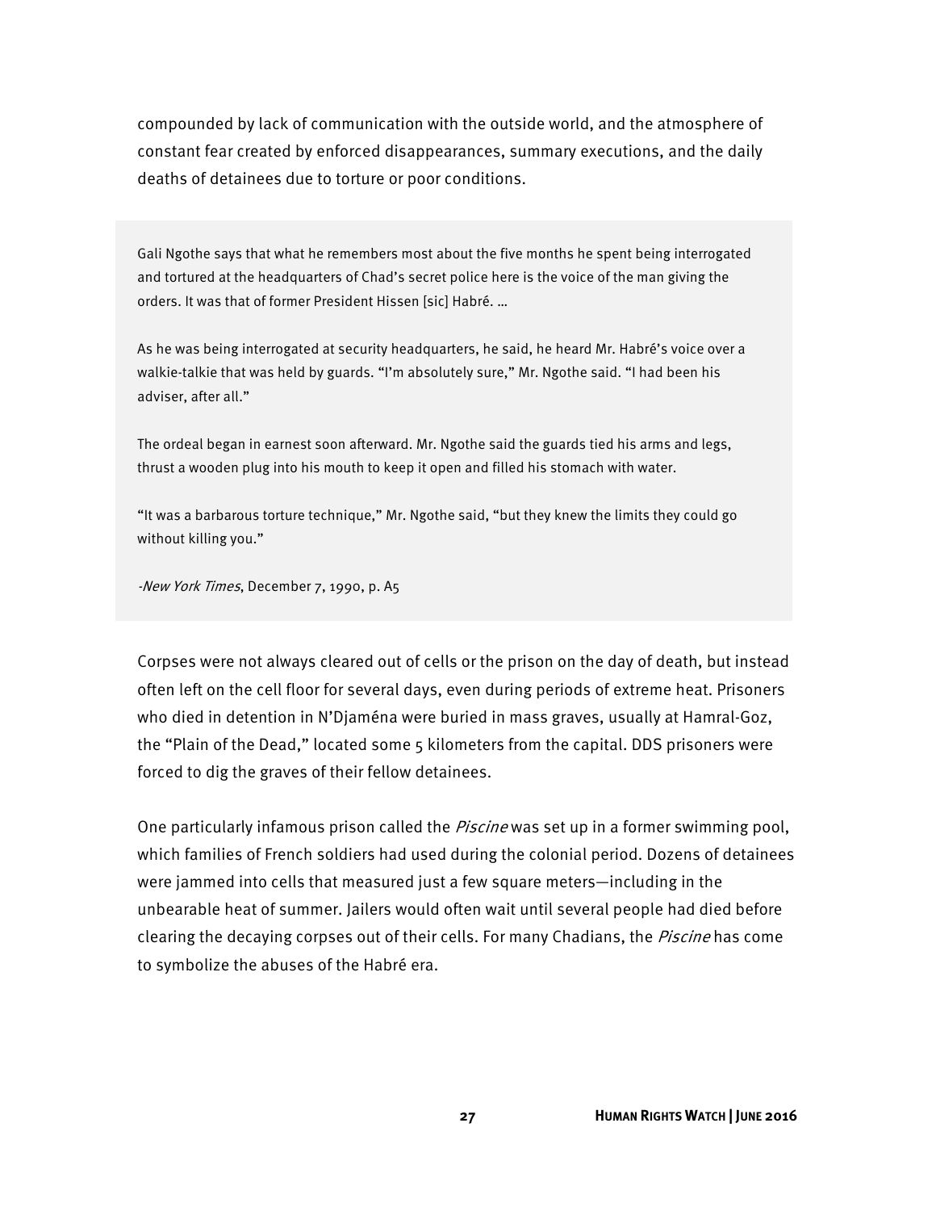compounded by lack of communication with the outside world, and the atmosphere of constant fear created by enforced disappearances, summary executions, and the daily deaths of detainees due to torture or poor conditions.

> Gali Ngothe says that what he remembers most about the five months he spent being interrogated and tortured at the headquarters of Chad's secret police here is the voice of the man giving the orders. It was that of former President Hissen [sic] Habré. …
>
> As he was being interrogated at security headquarters, he said, he heard Mr. Habré's voice over a walkie-talkie that was held by guards. "I'm absolutely sure," Mr. Ngothe said. "I had been his adviser, after all."
>
> The ordeal began in earnest soon afterward. Mr. Ngothe said the guards tied his arms and legs, thrust a wooden plug into his mouth to keep it open and filled his stomach with water.
>
> "It was a barbarous torture technique," Mr. Ngothe said, "but they knew the limits they could go without killing you."
>
> -*New York Times*, December 7, 1990, p. A5

Corpses were not always cleared out of cells or the prison on the day of death, but instead often left on the cell floor for several days, even during periods of extreme heat. Prisoners who died in detention in N'Djaména were buried in mass graves, usually at Hamral-Goz, the "Plain of the Dead," located some 5 kilometers from the capital. DDS prisoners were forced to dig the graves of their fellow detainees.

One particularly infamous prison called the *Piscine* was set up in a former swimming pool, which families of French soldiers had used during the colonial period. Dozens of detainees were jammed into cells that measured just a few square meters—including in the unbearable heat of summer. Jailers would often wait until several people had died before clearing the decaying corpses out of their cells. For many Chadians, the *Piscine* has come to symbolize the abuses of the Habré era.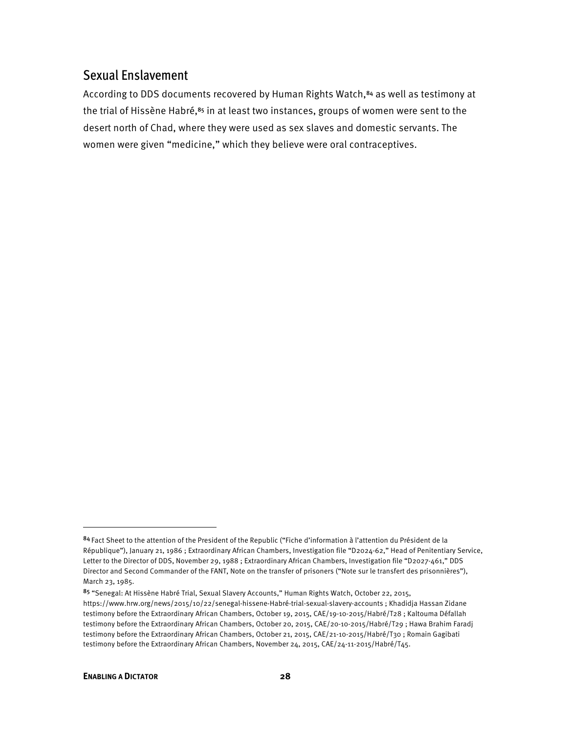## Sexual Enslavement

According to DDS documents recovered by Human Rights Watch,[84] as well as testimony at the trial of Hissène Habré,[85] in at least two instances, groups of women were sent to the desert north of Chad, where they were used as sex slaves and domestic servants. The women were given "medicine," which they believe were oral contraceptives.

---

[84] Fact Sheet to the attention of the President of the Republic ("Fiche d'information à l'attention du Président de la République"), January 21, 1986 ; Extraordinary African Chambers, Investigation file "D2024-62," Head of Penitentiary Service, Letter to the Director of DDS, November 29, 1988 ; Extraordinary African Chambers, Investigation file "D2027-461," DDS Director and Second Commander of the FANT, Note on the transfer of prisoners ("Note sur le transfert des prisonnières"), March 23, 1985.

[85] "Senegal: At Hissène Habré Trial, Sexual Slavery Accounts," Human Rights Watch, October 22, 2015, https://www.hrw.org/news/2015/10/22/senegal-hissene-Habré-trial-sexual-slavery-accounts ; Khadidja Hassan Zidane testimony before the Extraordinary African Chambers, October 19, 2015, CAE/19-10-2015/Habré/T28 ; Kaltouma Défallah testimony before the Extraordinary African Chambers, October 20, 2015, CAE/20-10-2015/Habré/T29 ; Hawa Brahim Faradj testimony before the Extraordinary African Chambers, October 21, 2015, CAE/21-10-2015/Habré/T30 ; Romain Gagibati testimony before the Extraordinary African Chambers, November 24, 2015, CAE/24-11-2015/Habré/T45.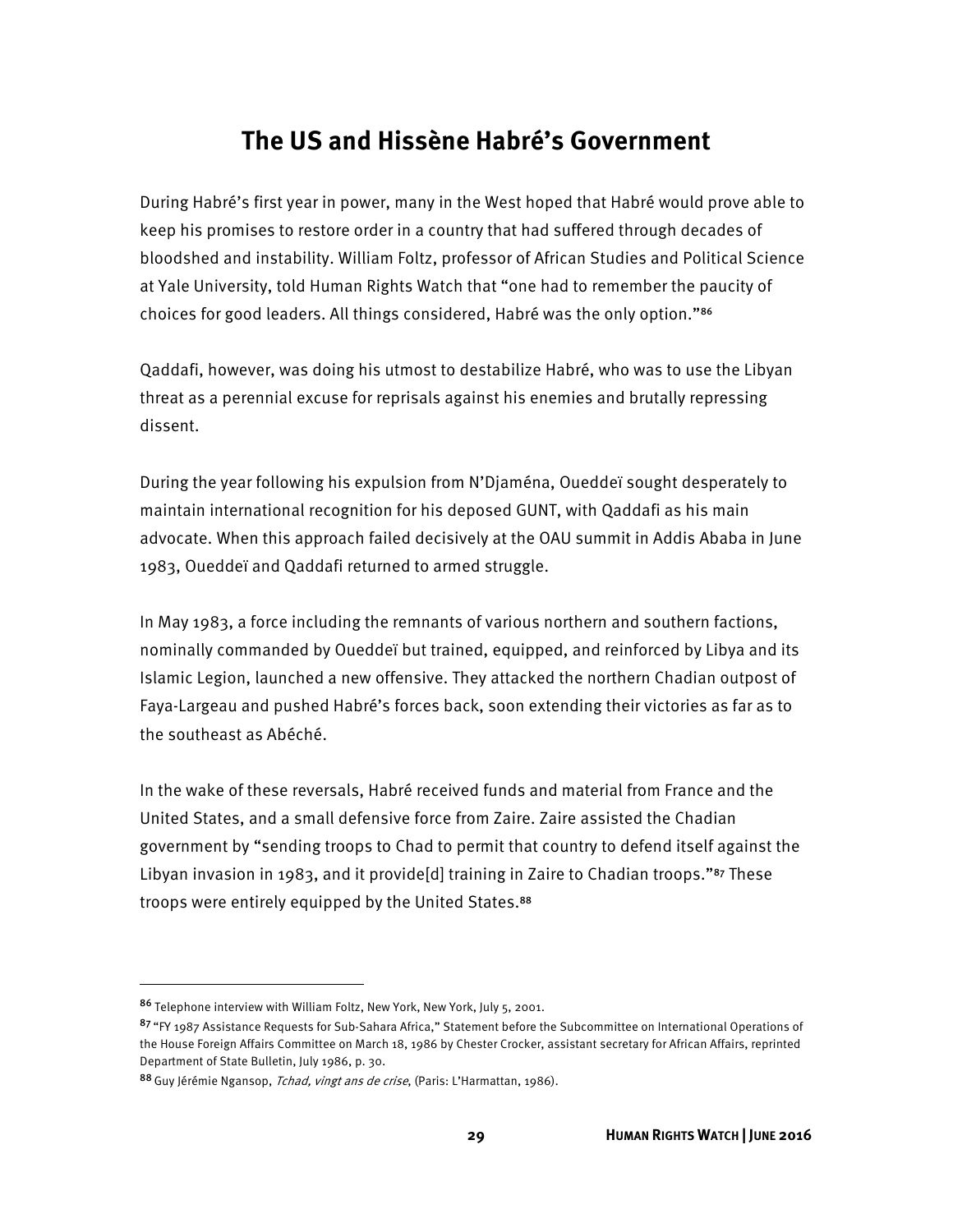## The US and Hissène Habré's Government

During Habré's first year in power, many in the West hoped that Habré would prove able to keep his promises to restore order in a country that had suffered through decades of bloodshed and instability. William Foltz, professor of African Studies and Political Science at Yale University, told Human Rights Watch that "one had to remember the paucity of choices for good leaders. All things considered, Habré was the only option."[86]

Qaddafi, however, was doing his utmost to destabilize Habré, who was to use the Libyan threat as a perennial excuse for reprisals against his enemies and brutally repressing dissent.

During the year following his expulsion from N'Djaména, Oueddeï sought desperately to maintain international recognition for his deposed GUNT, with Qaddafi as his main advocate. When this approach failed decisively at the OAU summit in Addis Ababa in June 1983, Oueddeï and Qaddafi returned to armed struggle.

In May 1983, a force including the remnants of various northern and southern factions, nominally commanded by Oueddeï but trained, equipped, and reinforced by Libya and its Islamic Legion, launched a new offensive. They attacked the northern Chadian outpost of Faya-Largeau and pushed Habré's forces back, soon extending their victories as far as to the southeast as Abéché.

In the wake of these reversals, Habré received funds and material from France and the United States, and a small defensive force from Zaire. Zaire assisted the Chadian government by "sending troops to Chad to permit that country to defend itself against the Libyan invasion in 1983, and it provide[d] training in Zaire to Chadian troops."[87] These troops were entirely equipped by the United States.[88]

---

[86] Telephone interview with William Foltz, New York, New York, July 5, 2001.

[87] "FY 1987 Assistance Requests for Sub-Sahara Africa," Statement before the Subcommittee on International Operations of the House Foreign Affairs Committee on March 18, 1986 by Chester Crocker, assistant secretary for African Affairs, reprinted Department of State Bulletin, July 1986, p. 30.

[88] Guy Jérémie Ngansop, *Tchad, vingt ans de crise*, (Paris: L'Harmattan, 1986).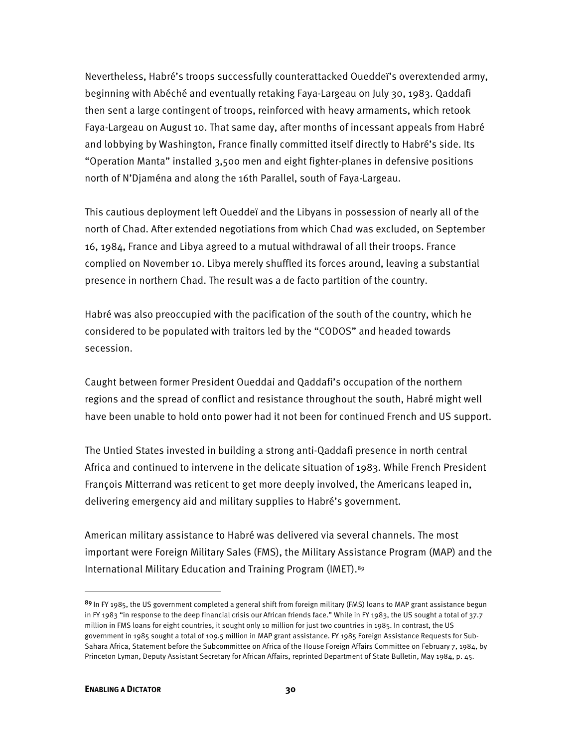Nevertheless, Habré's troops successfully counterattacked Oueddeï's overextended army, beginning with Abéché and eventually retaking Faya-Largeau on July 30, 1983. Qaddafi then sent a large contingent of troops, reinforced with heavy armaments, which retook Faya-Largeau on August 10. That same day, after months of incessant appeals from Habré and lobbying by Washington, France finally committed itself directly to Habré's side. Its "Operation Manta" installed 3,500 men and eight fighter-planes in defensive positions north of N'Djaména and along the 16th Parallel, south of Faya-Largeau.

This cautious deployment left Oueddeï and the Libyans in possession of nearly all of the north of Chad. After extended negotiations from which Chad was excluded, on September 16, 1984, France and Libya agreed to a mutual withdrawal of all their troops. France complied on November 10. Libya merely shuffled its forces around, leaving a substantial presence in northern Chad. The result was a de facto partition of the country.

Habré was also preoccupied with the pacification of the south of the country, which he considered to be populated with traitors led by the "CODOS" and headed towards secession.

Caught between former President Oueddai and Qaddafi's occupation of the northern regions and the spread of conflict and resistance throughout the south, Habré might well have been unable to hold onto power had it not been for continued French and US support.

The Untied States invested in building a strong anti-Qaddafi presence in north central Africa and continued to intervene in the delicate situation of 1983. While French President François Mitterrand was reticent to get more deeply involved, the Americans leaped in, delivering emergency aid and military supplies to Habré's government.

American military assistance to Habré was delivered via several channels. The most important were Foreign Military Sales (FMS), the Military Assistance Program (MAP) and the International Military Education and Training Program (IMET).[89]

---

[89] In FY 1985, the US government completed a general shift from foreign military (FMS) loans to MAP grant assistance begun in FY 1983 "in response to the deep financial crisis our African friends face." While in FY 1983, the US sought a total of 37.7 million in FMS loans for eight countries, it sought only 10 million for just two countries in 1985. In contrast, the US government in 1985 sought a total of 109.5 million in MAP grant assistance. FY 1985 Foreign Assistance Requests for Sub-Sahara Africa, Statement before the Subcommittee on Africa of the House Foreign Affairs Committee on February 7, 1984, by Princeton Lyman, Deputy Assistant Secretary for African Affairs, reprinted Department of State Bulletin, May 1984, p. 45.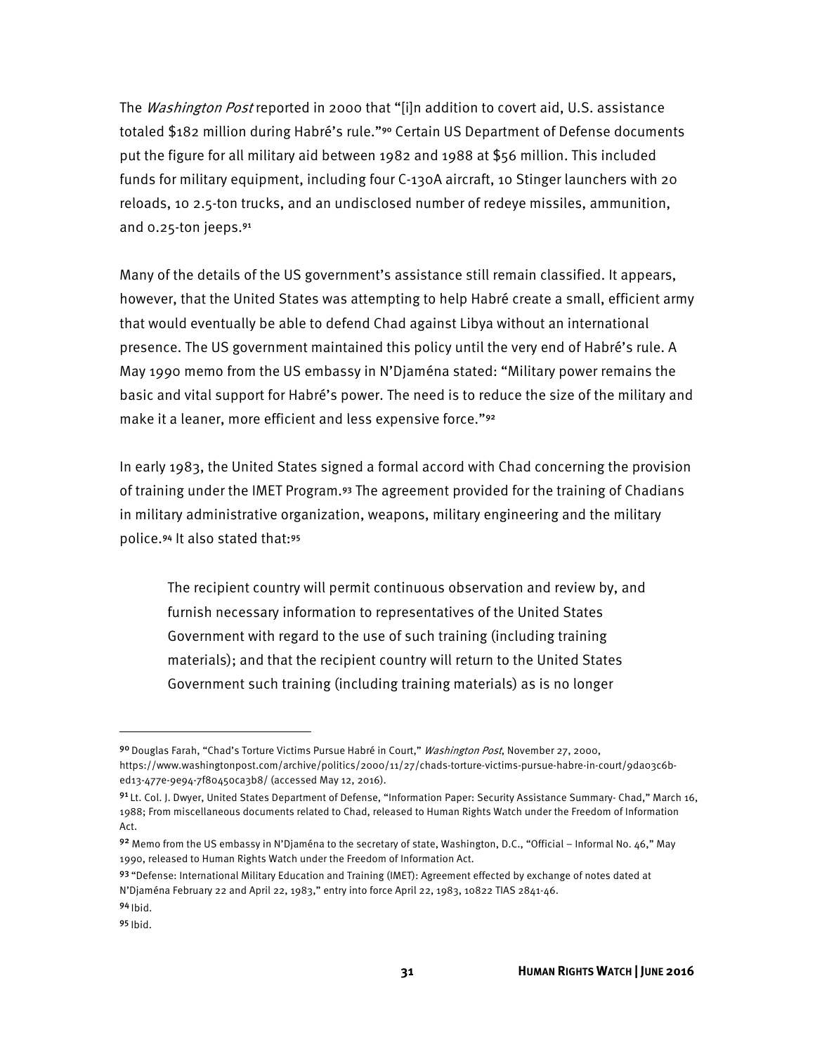The *Washington Post* reported in 2000 that "[i]n addition to covert aid, U.S. assistance totaled $182 million during Habré's rule."[90] Certain US Department of Defense documents put the figure for all military aid between 1982 and 1988 at $56 million. This included funds for military equipment, including four C-130A aircraft, 10 Stinger launchers with 20 reloads, 10 2.5-ton trucks, and an undisclosed number of redeye missiles, ammunition, and 0.25-ton jeeps.[91]

Many of the details of the US government's assistance still remain classified. It appears, however, that the United States was attempting to help Habré create a small, efficient army that would eventually be able to defend Chad against Libya without an international presence. The US government maintained this policy until the very end of Habré's rule. A May 1990 memo from the US embassy in N'Djaména stated: "Military power remains the basic and vital support for Habré's power. The need is to reduce the size of the military and make it a leaner, more efficient and less expensive force."[92]

In early 1983, the United States signed a formal accord with Chad concerning the provision of training under the IMET Program.[93] The agreement provided for the training of Chadians in military administrative organization, weapons, military engineering and the military police.[94] It also stated that:[95]

> The recipient country will permit continuous observation and review by, and furnish necessary information to representatives of the United States Government with regard to the use of such training (including training materials); and that the recipient country will return to the United States Government such training (including training materials) as is no longer

---

[90] Douglas Farah, "Chad's Torture Victims Pursue Habré in Court," *Washington Post*, November 27, 2000, https://www.washingtonpost.com/archive/politics/2000/11/27/chads-torture-victims-pursue-habre-in-court/9da03c6b-ed13-477e-9e94-7f80450ca3b8/ (accessed May 12, 2016).

[91] Lt. Col. J. Dwyer, United States Department of Defense, "Information Paper: Security Assistance Summary- Chad," March 16, 1988; From miscellaneous documents related to Chad, released to Human Rights Watch under the Freedom of Information Act.

[92] Memo from the US embassy in N'Djaména to the secretary of state, Washington, D.C., "Official – Informal No. 46," May 1990, released to Human Rights Watch under the Freedom of Information Act.

[93] "Defense: International Military Education and Training (IMET): Agreement effected by exchange of notes dated at N'Djaména February 22 and April 22, 1983," entry into force April 22, 1983, 10822 TIAS 2841-46.

[94] Ibid.

[95] Ibid.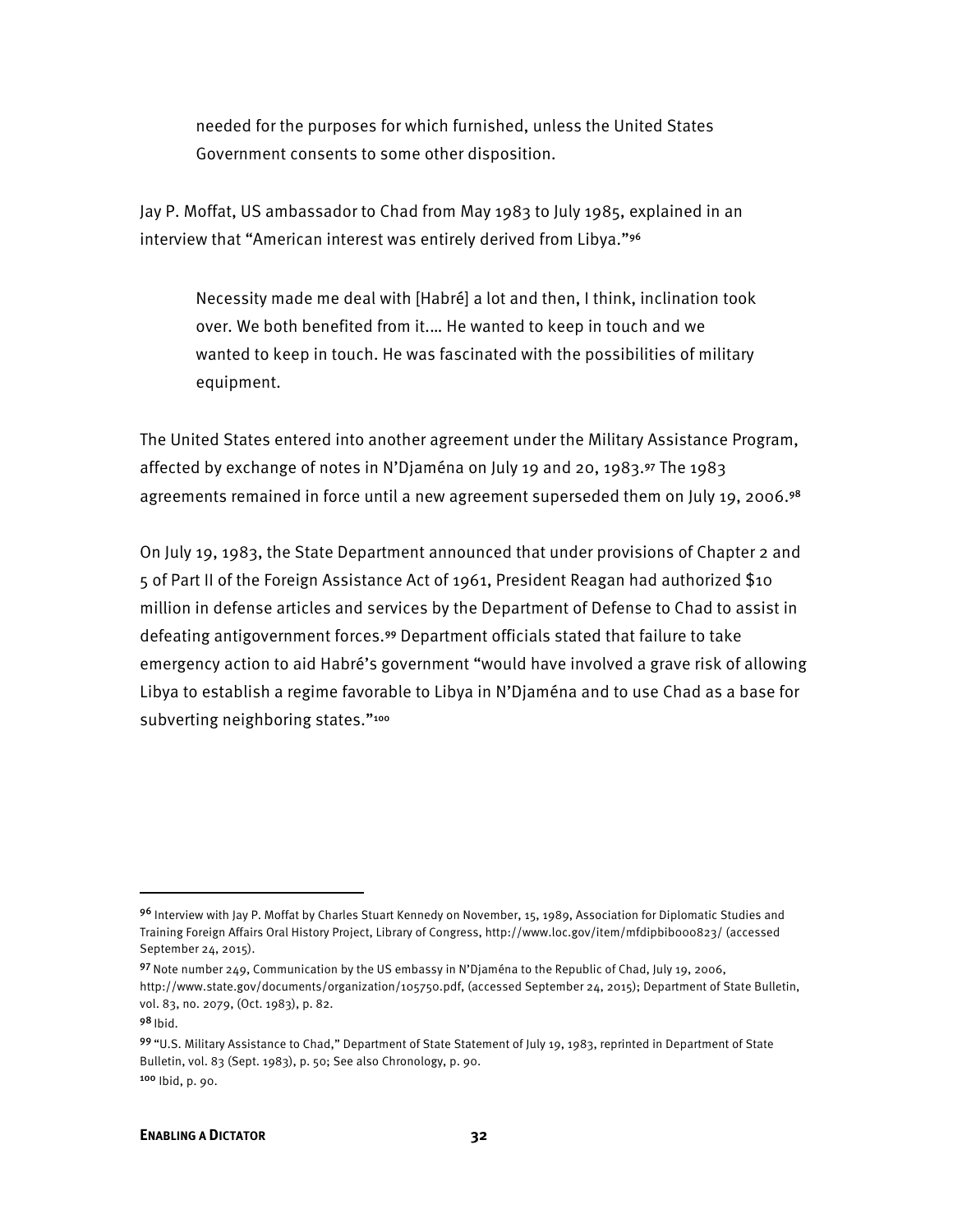> needed for the purposes for which furnished, unless the United States Government consents to some other disposition.

Jay P. Moffat, US ambassador to Chad from May 1983 to July 1985, explained in an interview that “American interest was entirely derived from Libya.”[96]

> Necessity made me deal with [Habré] a lot and then, I think, inclination took over. We both benefited from it.… He wanted to keep in touch and we wanted to keep in touch. He was fascinated with the possibilities of military equipment.

The United States entered into another agreement under the Military Assistance Program, affected by exchange of notes in N’Djaména on July 19 and 20, 1983.[97] The 1983 agreements remained in force until a new agreement superseded them on July 19, 2006.[98]

On July 19, 1983, the State Department announced that under provisions of Chapter 2 and 5 of Part II of the Foreign Assistance Act of 1961, President Reagan had authorized $10 million in defense articles and services by the Department of Defense to Chad to assist in defeating antigovernment forces.[99] Department officials stated that failure to take emergency action to aid Habré’s government “would have involved a grave risk of allowing Libya to establish a regime favorable to Libya in N’Djaména and to use Chad as a base for subverting neighboring states.”[100]

---

[96] Interview with Jay P. Moffat by Charles Stuart Kennedy on November, 15, 1989, Association for Diplomatic Studies and Training Foreign Affairs Oral History Project, Library of Congress, http://www.loc.gov/item/mfdipbib000823/ (accessed September 24, 2015).

[97] Note number 249, Communication by the US embassy in N’Djaména to the Republic of Chad, July 19, 2006, http://www.state.gov/documents/organization/105750.pdf, (accessed September 24, 2015); Department of State Bulletin, vol. 83, no. 2079, (Oct. 1983), p. 82.

[98] Ibid.

[99] “U.S. Military Assistance to Chad,” Department of State Statement of July 19, 1983, reprinted in Department of State Bulletin, vol. 83 (Sept. 1983), p. 50; See also Chronology, p. 90.

[100] Ibid, p. 90.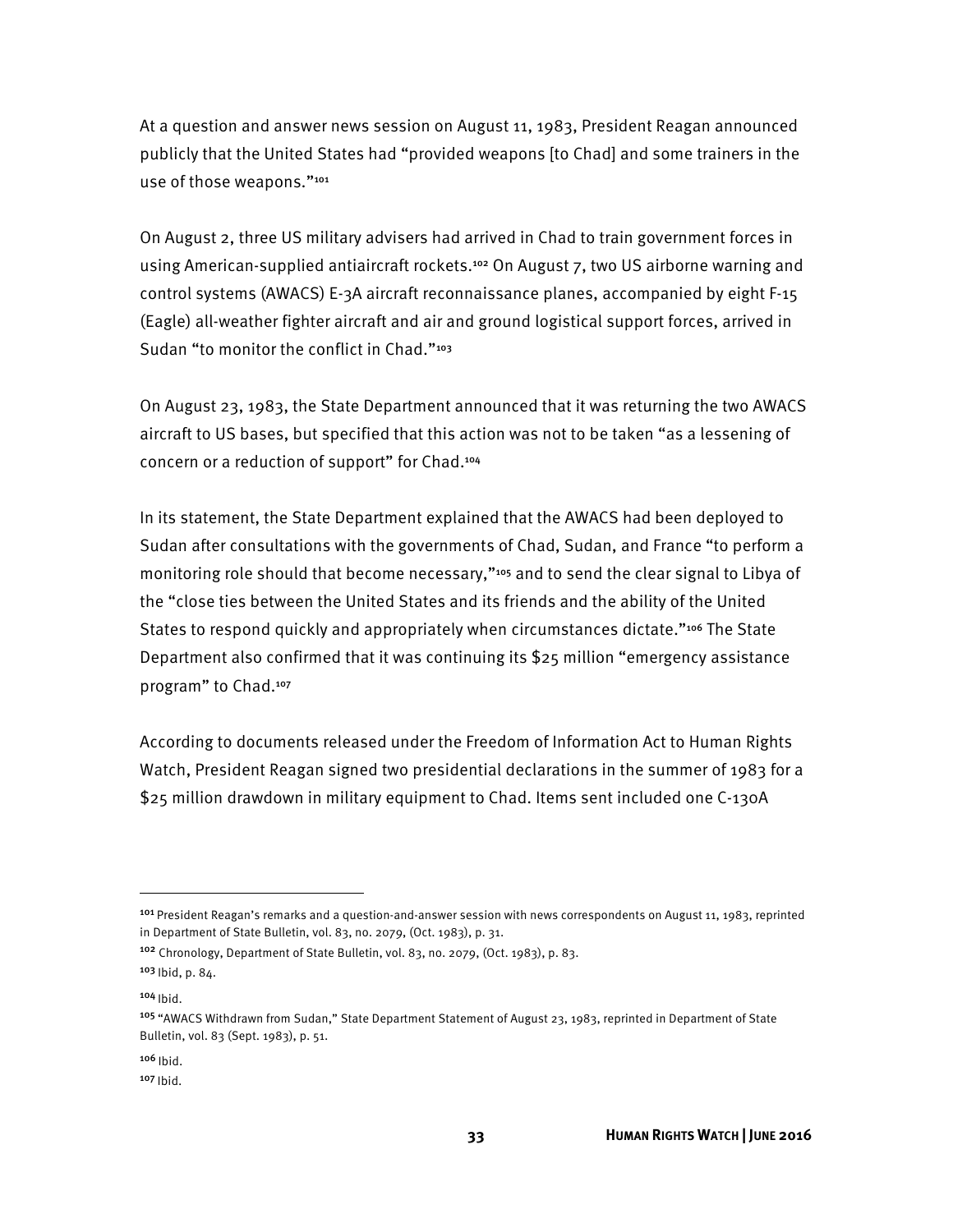At a question and answer news session on August 11, 1983, President Reagan announced publicly that the United States had "provided weapons [to Chad] and some trainers in the use of those weapons."[101]

On August 2, three US military advisers had arrived in Chad to train government forces in using American-supplied antiaircraft rockets.[102] On August 7, two US airborne warning and control systems (AWACS) E-3A aircraft reconnaissance planes, accompanied by eight F-15 (Eagle) all-weather fighter aircraft and air and ground logistical support forces, arrived in Sudan "to monitor the conflict in Chad."[103]

On August 23, 1983, the State Department announced that it was returning the two AWACS aircraft to US bases, but specified that this action was not to be taken "as a lessening of concern or a reduction of support" for Chad.[104]

In its statement, the State Department explained that the AWACS had been deployed to Sudan after consultations with the governments of Chad, Sudan, and France "to perform a monitoring role should that become necessary,"[105] and to send the clear signal to Libya of the "close ties between the United States and its friends and the ability of the United States to respond quickly and appropriately when circumstances dictate."[106] The State Department also confirmed that it was continuing its $25 million "emergency assistance program" to Chad.[107]

According to documents released under the Freedom of Information Act to Human Rights Watch, President Reagan signed two presidential declarations in the summer of 1983 for a $25 million drawdown in military equipment to Chad. Items sent included one C-130A

---

[101] President Reagan's remarks and a question-and-answer session with news correspondents on August 11, 1983, reprinted in Department of State Bulletin, vol. 83, no. 2079, (Oct. 1983), p. 31.

[102] Chronology, Department of State Bulletin, vol. 83, no. 2079, (Oct. 1983), p. 83.

[103] Ibid, p. 84.

[104] Ibid.

[105] "AWACS Withdrawn from Sudan," State Department Statement of August 23, 1983, reprinted in Department of State Bulletin, vol. 83 (Sept. 1983), p. 51.

[106] Ibid.

[107] Ibid.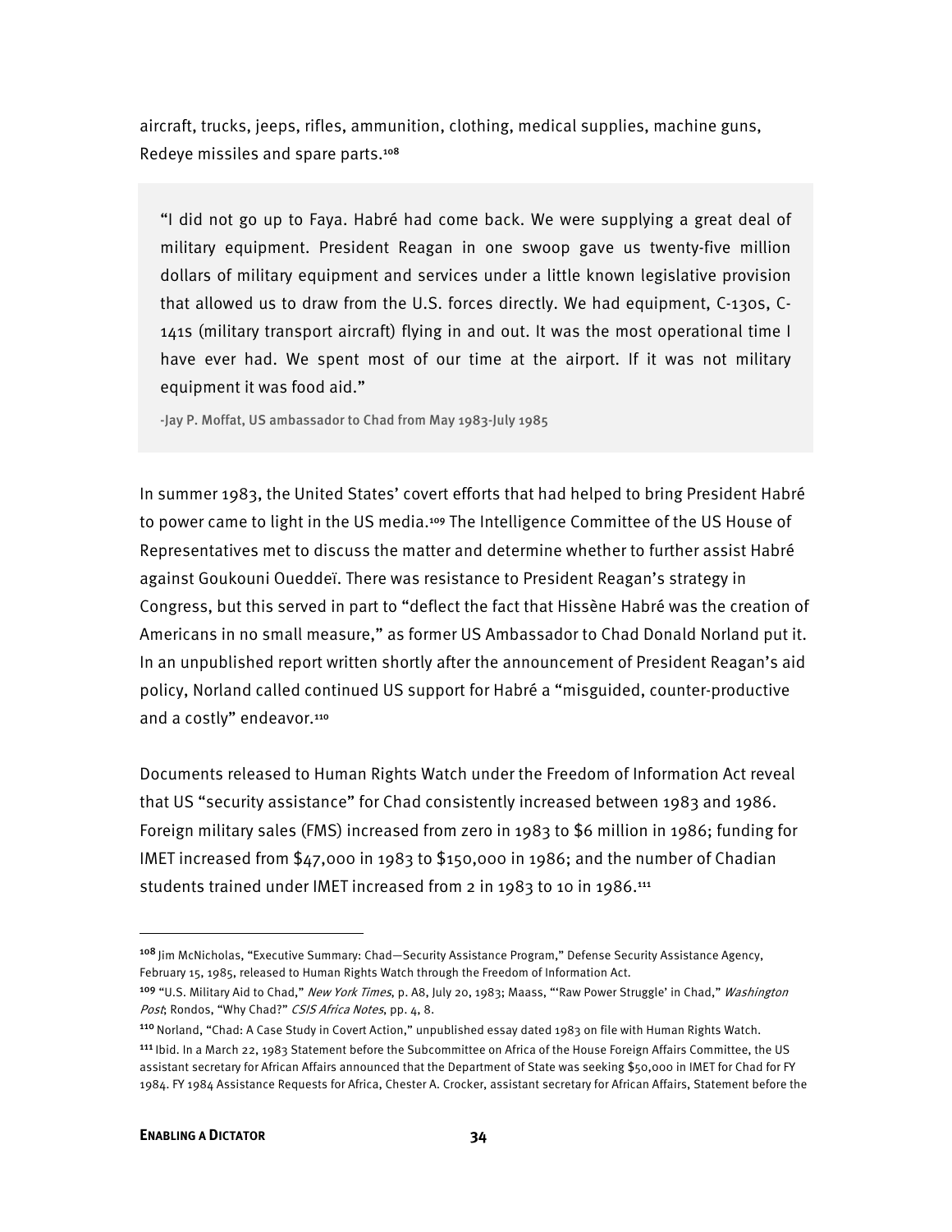aircraft, trucks, jeeps, rifles, ammunition, clothing, medical supplies, machine guns, Redeye missiles and spare parts.[108]

> "I did not go up to Faya. Habré had come back. We were supplying a great deal of military equipment. President Reagan in one swoop gave us twenty-five million dollars of military equipment and services under a little known legislative provision that allowed us to draw from the U.S. forces directly. We had equipment, C-130s, C-141s (military transport aircraft) flying in and out. It was the most operational time I have ever had. We spent most of our time at the airport. If it was not military equipment it was food aid."
>
> -Jay P. Moffat, US ambassador to Chad from May 1983-July 1985

In summer 1983, the United States' covert efforts that had helped to bring President Habré to power came to light in the US media.[109] The Intelligence Committee of the US House of Representatives met to discuss the matter and determine whether to further assist Habré against Goukouni Oueddeï. There was resistance to President Reagan's strategy in Congress, but this served in part to "deflect the fact that Hissène Habré was the creation of Americans in no small measure," as former US Ambassador to Chad Donald Norland put it. In an unpublished report written shortly after the announcement of President Reagan's aid policy, Norland called continued US support for Habré a "misguided, counter-productive and a costly" endeavor.[110]

Documents released to Human Rights Watch under the Freedom of Information Act reveal that US "security assistance" for Chad consistently increased between 1983 and 1986. Foreign military sales (FMS) increased from zero in 1983 to $6 million in 1986; funding for IMET increased from $47,000 in 1983 to $150,000 in 1986; and the number of Chadian students trained under IMET increased from 2 in 1983 to 10 in 1986.[111]

---

[108] Jim McNicholas, "Executive Summary: Chad—Security Assistance Program," Defense Security Assistance Agency, February 15, 1985, released to Human Rights Watch through the Freedom of Information Act.

[109] "U.S. Military Aid to Chad," *New York Times*, p. A8, July 20, 1983; Maass, "'Raw Power Struggle' in Chad," *Washington Post*; Rondos, "Why Chad?" *CSIS Africa Notes*, pp. 4, 8.

[110] Norland, "Chad: A Case Study in Covert Action," unpublished essay dated 1983 on file with Human Rights Watch.

[111] Ibid. In a March 22, 1983 Statement before the Subcommittee on Africa of the House Foreign Affairs Committee, the US assistant secretary for African Affairs announced that the Department of State was seeking $50,000 in IMET for Chad for FY 1984. FY 1984 Assistance Requests for Africa, Chester A. Crocker, assistant secretary for African Affairs, Statement before the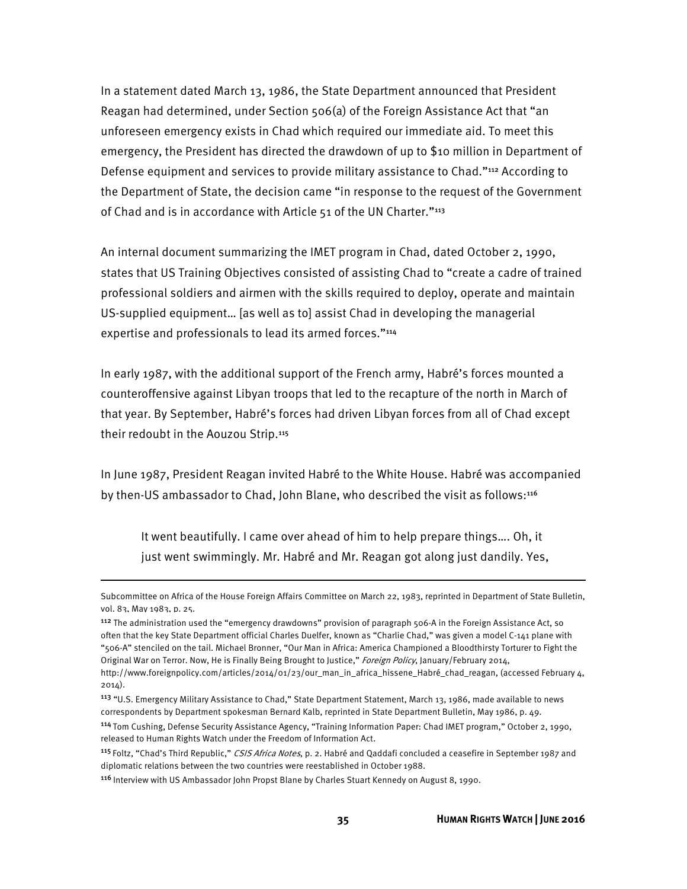In a statement dated March 13, 1986, the State Department announced that President Reagan had determined, under Section 506(a) of the Foreign Assistance Act that "an unforeseen emergency exists in Chad which required our immediate aid. To meet this emergency, the President has directed the drawdown of up to $10 million in Department of Defense equipment and services to provide military assistance to Chad."[112] According to the Department of State, the decision came "in response to the request of the Government of Chad and is in accordance with Article 51 of the UN Charter."[113]

An internal document summarizing the IMET program in Chad, dated October 2, 1990, states that US Training Objectives consisted of assisting Chad to "create a cadre of trained professional soldiers and airmen with the skills required to deploy, operate and maintain US-supplied equipment… [as well as to] assist Chad in developing the managerial expertise and professionals to lead its armed forces."[114]

In early 1987, with the additional support of the French army, Habré's forces mounted a counteroffensive against Libyan troops that led to the recapture of the north in March of that year. By September, Habré's forces had driven Libyan forces from all of Chad except their redoubt in the Aouzou Strip.[115]

In June 1987, President Reagan invited Habré to the White House. Habré was accompanied by then-US ambassador to Chad, John Blane, who described the visit as follows:[116]

> It went beautifully. I came over ahead of him to help prepare things…. Oh, it just went swimmingly. Mr. Habré and Mr. Reagan got along just dandily. Yes,

---

Subcommittee on Africa of the House Foreign Affairs Committee on March 22, 1983, reprinted in Department of State Bulletin, vol. 83, May 1983, p. 25.

[112] The administration used the "emergency drawdowns" provision of paragraph 506-A in the Foreign Assistance Act, so often that the key State Department official Charles Duelfer, known as "Charlie Chad," was given a model C-141 plane with "506-A" stenciled on the tail. Michael Bronner, "Our Man in Africa: America Championed a Bloodthirsty Torturer to Fight the Original War on Terror. Now, He is Finally Being Brought to Justice," *Foreign Policy*, January/February 2014, http://www.foreignpolicy.com/articles/2014/01/23/our_man_in_africa_hissene_Habré_chad_reagan, (accessed February 4, 2014).

[113] "U.S. Emergency Military Assistance to Chad," State Department Statement, March 13, 1986, made available to news correspondents by Department spokesman Bernard Kalb, reprinted in State Department Bulletin, May 1986, p. 49.

[114] Tom Cushing, Defense Security Assistance Agency, "Training Information Paper: Chad IMET program," October 2, 1990, released to Human Rights Watch under the Freedom of Information Act.

[115] Foltz, "Chad's Third Republic," *CSIS Africa Notes*, p. 2. Habré and Qaddafi concluded a ceasefire in September 1987 and diplomatic relations between the two countries were reestablished in October 1988.

[116] Interview with US Ambassador John Propst Blane by Charles Stuart Kennedy on August 8, 1990.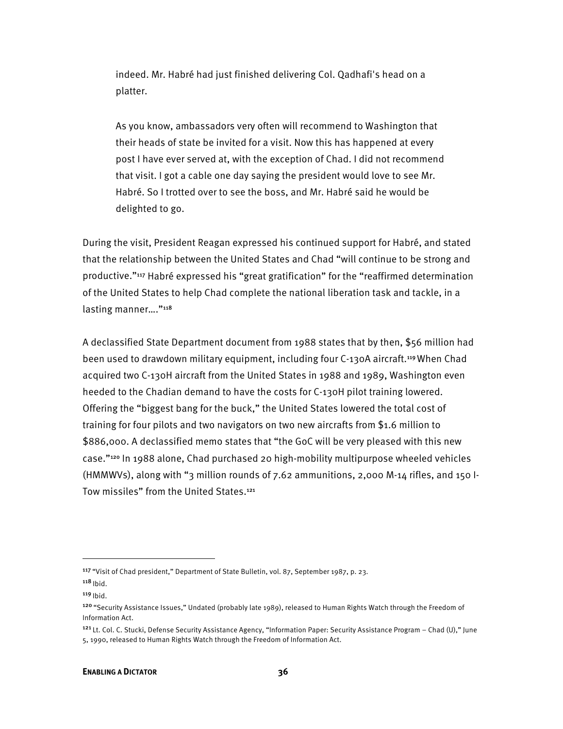> indeed. Mr. Habré had just finished delivering Col. Qadhafi's head on a platter.
>
> As you know, ambassadors very often will recommend to Washington that their heads of state be invited for a visit. Now this has happened at every post I have ever served at, with the exception of Chad. I did not recommend that visit. I got a cable one day saying the president would love to see Mr. Habré. So I trotted over to see the boss, and Mr. Habré said he would be delighted to go.

During the visit, President Reagan expressed his continued support for Habré, and stated that the relationship between the United States and Chad "will continue to be strong and productive."[117] Habré expressed his "great gratification" for the "reaffirmed determination of the United States to help Chad complete the national liberation task and tackle, in a lasting manner…."[118]

A declassified State Department document from 1988 states that by then, $56 million had been used to drawdown military equipment, including four C-130A aircraft.[119] When Chad acquired two C-130H aircraft from the United States in 1988 and 1989, Washington even heeded to the Chadian demand to have the costs for C-130H pilot training lowered. Offering the "biggest bang for the buck," the United States lowered the total cost of training for four pilots and two navigators on two new aircrafts from $1.6 million to $886,000. A declassified memo states that "the GoC will be very pleased with this new case."[120] In 1988 alone, Chad purchased 20 high-mobility multipurpose wheeled vehicles (HMMWVs), along with "3 million rounds of 7.62 ammunitions, 2,000 M-14 rifles, and 150 I-Tow missiles" from the United States.[121]

---

[117] "Visit of Chad president," Department of State Bulletin, vol. 87, September 1987, p. 23.

[118] Ibid.

[119] Ibid.

[120] "Security Assistance Issues," Undated (probably late 1989), released to Human Rights Watch through the Freedom of Information Act.

[121] Lt. Col. C. Stucki, Defense Security Assistance Agency, "Information Paper: Security Assistance Program – Chad (U)," June 5, 1990, released to Human Rights Watch through the Freedom of Information Act.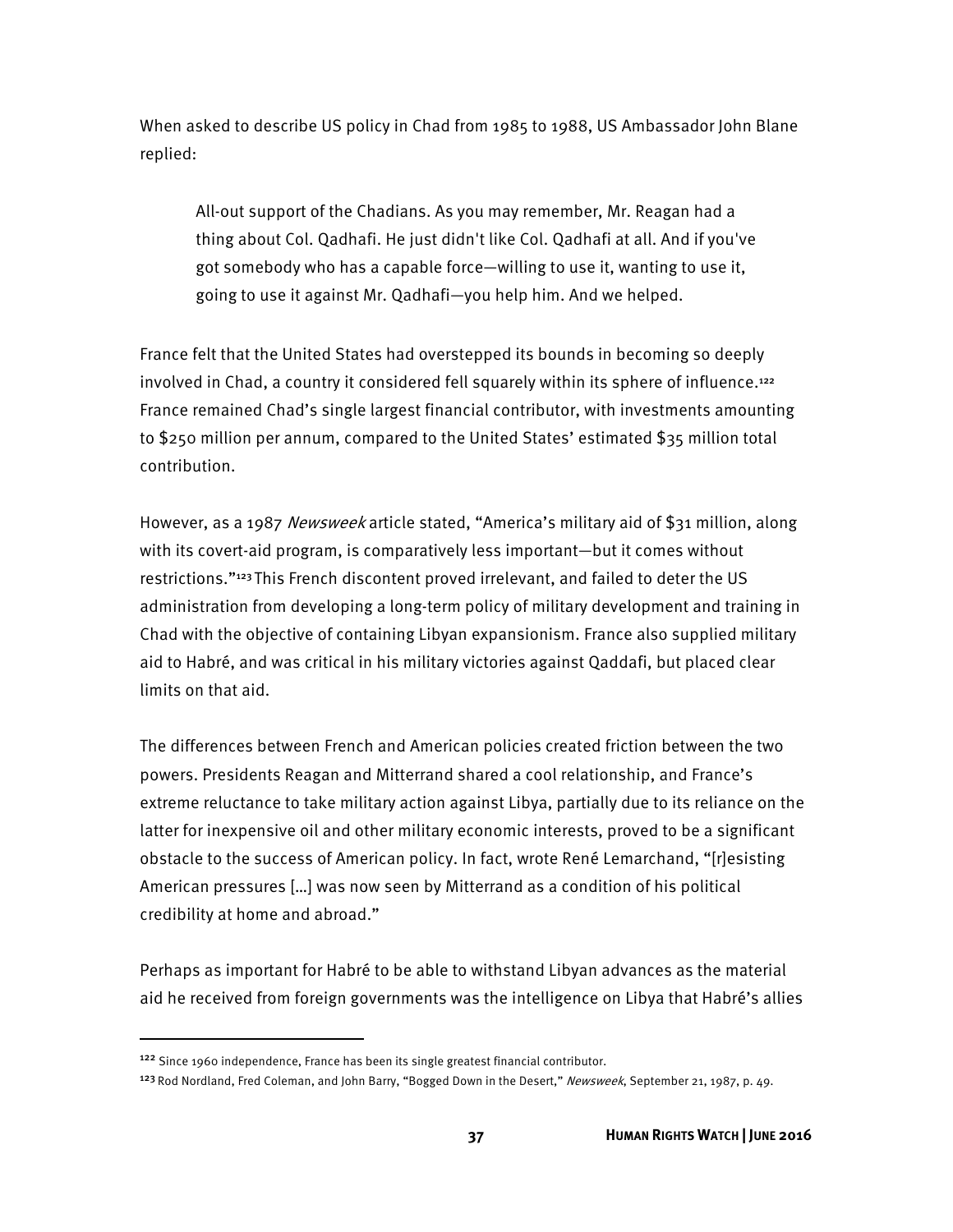When asked to describe US policy in Chad from 1985 to 1988, US Ambassador John Blane replied:

> All-out support of the Chadians. As you may remember, Mr. Reagan had a thing about Col. Qadhafi. He just didn't like Col. Qadhafi at all. And if you've got somebody who has a capable force—willing to use it, wanting to use it, going to use it against Mr. Qadhafi—you help him. And we helped.

France felt that the United States had overstepped its bounds in becoming so deeply involved in Chad, a country it considered fell squarely within its sphere of influence.[122] France remained Chad's single largest financial contributor, with investments amounting to $250 million per annum, compared to the United States' estimated $35 million total contribution.

However, as a 1987 *Newsweek* article stated, "America's military aid of $31 million, along with its covert-aid program, is comparatively less important—but it comes without restrictions."[123] This French discontent proved irrelevant, and failed to deter the US administration from developing a long-term policy of military development and training in Chad with the objective of containing Libyan expansionism. France also supplied military aid to Habré, and was critical in his military victories against Qaddafi, but placed clear limits on that aid.

The differences between French and American policies created friction between the two powers. Presidents Reagan and Mitterrand shared a cool relationship, and France's extreme reluctance to take military action against Libya, partially due to its reliance on the latter for inexpensive oil and other military economic interests, proved to be a significant obstacle to the success of American policy. In fact, wrote René Lemarchand, "[r]esisting American pressures […] was now seen by Mitterrand as a condition of his political credibility at home and abroad."

Perhaps as important for Habré to be able to withstand Libyan advances as the material aid he received from foreign governments was the intelligence on Libya that Habré's allies

---

[122] Since 1960 independence, France has been its single greatest financial contributor.

[123] Rod Nordland, Fred Coleman, and John Barry, "Bogged Down in the Desert," *Newsweek*, September 21, 1987, p. 49.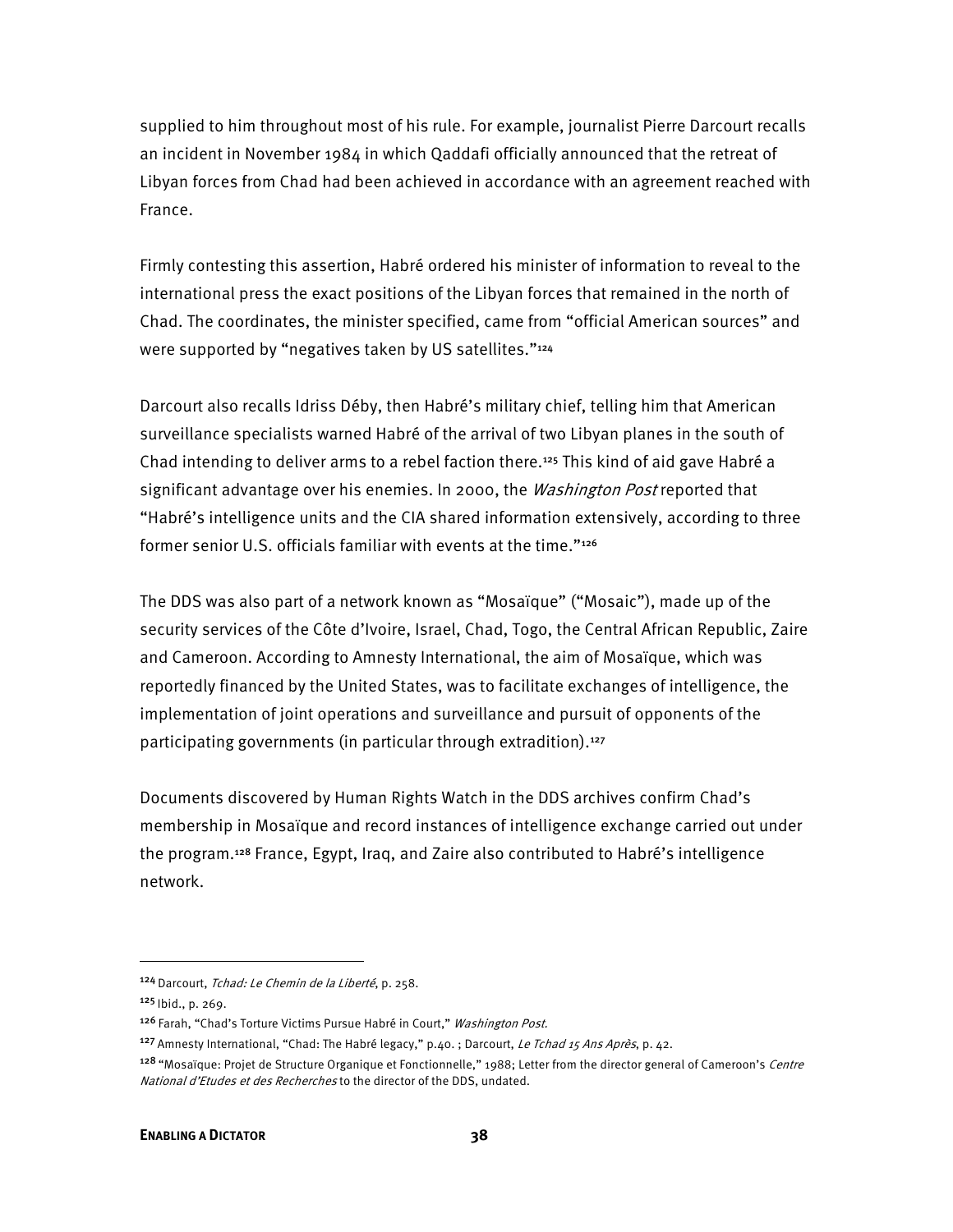supplied to him throughout most of his rule. For example, journalist Pierre Darcourt recalls an incident in November 1984 in which Qaddafi officially announced that the retreat of Libyan forces from Chad had been achieved in accordance with an agreement reached with France.

Firmly contesting this assertion, Habré ordered his minister of information to reveal to the international press the exact positions of the Libyan forces that remained in the north of Chad. The coordinates, the minister specified, came from "official American sources" and were supported by "negatives taken by US satellites."[124]

Darcourt also recalls Idriss Déby, then Habré's military chief, telling him that American surveillance specialists warned Habré of the arrival of two Libyan planes in the south of Chad intending to deliver arms to a rebel faction there.[125] This kind of aid gave Habré a significant advantage over his enemies. In 2000, the *Washington Post* reported that "Habré's intelligence units and the CIA shared information extensively, according to three former senior U.S. officials familiar with events at the time."[126]

The DDS was also part of a network known as "Mosaïque" ("Mosaic"), made up of the security services of the Côte d'Ivoire, Israel, Chad, Togo, the Central African Republic, Zaire and Cameroon. According to Amnesty International, the aim of Mosaïque, which was reportedly financed by the United States, was to facilitate exchanges of intelligence, the implementation of joint operations and surveillance and pursuit of opponents of the participating governments (in particular through extradition).[127]

Documents discovered by Human Rights Watch in the DDS archives confirm Chad's membership in Mosaïque and record instances of intelligence exchange carried out under the program.[128] France, Egypt, Iraq, and Zaire also contributed to Habré's intelligence network.

---

[124] Darcourt, *Tchad: Le Chemin de la Liberté*, p. 258.

[125] Ibid., p. 269.

[126] Farah, "Chad's Torture Victims Pursue Habré in Court," *Washington Post*.

[127] Amnesty International, "Chad: The Habré legacy," p.40. ; Darcourt, *Le Tchad 15 Ans Après*, p. 42.

[128] "Mosaïque: Projet de Structure Organique et Fonctionnelle," 1988; Letter from the director general of Cameroon's *Centre National d'Etudes et des Recherches* to the director of the DDS, undated.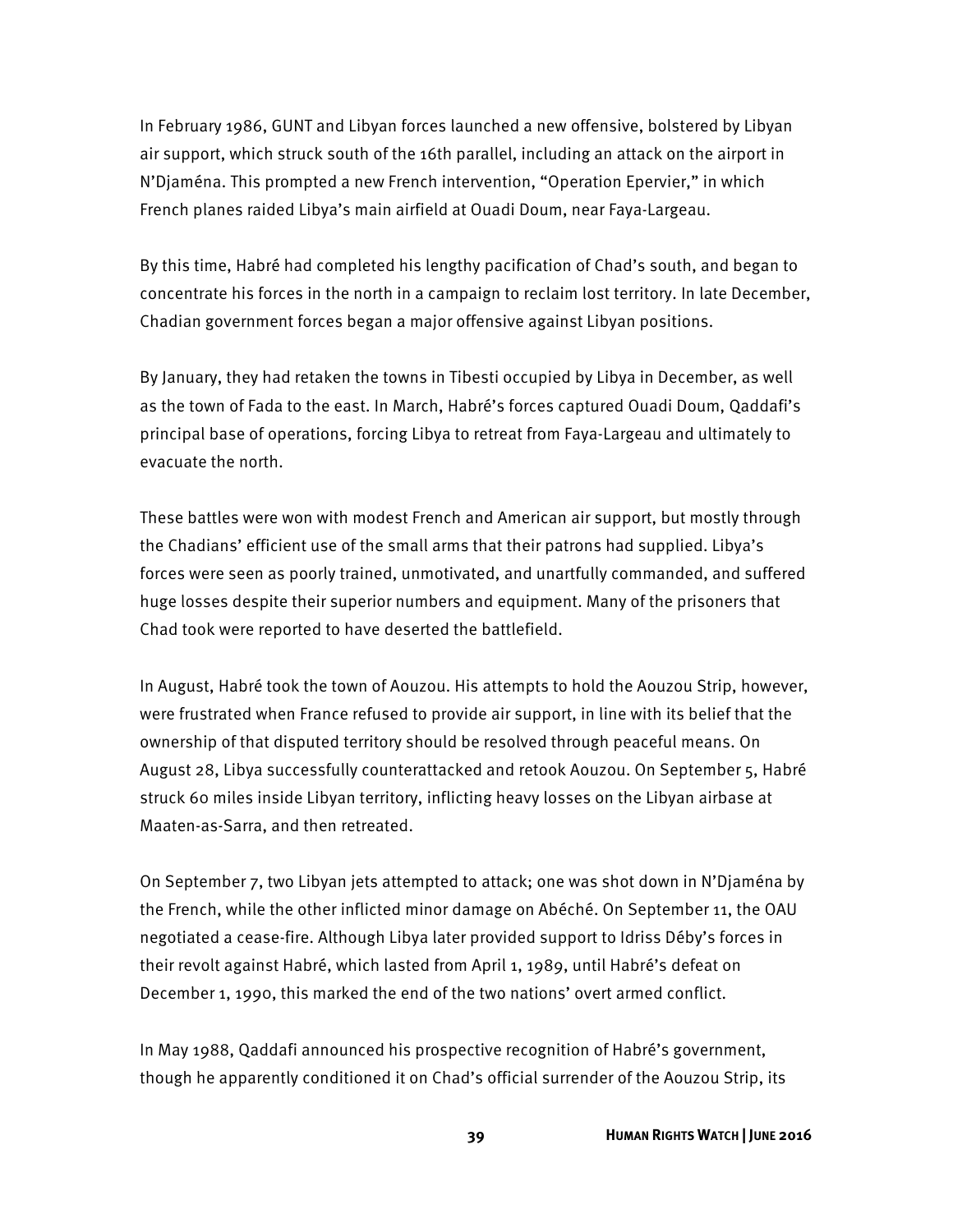In February 1986, GUNT and Libyan forces launched a new offensive, bolstered by Libyan air support, which struck south of the 16th parallel, including an attack on the airport in N'Djaména. This prompted a new French intervention, "Operation Epervier," in which French planes raided Libya's main airfield at Ouadi Doum, near Faya-Largeau.

By this time, Habré had completed his lengthy pacification of Chad's south, and began to concentrate his forces in the north in a campaign to reclaim lost territory. In late December, Chadian government forces began a major offensive against Libyan positions.

By January, they had retaken the towns in Tibesti occupied by Libya in December, as well as the town of Fada to the east. In March, Habré's forces captured Ouadi Doum, Qaddafi's principal base of operations, forcing Libya to retreat from Faya-Largeau and ultimately to evacuate the north.

These battles were won with modest French and American air support, but mostly through the Chadians' efficient use of the small arms that their patrons had supplied. Libya's forces were seen as poorly trained, unmotivated, and unartfully commanded, and suffered huge losses despite their superior numbers and equipment. Many of the prisoners that Chad took were reported to have deserted the battlefield.

In August, Habré took the town of Aouzou. His attempts to hold the Aouzou Strip, however, were frustrated when France refused to provide air support, in line with its belief that the ownership of that disputed territory should be resolved through peaceful means. On August 28, Libya successfully counterattacked and retook Aouzou. On September 5, Habré struck 60 miles inside Libyan territory, inflicting heavy losses on the Libyan airbase at Maaten-as-Sarra, and then retreated.

On September 7, two Libyan jets attempted to attack; one was shot down in N'Djaména by the French, while the other inflicted minor damage on Abéché. On September 11, the OAU negotiated a cease-fire. Although Libya later provided support to Idriss Déby's forces in their revolt against Habré, which lasted from April 1, 1989, until Habré's defeat on December 1, 1990, this marked the end of the two nations' overt armed conflict.

In May 1988, Qaddafi announced his prospective recognition of Habré's government, though he apparently conditioned it on Chad's official surrender of the Aouzou Strip, its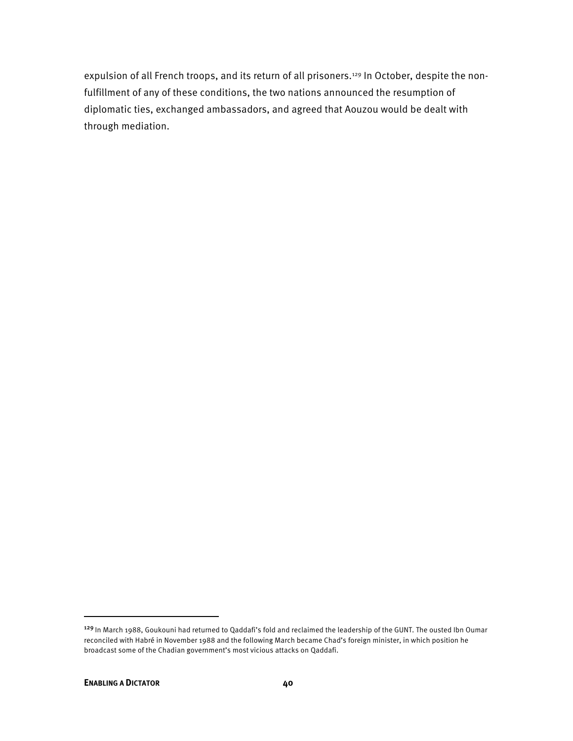expulsion of all French troops, and its return of all prisoners.[129] In October, despite the non-fulfillment of any of these conditions, the two nations announced the resumption of diplomatic ties, exchanged ambassadors, and agreed that Aouzou would be dealt with through mediation.

[129] In March 1988, Goukouni had returned to Qaddafi's fold and reclaimed the leadership of the GUNT. The ousted Ibn Oumar reconciled with Habré in November 1988 and the following March became Chad's foreign minister, in which position he broadcast some of the Chadian government's most vicious attacks on Qaddafi.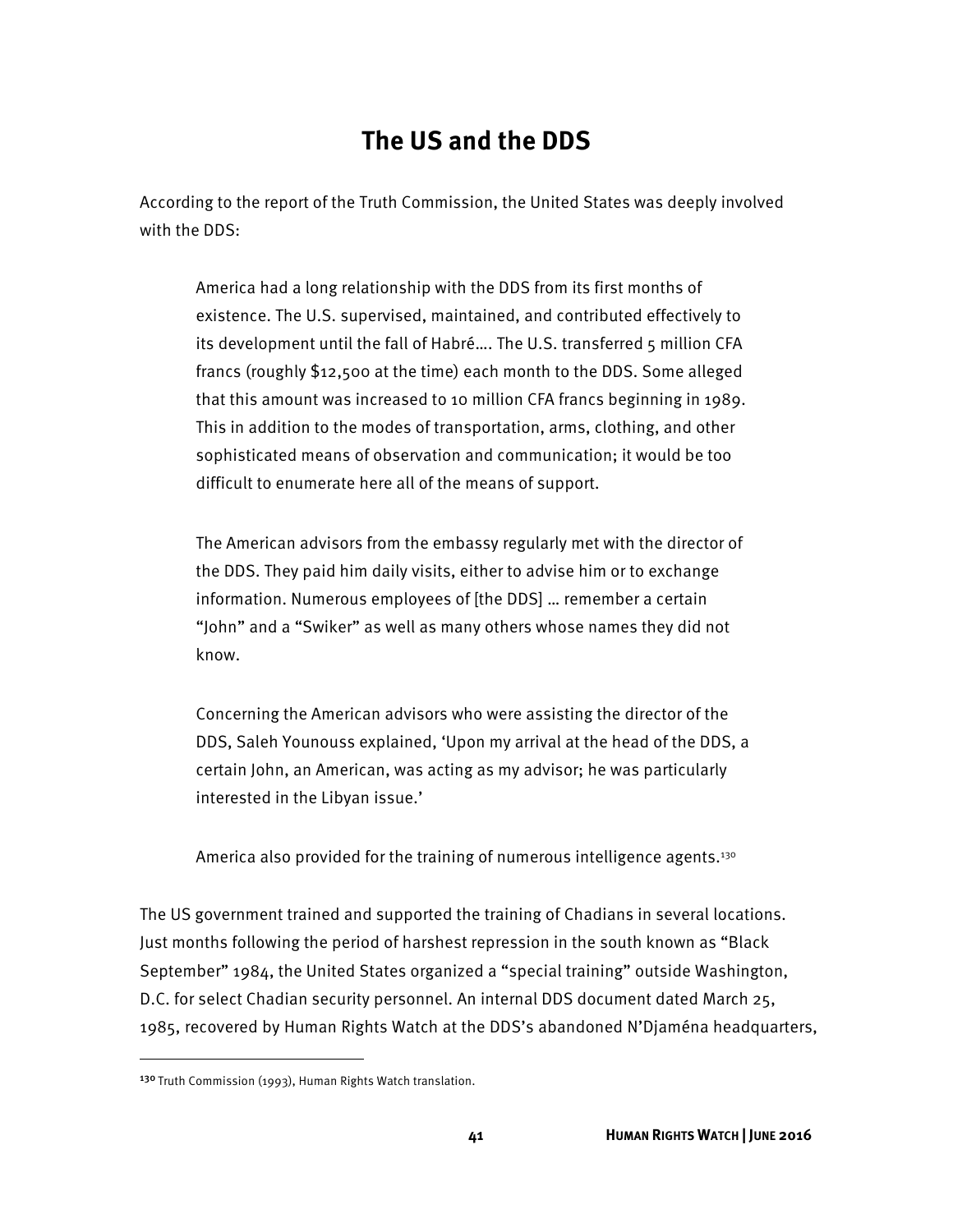## The US and the DDS

According to the report of the Truth Commission, the United States was deeply involved with the DDS:

> America had a long relationship with the DDS from its first months of existence. The U.S. supervised, maintained, and contributed effectively to its development until the fall of Habré…. The U.S. transferred 5 million CFA francs (roughly $12,500 at the time) each month to the DDS. Some alleged that this amount was increased to 10 million CFA francs beginning in 1989. This in addition to the modes of transportation, arms, clothing, and other sophisticated means of observation and communication; it would be too difficult to enumerate here all of the means of support.
>
> The American advisors from the embassy regularly met with the director of the DDS. They paid him daily visits, either to advise him or to exchange information. Numerous employees of [the DDS] … remember a certain "John" and a "Swiker" as well as many others whose names they did not know.
>
> Concerning the American advisors who were assisting the director of the DDS, Saleh Younouss explained, 'Upon my arrival at the head of the DDS, a certain John, an American, was acting as my advisor; he was particularly interested in the Libyan issue.'
>
> America also provided for the training of numerous intelligence agents.[130]

The US government trained and supported the training of Chadians in several locations. Just months following the period of harshest repression in the south known as "Black September" 1984, the United States organized a "special training" outside Washington, D.C. for select Chadian security personnel. An internal DDS document dated March 25, 1985, recovered by Human Rights Watch at the DDS's abandoned N'Djaména headquarters,

---

[130] Truth Commission (1993), Human Rights Watch translation.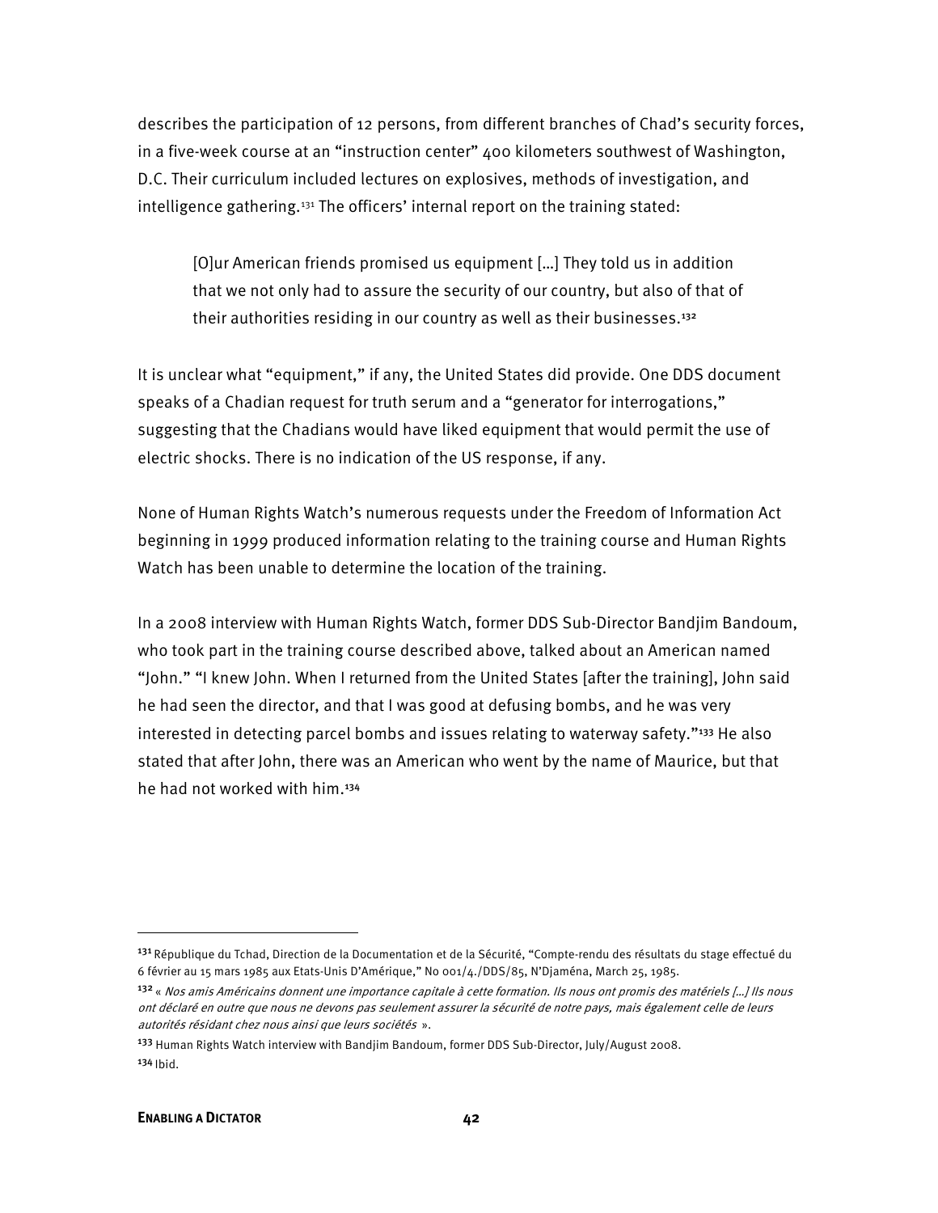describes the participation of 12 persons, from different branches of Chad's security forces, in a five-week course at an "instruction center" 400 kilometers southwest of Washington, D.C. Their curriculum included lectures on explosives, methods of investigation, and intelligence gathering.[131] The officers' internal report on the training stated:

> [O]ur American friends promised us equipment […] They told us in addition that we not only had to assure the security of our country, but also of that of their authorities residing in our country as well as their businesses.[132]

It is unclear what "equipment," if any, the United States did provide. One DDS document speaks of a Chadian request for truth serum and a "generator for interrogations," suggesting that the Chadians would have liked equipment that would permit the use of electric shocks. There is no indication of the US response, if any.

None of Human Rights Watch's numerous requests under the Freedom of Information Act beginning in 1999 produced information relating to the training course and Human Rights Watch has been unable to determine the location of the training.

In a 2008 interview with Human Rights Watch, former DDS Sub-Director Bandjim Bandoum, who took part in the training course described above, talked about an American named "John." "I knew John. When I returned from the United States [after the training], John said he had seen the director, and that I was good at defusing bombs, and he was very interested in detecting parcel bombs and issues relating to waterway safety."[133] He also stated that after John, there was an American who went by the name of Maurice, but that he had not worked with him.[134]

---

[131] République du Tchad, Direction de la Documentation et de la Sécurité, "Compte-rendu des résultats du stage effectué du 6 février au 15 mars 1985 aux Etats-Unis D'Amérique," No 001/4./DDS/85, N'Djaména, March 25, 1985.

[132] « *Nos amis Américains donnent une importance capitale à cette formation. Ils nous ont promis des matériels […] Ils nous ont déclaré en outre que nous ne devons pas seulement assurer la sécurité de notre pays, mais également celle de leurs autorités résidant chez nous ainsi que leurs sociétés* ».

[133] Human Rights Watch interview with Bandjim Bandoum, former DDS Sub-Director, July/August 2008.

[134] Ibid.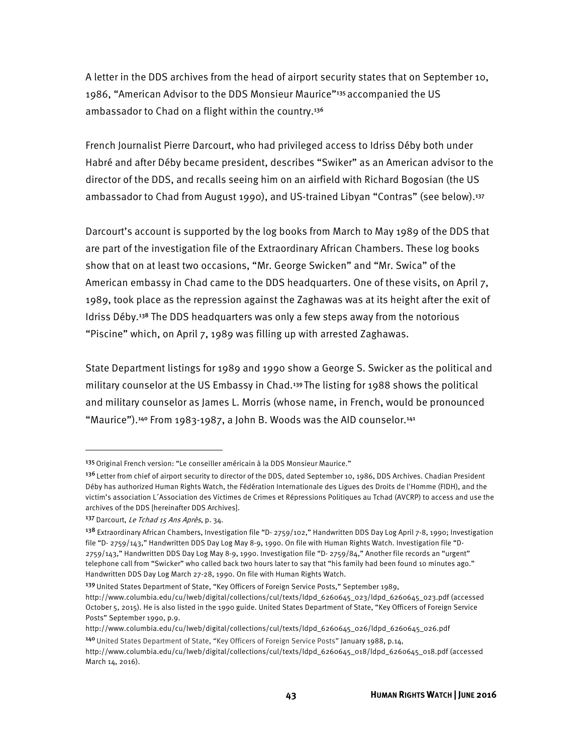A letter in the DDS archives from the head of airport security states that on September 10, 1986, "American Advisor to the DDS Monsieur Maurice"[135] accompanied the US ambassador to Chad on a flight within the country.[136]

French Journalist Pierre Darcourt, who had privileged access to Idriss Déby both under Habré and after Déby became president, describes "Swiker" as an American advisor to the director of the DDS, and recalls seeing him on an airfield with Richard Bogosian (the US ambassador to Chad from August 1990), and US-trained Libyan "Contras" (see below).[137]

Darcourt's account is supported by the log books from March to May 1989 of the DDS that are part of the investigation file of the Extraordinary African Chambers. These log books show that on at least two occasions, "Mr. George Swicken" and "Mr. Swica" of the American embassy in Chad came to the DDS headquarters. One of these visits, on April 7, 1989, took place as the repression against the Zaghawas was at its height after the exit of Idriss Déby.[138] The DDS headquarters was only a few steps away from the notorious "Piscine" which, on April 7, 1989 was filling up with arrested Zaghawas.

State Department listings for 1989 and 1990 show a George S. Swicker as the political and military counselor at the US Embassy in Chad.[139] The listing for 1988 shows the political and military counselor as James L. Morris (whose name, in French, would be pronounced "Maurice").[140] From 1983-1987, a John B. Woods was the AID counselor.[141]

---

[135] Original French version: "Le conseiller américain à la DDS Monsieur Maurice."

[136] Letter from chief of airport security to director of the DDS, dated September 10, 1986, DDS Archives. Chadian President Déby has authorized Human Rights Watch, the Fédération Internationale des Ligues des Droits de l'Homme (FIDH), and the victim's association L´Association des Victimes de Crimes et Répressions Politiques au Tchad (AVCRP) to access and use the archives of the DDS [hereinafter DDS Archives].

[137] Darcourt, *Le Tchad 15 Ans Après*, p. 34.

[138] Extraordinary African Chambers, Investigation file "D- 2759/102," Handwritten DDS Day Log April 7-8, 1990; Investigation file "D- 2759/143," Handwritten DDS Day Log May 8-9, 1990. On file with Human Rights Watch. Investigation file "D- 2759/143," Handwritten DDS Day Log May 8-9, 1990. Investigation file "D- 2759/84," Another file records an "urgent" telephone call from "Swicker" who called back two hours later to say that "his family had been found 10 minutes ago." Handwritten DDS Day Log March 27-28, 1990. On file with Human Rights Watch.

[139] United States Department of State, "Key Officers of Foreign Service Posts," September 1989, http://www.columbia.edu/cu/lweb/digital/collections/cul/texts/ldpd_6260645_023/ldpd_6260645_023.pdf (accessed October 5, 2015). He is also listed in the 1990 guide. United States Department of State, "Key Officers of Foreign Service Posts" September 1990, p.9. http://www.columbia.edu/cu/lweb/digital/collections/cul/texts/ldpd_6260645_026/ldpd_6260645_026.pdf

[140] United States Department of State, "Key Officers of Foreign Service Posts" January 1988, p.14, http://www.columbia.edu/cu/lweb/digital/collections/cul/texts/ldpd_6260645_018/ldpd_6260645_018.pdf (accessed March 14, 2016).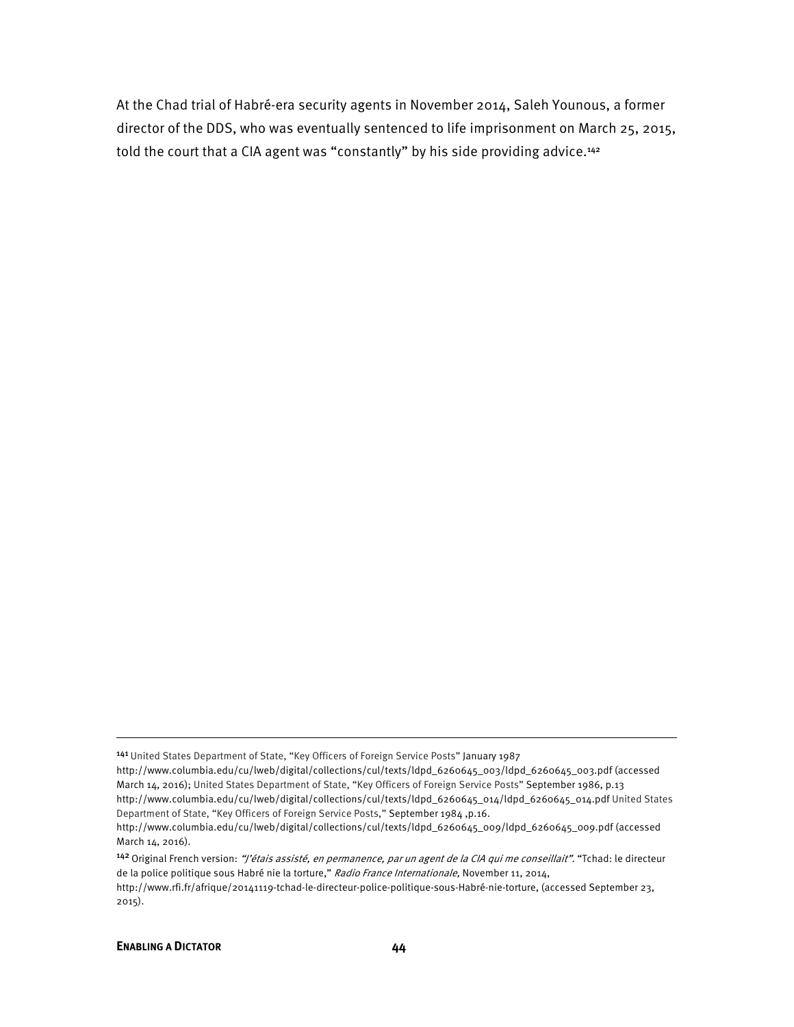At the Chad trial of Habré-era security agents in November 2014, Saleh Younous, a former director of the DDS, who was eventually sentenced to life imprisonment on March 25, 2015, told the court that a CIA agent was "constantly" by his side providing advice.[142]

---

[141] United States Department of State, "Key Officers of Foreign Service Posts" January 1987 http://www.columbia.edu/cu/lweb/digital/collections/cul/texts/ldpd_6260645_003/ldpd_6260645_003.pdf (accessed March 14, 2016); United States Department of State, "Key Officers of Foreign Service Posts" September 1986, p.13 http://www.columbia.edu/cu/lweb/digital/collections/cul/texts/ldpd_6260645_014/ldpd_6260645_014.pdf United States Department of State, "Key Officers of Foreign Service Posts," September 1984 ,p.16. http://www.columbia.edu/cu/lweb/digital/collections/cul/texts/ldpd_6260645_009/ldpd_6260645_009.pdf (accessed March 14, 2016).

[142] Original French version: *"J'étais assisté, en permanence, par un agent de la CIA qui me conseillait".* "Tchad: le directeur de la police politique sous Habré nie la torture," *Radio France Internationale,* November 11, 2014, http://www.rfi.fr/afrique/20141119-tchad-le-directeur-police-politique-sous-Habré-nie-torture, (accessed September 23, 2015).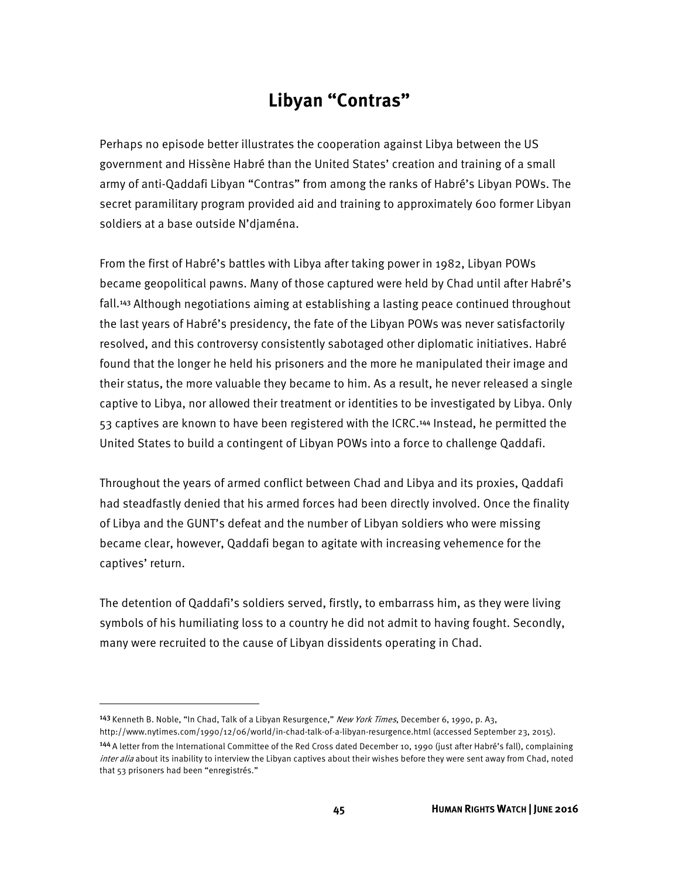## Libyan "Contras"

Perhaps no episode better illustrates the cooperation against Libya between the US government and Hissène Habré than the United States' creation and training of a small army of anti-Qaddafi Libyan "Contras" from among the ranks of Habré's Libyan POWs. The secret paramilitary program provided aid and training to approximately 600 former Libyan soldiers at a base outside N'djaména.

From the first of Habré's battles with Libya after taking power in 1982, Libyan POWs became geopolitical pawns. Many of those captured were held by Chad until after Habré's fall.[143] Although negotiations aiming at establishing a lasting peace continued throughout the last years of Habré's presidency, the fate of the Libyan POWs was never satisfactorily resolved, and this controversy consistently sabotaged other diplomatic initiatives. Habré found that the longer he held his prisoners and the more he manipulated their image and their status, the more valuable they became to him. As a result, he never released a single captive to Libya, nor allowed their treatment or identities to be investigated by Libya. Only 53 captives are known to have been registered with the ICRC.[144] Instead, he permitted the United States to build a contingent of Libyan POWs into a force to challenge Qaddafi.

Throughout the years of armed conflict between Chad and Libya and its proxies, Qaddafi had steadfastly denied that his armed forces had been directly involved. Once the finality of Libya and the GUNT's defeat and the number of Libyan soldiers who were missing became clear, however, Qaddafi began to agitate with increasing vehemence for the captives' return.

The detention of Qaddafi's soldiers served, firstly, to embarrass him, as they were living symbols of his humiliating loss to a country he did not admit to having fought. Secondly, many were recruited to the cause of Libyan dissidents operating in Chad.

---

[143] Kenneth B. Noble, "In Chad, Talk of a Libyan Resurgence," *New York Times*, December 6, 1990, p. A3, http://www.nytimes.com/1990/12/06/world/in-chad-talk-of-a-libyan-resurgence.html (accessed September 23, 2015).

[144] A letter from the International Committee of the Red Cross dated December 10, 1990 (just after Habré's fall), complaining *inter alia* about its inability to interview the Libyan captives about their wishes before they were sent away from Chad, noted that 53 prisoners had been "enregistrés."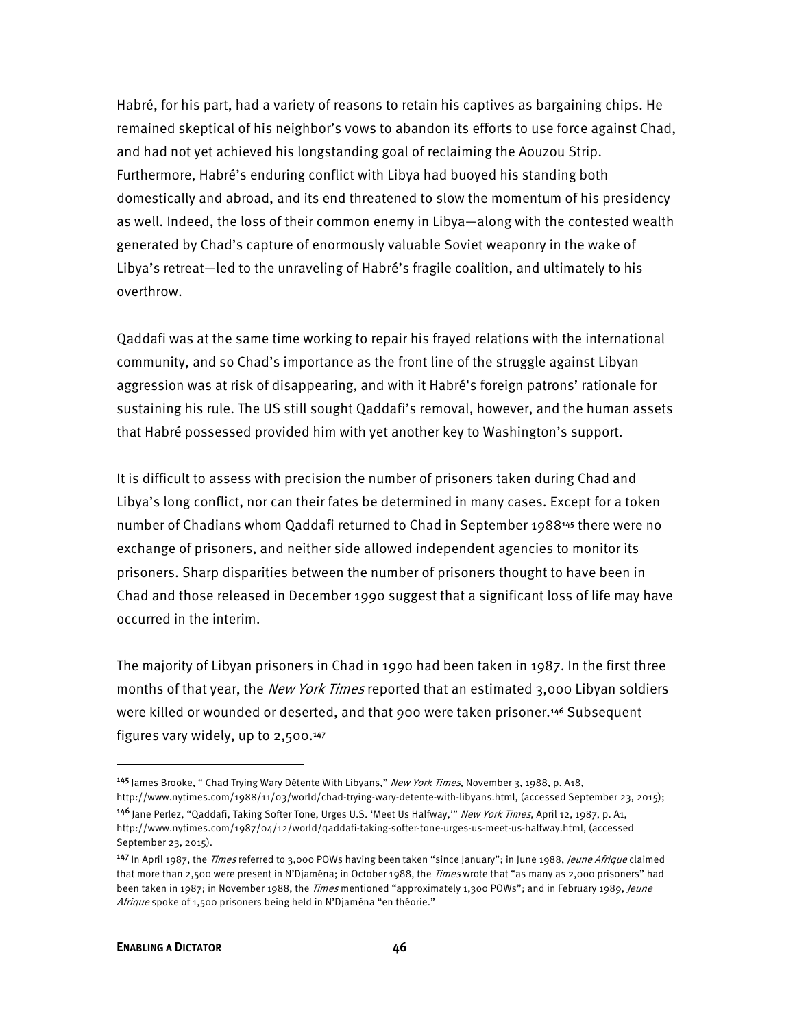Habré, for his part, had a variety of reasons to retain his captives as bargaining chips. He remained skeptical of his neighbor's vows to abandon its efforts to use force against Chad, and had not yet achieved his longstanding goal of reclaiming the Aouzou Strip. Furthermore, Habré's enduring conflict with Libya had buoyed his standing both domestically and abroad, and its end threatened to slow the momentum of his presidency as well. Indeed, the loss of their common enemy in Libya—along with the contested wealth generated by Chad's capture of enormously valuable Soviet weaponry in the wake of Libya's retreat—led to the unraveling of Habré's fragile coalition, and ultimately to his overthrow.

Qaddafi was at the same time working to repair his frayed relations with the international community, and so Chad's importance as the front line of the struggle against Libyan aggression was at risk of disappearing, and with it Habré's foreign patrons' rationale for sustaining his rule. The US still sought Qaddafi's removal, however, and the human assets that Habré possessed provided him with yet another key to Washington's support.

It is difficult to assess with precision the number of prisoners taken during Chad and Libya's long conflict, nor can their fates be determined in many cases. Except for a token number of Chadians whom Qaddafi returned to Chad in September 1988[145] there were no exchange of prisoners, and neither side allowed independent agencies to monitor its prisoners. Sharp disparities between the number of prisoners thought to have been in Chad and those released in December 1990 suggest that a significant loss of life may have occurred in the interim.

The majority of Libyan prisoners in Chad in 1990 had been taken in 1987. In the first three months of that year, the *New York Times* reported that an estimated 3,000 Libyan soldiers were killed or wounded or deserted, and that 900 were taken prisoner.[146] Subsequent figures vary widely, up to 2,500.[147]

---

[145] James Brooke, " Chad Trying Wary Détente With Libyans," *New York Times*, November 3, 1988, p. A18, http://www.nytimes.com/1988/11/03/world/chad-trying-wary-detente-with-libyans.html, (accessed September 23, 2015);

[146] Jane Perlez, "Qaddafi, Taking Softer Tone, Urges U.S. 'Meet Us Halfway,'" *New York Times*, April 12, 1987, p. A1, http://www.nytimes.com/1987/04/12/world/qaddafi-taking-softer-tone-urges-us-meet-us-halfway.html, (accessed September 23, 2015).

[147] In April 1987, the *Times* referred to 3,000 POWs having been taken "since January"; in June 1988, *Jeune Afrique* claimed that more than 2,500 were present in N'Djaména; in October 1988, the *Times* wrote that "as many as 2,000 prisoners" had been taken in 1987; in November 1988, the *Times* mentioned "approximately 1,300 POWs"; and in February 1989, *Jeune Afrique* spoke of 1,500 prisoners being held in N'Djaména "en théorie."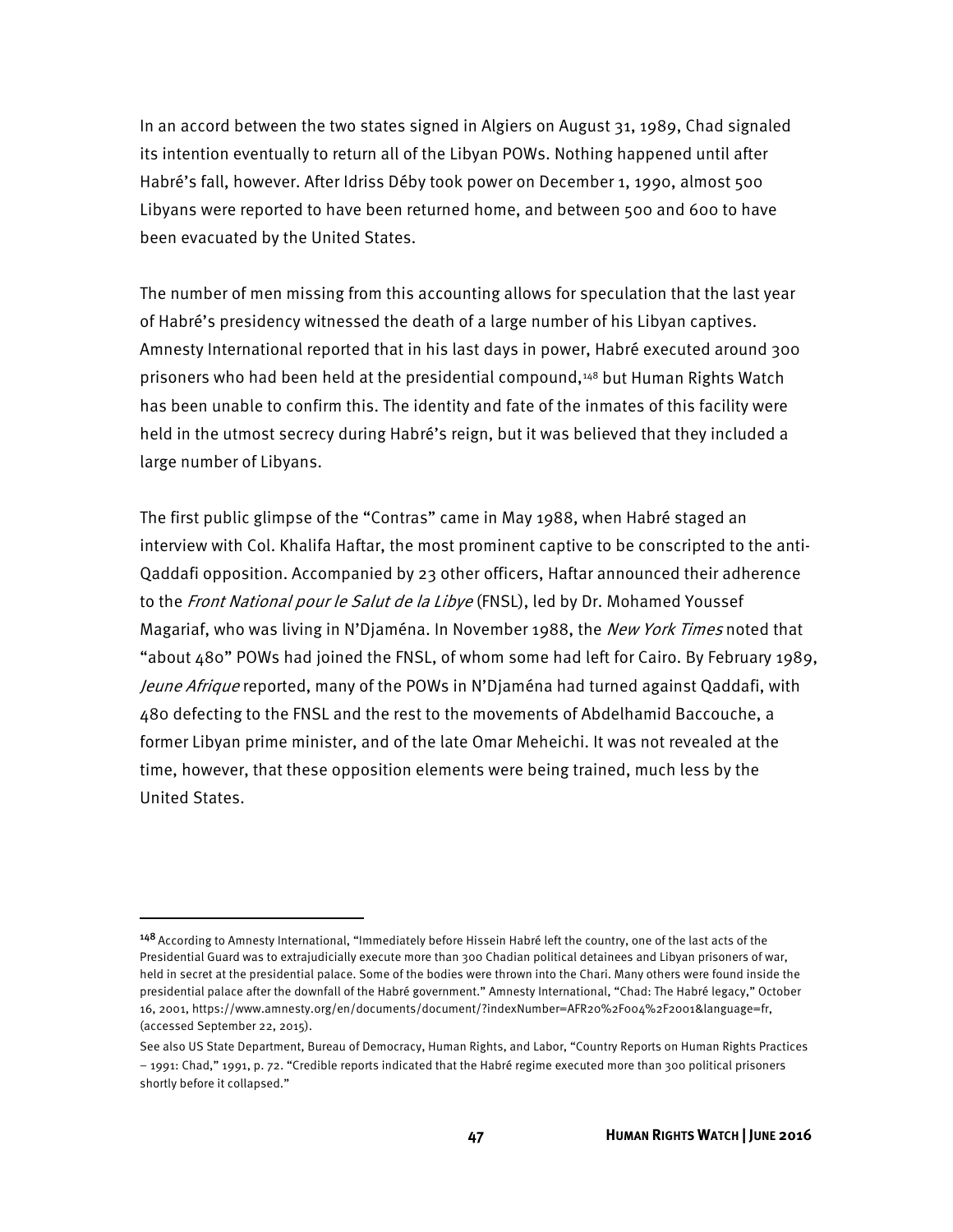In an accord between the two states signed in Algiers on August 31, 1989, Chad signaled its intention eventually to return all of the Libyan POWs. Nothing happened until after Habré's fall, however. After Idriss Déby took power on December 1, 1990, almost 500 Libyans were reported to have been returned home, and between 500 and 600 to have been evacuated by the United States.

The number of men missing from this accounting allows for speculation that the last year of Habré's presidency witnessed the death of a large number of his Libyan captives. Amnesty International reported that in his last days in power, Habré executed around 300 prisoners who had been held at the presidential compound,[148] but Human Rights Watch has been unable to confirm this. The identity and fate of the inmates of this facility were held in the utmost secrecy during Habré's reign, but it was believed that they included a large number of Libyans.

The first public glimpse of the "Contras" came in May 1988, when Habré staged an interview with Col. Khalifa Haftar, the most prominent captive to be conscripted to the anti-Qaddafi opposition. Accompanied by 23 other officers, Haftar announced their adherence to the *Front National pour le Salut de la Libye* (FNSL), led by Dr. Mohamed Youssef Magariaf, who was living in N'Djaména. In November 1988, the *New York Times* noted that "about 480" POWs had joined the FNSL, of whom some had left for Cairo. By February 1989, *Jeune Afrique* reported, many of the POWs in N'Djaména had turned against Qaddafi, with 480 defecting to the FNSL and the rest to the movements of Abdelhamid Baccouche, a former Libyan prime minister, and of the late Omar Meheichi. It was not revealed at the time, however, that these opposition elements were being trained, much less by the United States.

---

[148] According to Amnesty International, "Immediately before Hissein Habré left the country, one of the last acts of the Presidential Guard was to extrajudicially execute more than 300 Chadian political detainees and Libyan prisoners of war, held in secret at the presidential palace. Some of the bodies were thrown into the Chari. Many others were found inside the presidential palace after the downfall of the Habré government." Amnesty International, "Chad: The Habré legacy," October 16, 2001, https://www.amnesty.org/en/documents/document/?indexNumber=AFR20%2F004%2F2001&language=fr, (accessed September 22, 2015).

See also US State Department, Bureau of Democracy, Human Rights, and Labor, "Country Reports on Human Rights Practices – 1991: Chad," 1991, p. 72. "Credible reports indicated that the Habré regime executed more than 300 political prisoners shortly before it collapsed."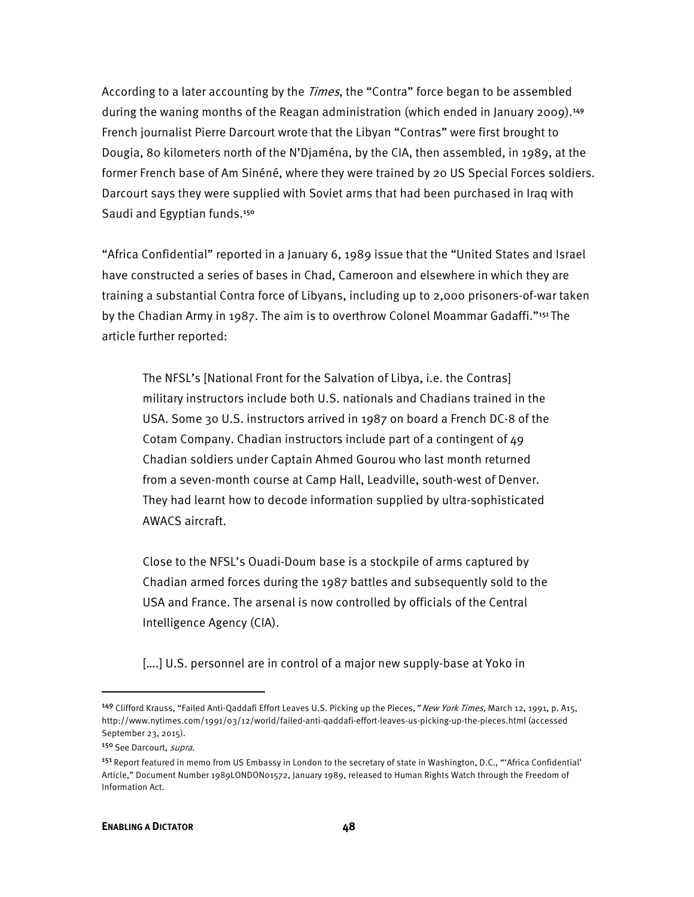According to a later accounting by the *Times*, the "Contra" force began to be assembled during the waning months of the Reagan administration (which ended in January 2009).[149] French journalist Pierre Darcourt wrote that the Libyan "Contras" were first brought to Dougia, 80 kilometers north of the N'Djaména, by the CIA, then assembled, in 1989, at the former French base of Am Sinéné, where they were trained by 20 US Special Forces soldiers. Darcourt says they were supplied with Soviet arms that had been purchased in Iraq with Saudi and Egyptian funds.[150]

"Africa Confidential" reported in a January 6, 1989 issue that the "United States and Israel have constructed a series of bases in Chad, Cameroon and elsewhere in which they are training a substantial Contra force of Libyans, including up to 2,000 prisoners-of-war taken by the Chadian Army in 1987. The aim is to overthrow Colonel Moammar Gadaffi."[151] The article further reported:

> The NFSL's [National Front for the Salvation of Libya, i.e. the Contras] military instructors include both U.S. nationals and Chadians trained in the USA. Some 30 U.S. instructors arrived in 1987 on board a French DC-8 of the Cotam Company. Chadian instructors include part of a contingent of 49 Chadian soldiers under Captain Ahmed Gourou who last month returned from a seven-month course at Camp Hall, Leadville, south-west of Denver. They had learnt how to decode information supplied by ultra-sophisticated AWACS aircraft.
>
> Close to the NFSL's Ouadi-Doum base is a stockpile of arms captured by Chadian armed forces during the 1987 battles and subsequently sold to the USA and France. The arsenal is now controlled by officials of the Central Intelligence Agency (CIA).
>
> [....] U.S. personnel are in control of a major new supply-base at Yoko in

---

[149] Clifford Krauss, "Failed Anti-Qaddafi Effort Leaves U.S. Picking up the Pieces," *New York Times*, March 12, 1991, p. A15, http://www.nytimes.com/1991/03/12/world/failed-anti-qaddafi-effort-leaves-us-picking-up-the-pieces.html (accessed September 23, 2015).

[150] See Darcourt, *supra*.

[151] Report featured in memo from US Embassy in London to the secretary of state in Washington, D.C., "'Africa Confidential' Article," Document Number 1989LONDON01572, January 1989, released to Human Rights Watch through the Freedom of Information Act.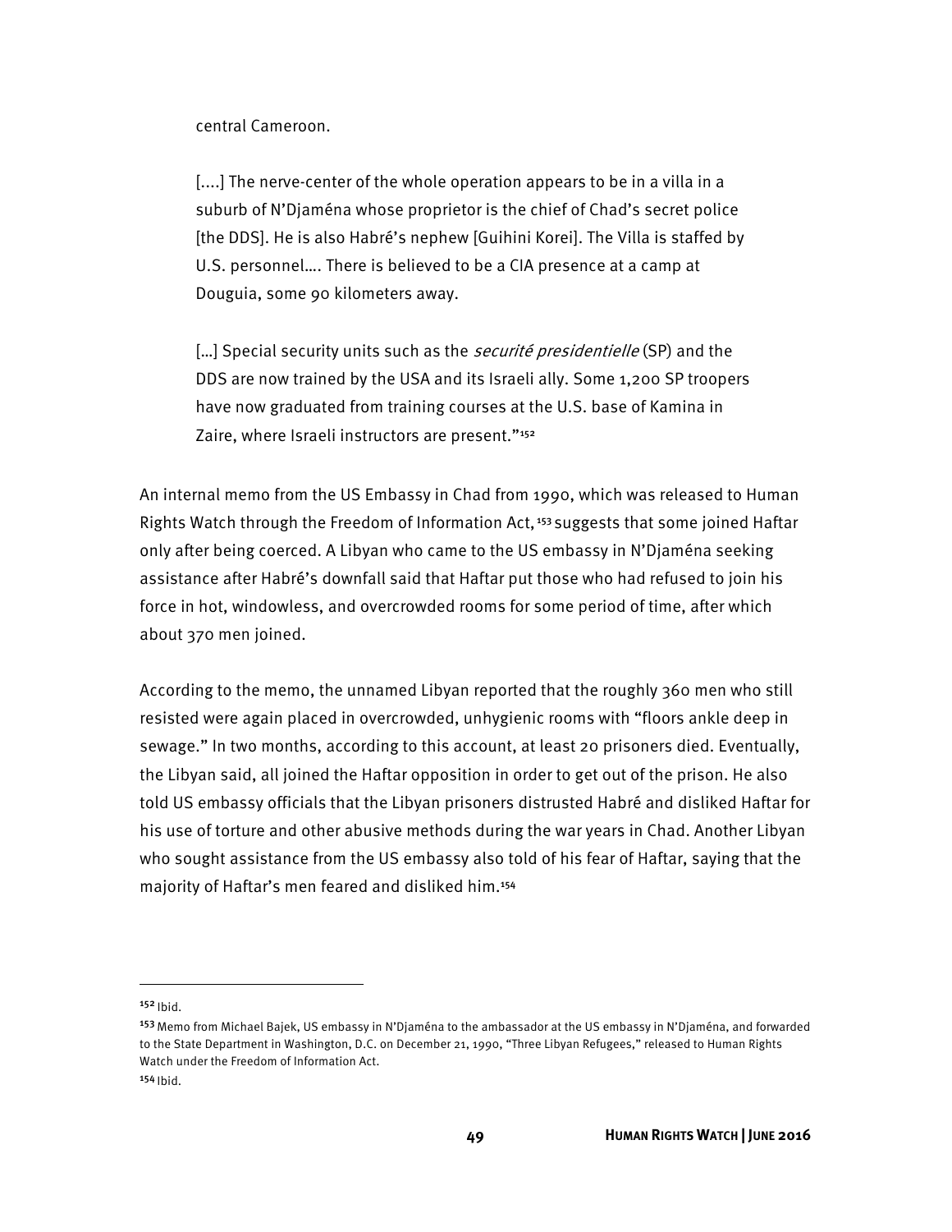central Cameroon.

> [....] The nerve-center of the whole operation appears to be in a villa in a suburb of N'Djaména whose proprietor is the chief of Chad's secret police [the DDS]. He is also Habré's nephew [Guihini Korei]. The Villa is staffed by U.S. personnel…. There is believed to be a CIA presence at a camp at Douguia, some 90 kilometers away.
>
> […] Special security units such as the *securité presidentielle* (SP) and the DDS are now trained by the USA and its Israeli ally. Some 1,200 SP troopers have now graduated from training courses at the U.S. base of Kamina in Zaire, where Israeli instructors are present."[152]

An internal memo from the US Embassy in Chad from 1990, which was released to Human Rights Watch through the Freedom of Information Act,[153] suggests that some joined Haftar only after being coerced. A Libyan who came to the US embassy in N'Djaména seeking assistance after Habré's downfall said that Haftar put those who had refused to join his force in hot, windowless, and overcrowded rooms for some period of time, after which about 370 men joined.

According to the memo, the unnamed Libyan reported that the roughly 360 men who still resisted were again placed in overcrowded, unhygienic rooms with "floors ankle deep in sewage." In two months, according to this account, at least 20 prisoners died. Eventually, the Libyan said, all joined the Haftar opposition in order to get out of the prison. He also told US embassy officials that the Libyan prisoners distrusted Habré and disliked Haftar for his use of torture and other abusive methods during the war years in Chad. Another Libyan who sought assistance from the US embassy also told of his fear of Haftar, saying that the majority of Haftar's men feared and disliked him.[154]

---

[152] Ibid.

[153] Memo from Michael Bajek, US embassy in N'Djaména to the ambassador at the US embassy in N'Djaména, and forwarded to the State Department in Washington, D.C. on December 21, 1990, "Three Libyan Refugees," released to Human Rights Watch under the Freedom of Information Act.

[154] Ibid.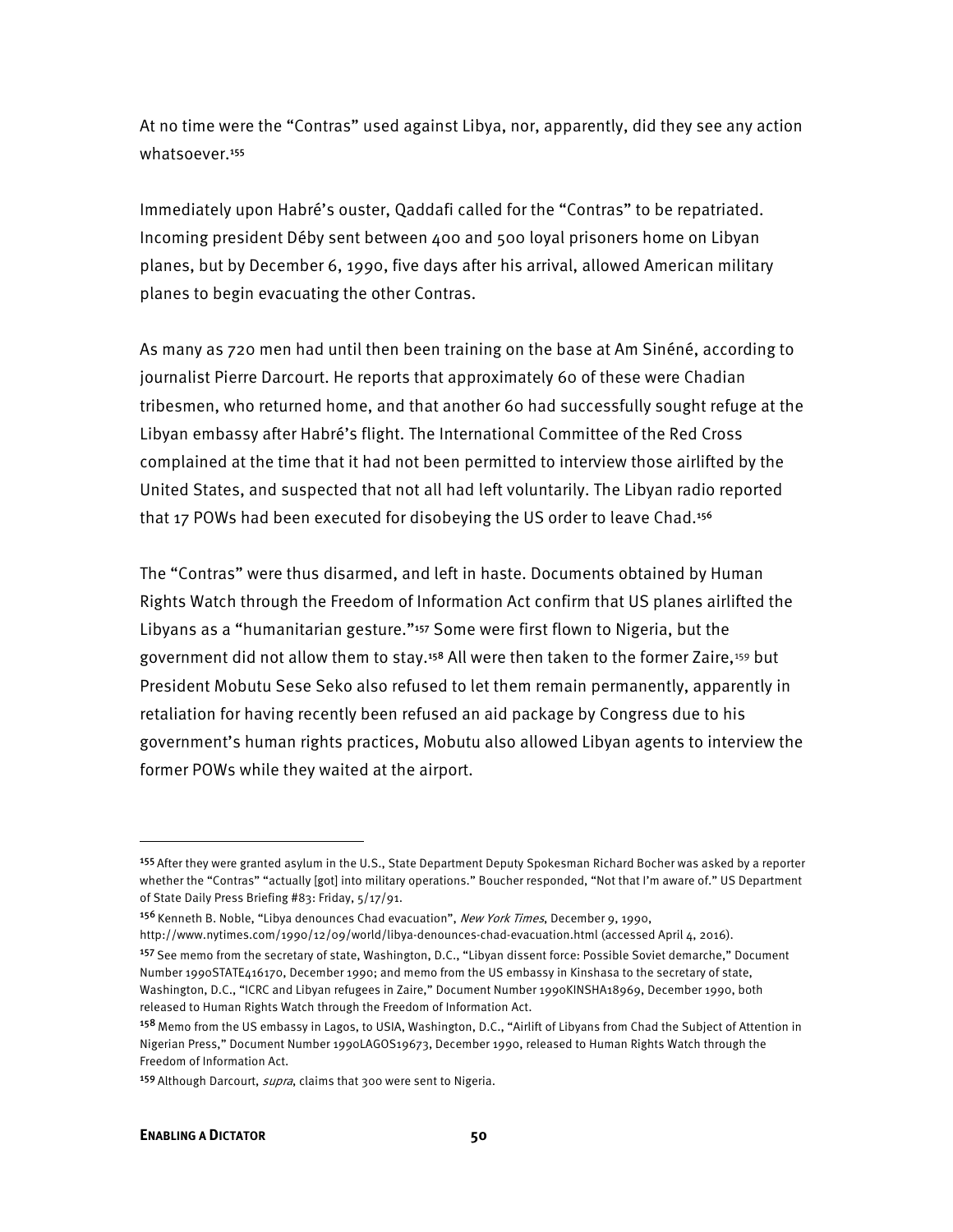At no time were the "Contras" used against Libya, nor, apparently, did they see any action whatsoever.[155]

Immediately upon Habré's ouster, Qaddafi called for the "Contras" to be repatriated. Incoming president Déby sent between 400 and 500 loyal prisoners home on Libyan planes, but by December 6, 1990, five days after his arrival, allowed American military planes to begin evacuating the other Contras.

As many as 720 men had until then been training on the base at Am Sinéné, according to journalist Pierre Darcourt. He reports that approximately 60 of these were Chadian tribesmen, who returned home, and that another 60 had successfully sought refuge at the Libyan embassy after Habré's flight. The International Committee of the Red Cross complained at the time that it had not been permitted to interview those airlifted by the United States, and suspected that not all had left voluntarily. The Libyan radio reported that 17 POWs had been executed for disobeying the US order to leave Chad.[156]

The "Contras" were thus disarmed, and left in haste. Documents obtained by Human Rights Watch through the Freedom of Information Act confirm that US planes airlifted the Libyans as a "humanitarian gesture."[157] Some were first flown to Nigeria, but the government did not allow them to stay.[158] All were then taken to the former Zaire,[159] but President Mobutu Sese Seko also refused to let them remain permanently, apparently in retaliation for having recently been refused an aid package by Congress due to his government's human rights practices, Mobutu also allowed Libyan agents to interview the former POWs while they waited at the airport.

---

[155] After they were granted asylum in the U.S., State Department Deputy Spokesman Richard Bocher was asked by a reporter whether the "Contras" "actually [got] into military operations." Boucher responded, "Not that I'm aware of." US Department of State Daily Press Briefing #83: Friday, 5/17/91.

[156] Kenneth B. Noble, "Libya denounces Chad evacuation", *New York Times*, December 9, 1990, http://www.nytimes.com/1990/12/09/world/libya-denounces-chad-evacuation.html (accessed April 4, 2016).

[157] See memo from the secretary of state, Washington, D.C., "Libyan dissent force: Possible Soviet demarche," Document Number 1990STATE416170, December 1990; and memo from the US embassy in Kinshasa to the secretary of state, Washington, D.C., "ICRC and Libyan refugees in Zaire," Document Number 1990KINSHA18969, December 1990, both released to Human Rights Watch through the Freedom of Information Act.

[158] Memo from the US embassy in Lagos, to USIA, Washington, D.C., "Airlift of Libyans from Chad the Subject of Attention in Nigerian Press," Document Number 1990LAGOS19673, December 1990, released to Human Rights Watch through the Freedom of Information Act.

[159] Although Darcourt, *supra*, claims that 300 were sent to Nigeria.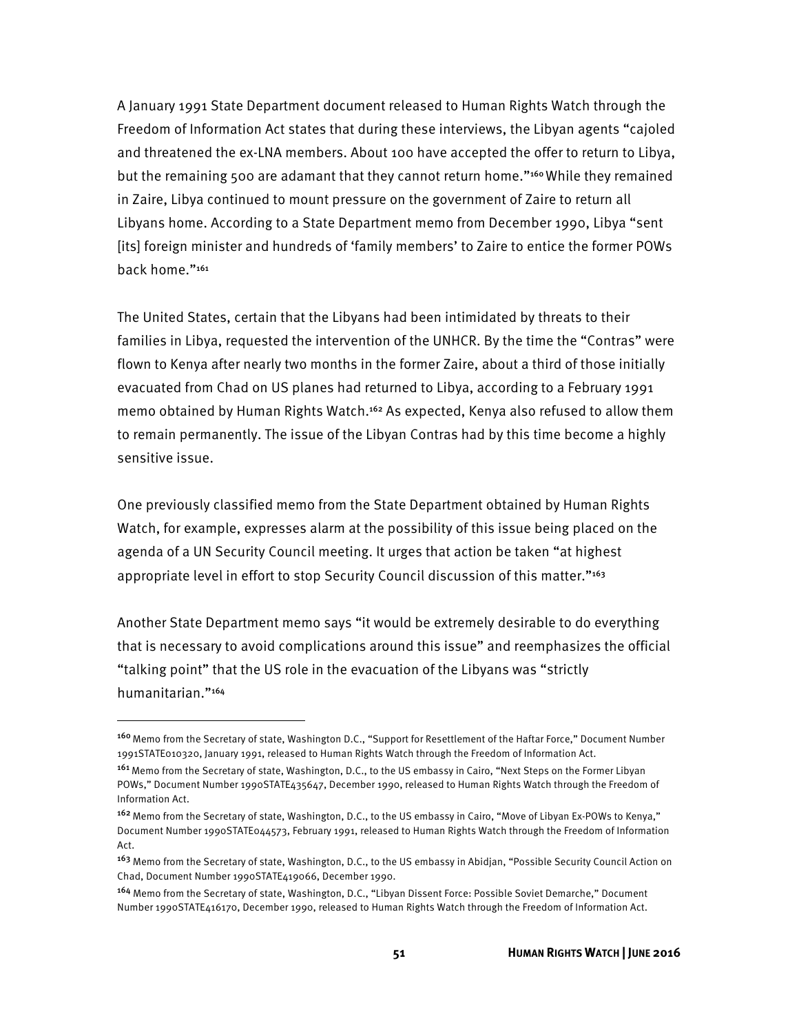A January 1991 State Department document released to Human Rights Watch through the Freedom of Information Act states that during these interviews, the Libyan agents "cajoled and threatened the ex-LNA members. About 100 have accepted the offer to return to Libya, but the remaining 500 are adamant that they cannot return home."[160] While they remained in Zaire, Libya continued to mount pressure on the government of Zaire to return all Libyans home. According to a State Department memo from December 1990, Libya "sent [its] foreign minister and hundreds of 'family members' to Zaire to entice the former POWs back home."[161]

The United States, certain that the Libyans had been intimidated by threats to their families in Libya, requested the intervention of the UNHCR. By the time the "Contras" were flown to Kenya after nearly two months in the former Zaire, about a third of those initially evacuated from Chad on US planes had returned to Libya, according to a February 1991 memo obtained by Human Rights Watch.[162] As expected, Kenya also refused to allow them to remain permanently. The issue of the Libyan Contras had by this time become a highly sensitive issue.

One previously classified memo from the State Department obtained by Human Rights Watch, for example, expresses alarm at the possibility of this issue being placed on the agenda of a UN Security Council meeting. It urges that action be taken "at highest appropriate level in effort to stop Security Council discussion of this matter."[163]

Another State Department memo says "it would be extremely desirable to do everything that is necessary to avoid complications around this issue" and reemphasizes the official "talking point" that the US role in the evacuation of the Libyans was "strictly humanitarian."[164]

---

[160] Memo from the Secretary of state, Washington D.C., "Support for Resettlement of the Haftar Force," Document Number 1991STATE010320, January 1991, released to Human Rights Watch through the Freedom of Information Act.

[161] Memo from the Secretary of state, Washington, D.C., to the US embassy in Cairo, "Next Steps on the Former Libyan POWs," Document Number 1990STATE435647, December 1990, released to Human Rights Watch through the Freedom of Information Act.

[162] Memo from the Secretary of state, Washington, D.C., to the US embassy in Cairo, "Move of Libyan Ex-POWs to Kenya," Document Number 1990STATE044573, February 1991, released to Human Rights Watch through the Freedom of Information Act.

[163] Memo from the Secretary of state, Washington, D.C., to the US embassy in Abidjan, "Possible Security Council Action on Chad, Document Number 1990STATE419066, December 1990.

[164] Memo from the Secretary of state, Washington, D.C., "Libyan Dissent Force: Possible Soviet Demarche," Document Number 1990STATE416170, December 1990, released to Human Rights Watch through the Freedom of Information Act.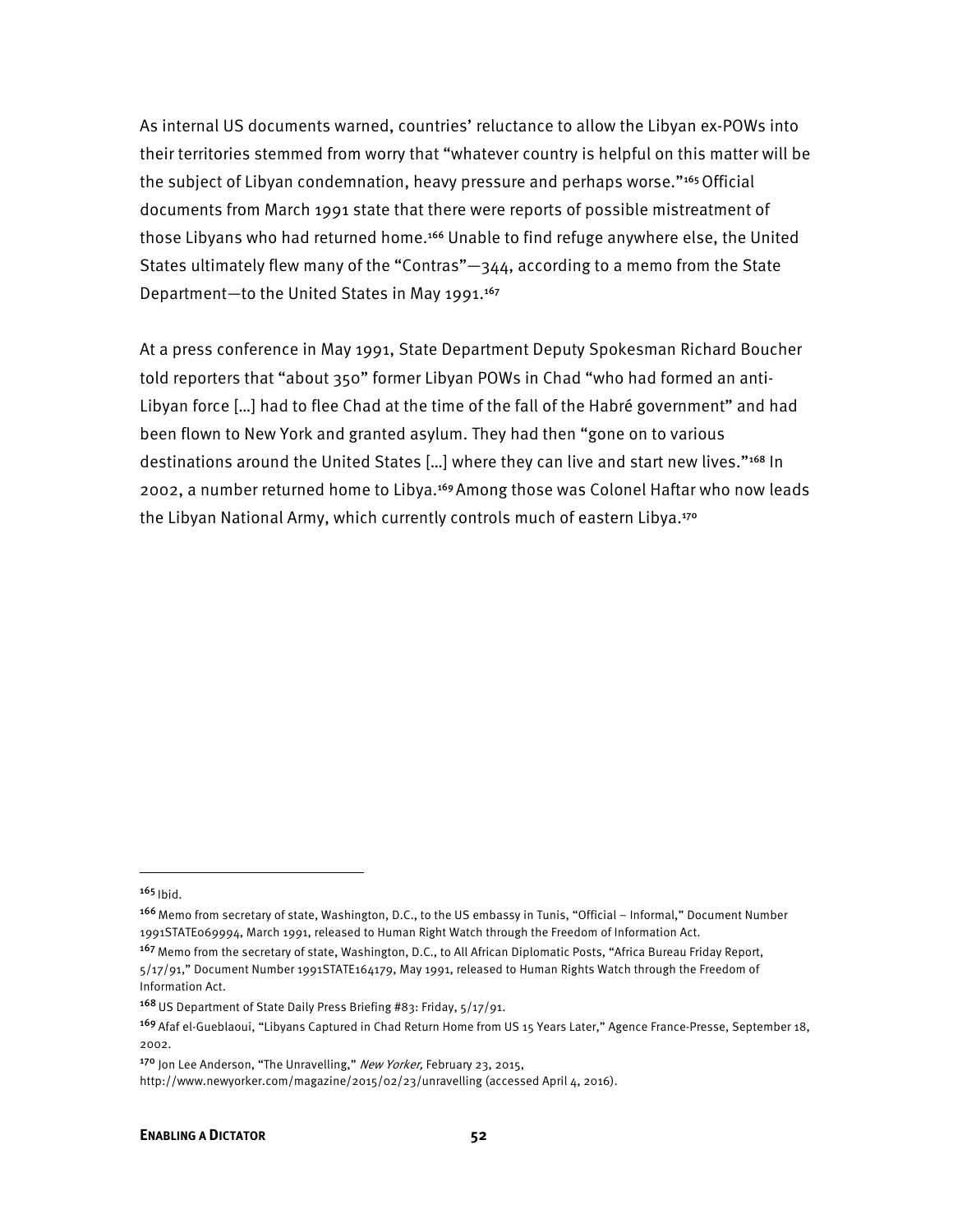As internal US documents warned, countries' reluctance to allow the Libyan ex-POWs into their territories stemmed from worry that "whatever country is helpful on this matter will be the subject of Libyan condemnation, heavy pressure and perhaps worse."[165] Official documents from March 1991 state that there were reports of possible mistreatment of those Libyans who had returned home.[166] Unable to find refuge anywhere else, the United States ultimately flew many of the "Contras"—344, according to a memo from the State Department—to the United States in May 1991.[167]

At a press conference in May 1991, State Department Deputy Spokesman Richard Boucher told reporters that "about 350" former Libyan POWs in Chad "who had formed an anti-Libyan force […] had to flee Chad at the time of the fall of the Habré government" and had been flown to New York and granted asylum. They had then "gone on to various destinations around the United States […] where they can live and start new lives."[168] In 2002, a number returned home to Libya.[169] Among those was Colonel Haftar who now leads the Libyan National Army, which currently controls much of eastern Libya.[170]

---

[165] Ibid.

[166] Memo from secretary of state, Washington, D.C., to the US embassy in Tunis, "Official – Informal," Document Number 1991STATE069994, March 1991, released to Human Right Watch through the Freedom of Information Act.

[167] Memo from the secretary of state, Washington, D.C., to All African Diplomatic Posts, "Africa Bureau Friday Report, 5/17/91," Document Number 1991STATE164179, May 1991, released to Human Rights Watch through the Freedom of Information Act.

[168] US Department of State Daily Press Briefing #83: Friday, 5/17/91.

[169] Afaf el-Gueblaoui, "Libyans Captured in Chad Return Home from US 15 Years Later," Agence France-Presse, September 18, 2002.

[170] Jon Lee Anderson, "The Unravelling," *New Yorker,* February 23, 2015, http://www.newyorker.com/magazine/2015/02/23/unravelling (accessed April 4, 2016).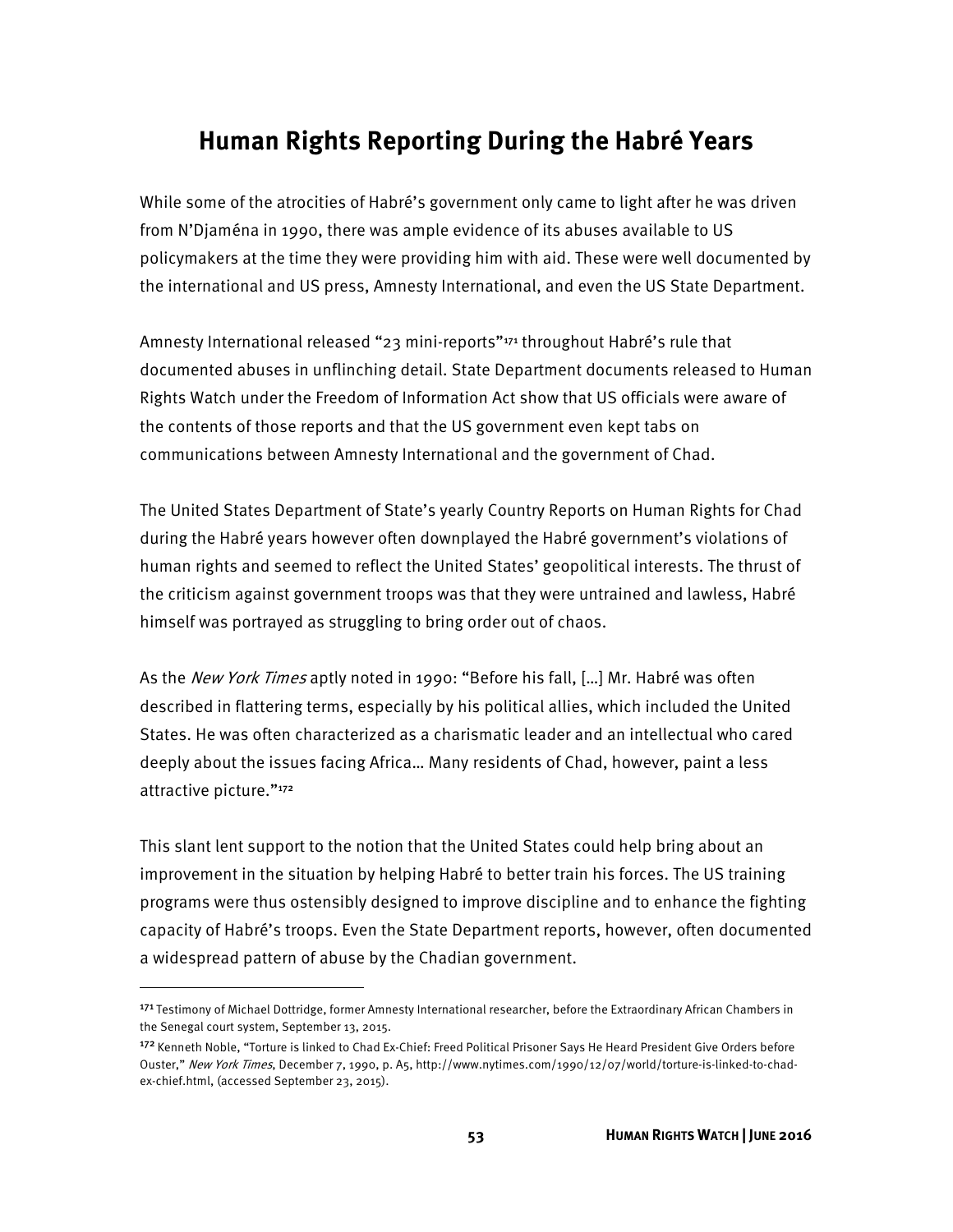## Human Rights Reporting During the Habré Years

While some of the atrocities of Habré's government only came to light after he was driven from N'Djaména in 1990, there was ample evidence of its abuses available to US policymakers at the time they were providing him with aid. These were well documented by the international and US press, Amnesty International, and even the US State Department.

Amnesty International released "23 mini-reports"[171] throughout Habré's rule that documented abuses in unflinching detail. State Department documents released to Human Rights Watch under the Freedom of Information Act show that US officials were aware of the contents of those reports and that the US government even kept tabs on communications between Amnesty International and the government of Chad.

The United States Department of State's yearly Country Reports on Human Rights for Chad during the Habré years however often downplayed the Habré government's violations of human rights and seemed to reflect the United States' geopolitical interests. The thrust of the criticism against government troops was that they were untrained and lawless, Habré himself was portrayed as struggling to bring order out of chaos.

As the *New York Times* aptly noted in 1990: "Before his fall, […] Mr. Habré was often described in flattering terms, especially by his political allies, which included the United States. He was often characterized as a charismatic leader and an intellectual who cared deeply about the issues facing Africa… Many residents of Chad, however, paint a less attractive picture."[172]

This slant lent support to the notion that the United States could help bring about an improvement in the situation by helping Habré to better train his forces. The US training programs were thus ostensibly designed to improve discipline and to enhance the fighting capacity of Habré's troops. Even the State Department reports, however, often documented a widespread pattern of abuse by the Chadian government.

---

[171] Testimony of Michael Dottridge, former Amnesty International researcher, before the Extraordinary African Chambers in the Senegal court system, September 13, 2015.

[172] Kenneth Noble, "Torture is linked to Chad Ex-Chief: Freed Political Prisoner Says He Heard President Give Orders before Ouster," *New York Times*, December 7, 1990, p. A5, http://www.nytimes.com/1990/12/07/world/torture-is-linked-to-chad-ex-chief.html, (accessed September 23, 2015).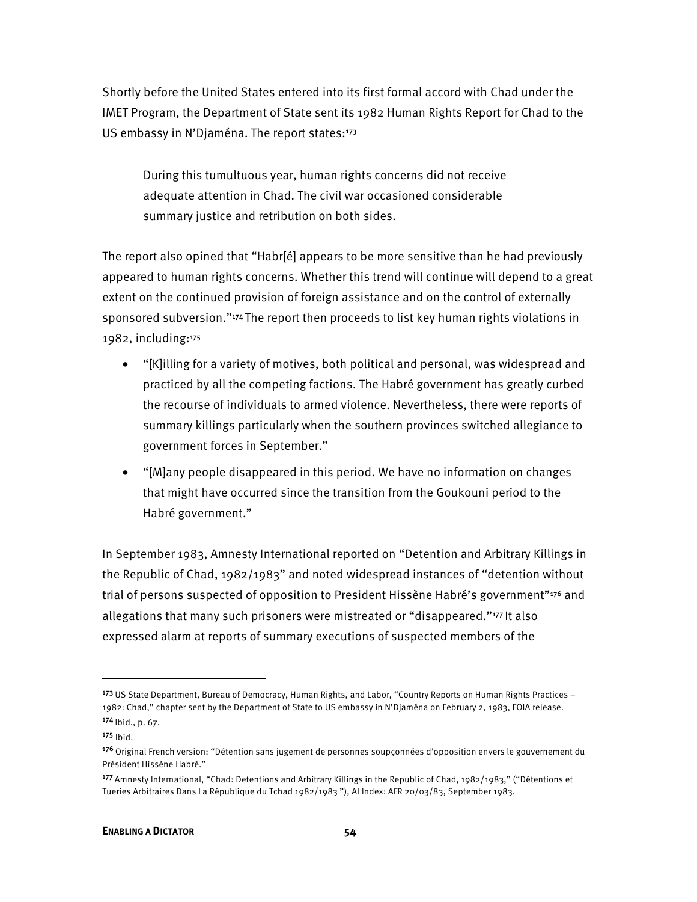Shortly before the United States entered into its first formal accord with Chad under the IMET Program, the Department of State sent its 1982 Human Rights Report for Chad to the US embassy in N'Djaména. The report states:[173]

> During this tumultuous year, human rights concerns did not receive adequate attention in Chad. The civil war occasioned considerable summary justice and retribution on both sides.

The report also opined that "Habr[é] appears to be more sensitive than he had previously appeared to human rights concerns. Whether this trend will continue will depend to a great extent on the continued provision of foreign assistance and on the control of externally sponsored subversion."[174] The report then proceeds to list key human rights violations in 1982, including:[175]

- "[K]illing for a variety of motives, both political and personal, was widespread and practiced by all the competing factions. The Habré government has greatly curbed the recourse of individuals to armed violence. Nevertheless, there were reports of summary killings particularly when the southern provinces switched allegiance to government forces in September."
- "[M]any people disappeared in this period. We have no information on changes that might have occurred since the transition from the Goukouni period to the Habré government."

In September 1983, Amnesty International reported on "Detention and Arbitrary Killings in the Republic of Chad, 1982/1983" and noted widespread instances of "detention without trial of persons suspected of opposition to President Hissène Habré's government"[176] and allegations that many such prisoners were mistreated or "disappeared."[177] It also expressed alarm at reports of summary executions of suspected members of the

---

[173] US State Department, Bureau of Democracy, Human Rights, and Labor, "Country Reports on Human Rights Practices – 1982: Chad," chapter sent by the Department of State to US embassy in N'Djaména on February 2, 1983, FOIA release.

[174] Ibid., p. 67.

[175] Ibid.

[176] Original French version: "Détention sans jugement de personnes soupçonnées d'opposition envers le gouvernement du Président Hissène Habré."

[177] Amnesty International, "Chad: Detentions and Arbitrary Killings in the Republic of Chad, 1982/1983," ("Détentions et Tueries Arbitraires Dans La République du Tchad 1982/1983 "), AI Index: AFR 20/03/83, September 1983.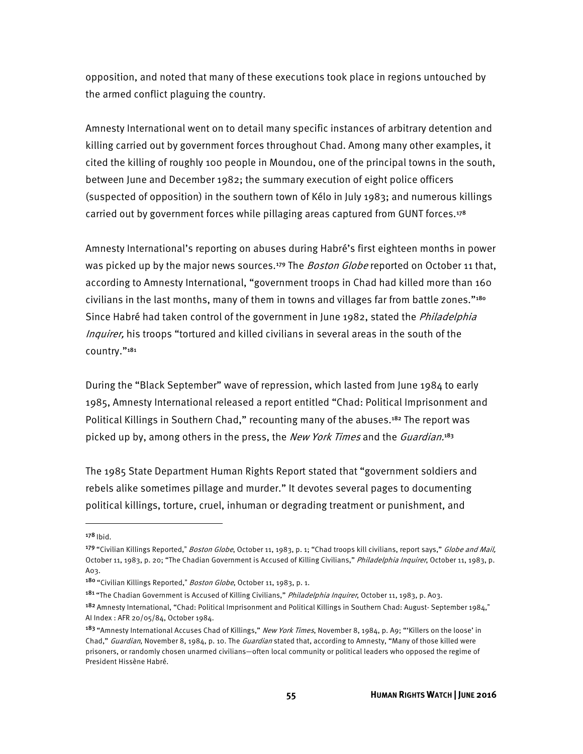opposition, and noted that many of these executions took place in regions untouched by the armed conflict plaguing the country.

Amnesty International went on to detail many specific instances of arbitrary detention and killing carried out by government forces throughout Chad. Among many other examples, it cited the killing of roughly 100 people in Moundou, one of the principal towns in the south, between June and December 1982; the summary execution of eight police officers (suspected of opposition) in the southern town of Kélo in July 1983; and numerous killings carried out by government forces while pillaging areas captured from GUNT forces.[178]

Amnesty International's reporting on abuses during Habré's first eighteen months in power was picked up by the major news sources.[179] The *Boston Globe* reported on October 11 that, according to Amnesty International, "government troops in Chad had killed more than 160 civilians in the last months, many of them in towns and villages far from battle zones."[180] Since Habré had taken control of the government in June 1982, stated the *Philadelphia Inquirer,* his troops "tortured and killed civilians in several areas in the south of the country."[181]

During the "Black September" wave of repression, which lasted from June 1984 to early 1985, Amnesty International released a report entitled "Chad: Political Imprisonment and Political Killings in Southern Chad," recounting many of the abuses.[182] The report was picked up by, among others in the press, the *New York Times* and the *Guardian.*[183]

The 1985 State Department Human Rights Report stated that "government soldiers and rebels alike sometimes pillage and murder." It devotes several pages to documenting political killings, torture, cruel, inhuman or degrading treatment or punishment, and

---

[178] Ibid.

[179] "Civilian Killings Reported," *Boston Globe*, October 11, 1983, p. 1; "Chad troops kill civilians, report says," *Globe and Mail,* October 11, 1983, p. 20; "The Chadian Government is Accused of Killing Civilians," *Philadelphia Inquirer*, October 11, 1983, p. A03.

[180] "Civilian Killings Reported," *Boston Globe*, October 11, 1983, p. 1.

[181] "The Chadian Government is Accused of Killing Civilians," *Philadelphia Inquirer*, October 11, 1983, p. A03.

[182] Amnesty International, "Chad: Political Imprisonment and Political Killings in Southern Chad: August- September 1984," AI Index : AFR 20/05/84, October 1984.

[183] "Amnesty International Accuses Chad of Killings," *New York Times*, November 8, 1984, p. A9; "'Killers on the loose' in Chad," *Guardian*, November 8, 1984, p. 10. The *Guardian* stated that, according to Amnesty, "Many of those killed were prisoners, or randomly chosen unarmed civilians—often local community or political leaders who opposed the regime of President Hissène Habré.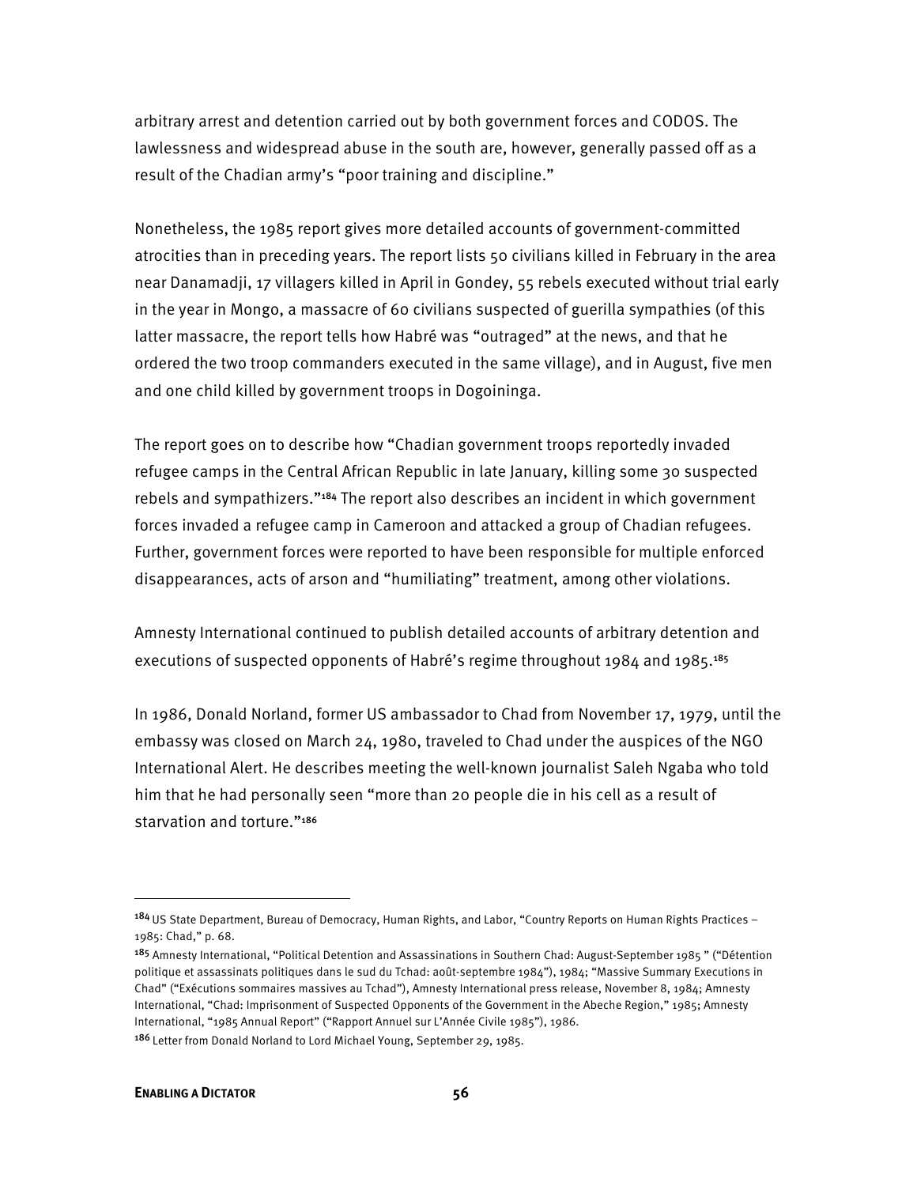arbitrary arrest and detention carried out by both government forces and CODOS. The lawlessness and widespread abuse in the south are, however, generally passed off as a result of the Chadian army's "poor training and discipline."

Nonetheless, the 1985 report gives more detailed accounts of government-committed atrocities than in preceding years. The report lists 50 civilians killed in February in the area near Danamadji, 17 villagers killed in April in Gondey, 55 rebels executed without trial early in the year in Mongo, a massacre of 60 civilians suspected of guerilla sympathies (of this latter massacre, the report tells how Habré was "outraged" at the news, and that he ordered the two troop commanders executed in the same village), and in August, five men and one child killed by government troops in Dogoininga.

The report goes on to describe how "Chadian government troops reportedly invaded refugee camps in the Central African Republic in late January, killing some 30 suspected rebels and sympathizers."[184] The report also describes an incident in which government forces invaded a refugee camp in Cameroon and attacked a group of Chadian refugees. Further, government forces were reported to have been responsible for multiple enforced disappearances, acts of arson and "humiliating" treatment, among other violations.

Amnesty International continued to publish detailed accounts of arbitrary detention and executions of suspected opponents of Habré's regime throughout 1984 and 1985.[185]

In 1986, Donald Norland, former US ambassador to Chad from November 17, 1979, until the embassy was closed on March 24, 1980, traveled to Chad under the auspices of the NGO International Alert. He describes meeting the well-known journalist Saleh Ngaba who told him that he had personally seen "more than 20 people die in his cell as a result of starvation and torture."[186]

---

[184] US State Department, Bureau of Democracy, Human Rights, and Labor, "Country Reports on Human Rights Practices – 1985: Chad," p. 68.

[185] Amnesty International, "Political Detention and Assassinations in Southern Chad: August-September 1985 " ("Détention politique et assassinats politiques dans le sud du Tchad: août-septembre 1984"), 1984; "Massive Summary Executions in Chad" ("Exécutions sommaires massives au Tchad"), Amnesty International press release, November 8, 1984; Amnesty International, "Chad: Imprisonment of Suspected Opponents of the Government in the Abeche Region," 1985; Amnesty International, "1985 Annual Report" ("Rapport Annuel sur L'Année Civile 1985"), 1986.

[186] Letter from Donald Norland to Lord Michael Young, September 29, 1985.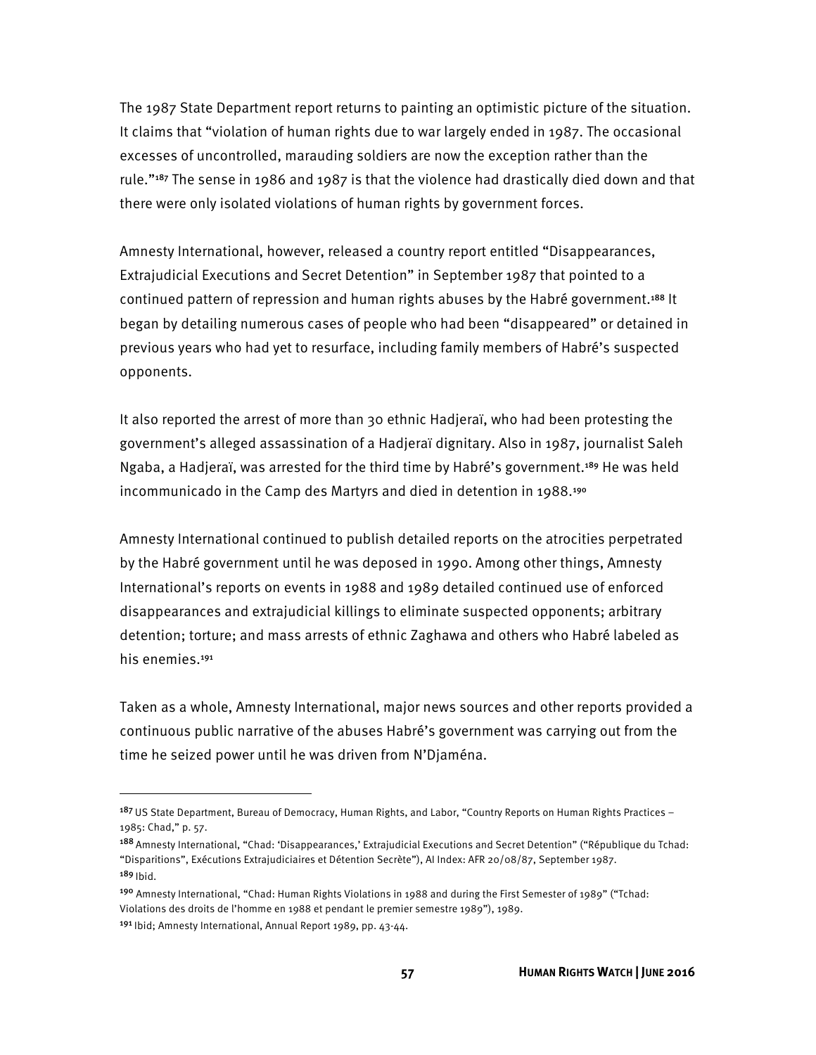The 1987 State Department report returns to painting an optimistic picture of the situation. It claims that "violation of human rights due to war largely ended in 1987. The occasional excesses of uncontrolled, marauding soldiers are now the exception rather than the rule."[187] The sense in 1986 and 1987 is that the violence had drastically died down and that there were only isolated violations of human rights by government forces.

Amnesty International, however, released a country report entitled "Disappearances, Extrajudicial Executions and Secret Detention" in September 1987 that pointed to a continued pattern of repression and human rights abuses by the Habré government.[188] It began by detailing numerous cases of people who had been "disappeared" or detained in previous years who had yet to resurface, including family members of Habré's suspected opponents.

It also reported the arrest of more than 30 ethnic Hadjeraï, who had been protesting the government's alleged assassination of a Hadjeraï dignitary. Also in 1987, journalist Saleh Ngaba, a Hadjeraï, was arrested for the third time by Habré's government.[189] He was held incommunicado in the Camp des Martyrs and died in detention in 1988.[190]

Amnesty International continued to publish detailed reports on the atrocities perpetrated by the Habré government until he was deposed in 1990. Among other things, Amnesty International's reports on events in 1988 and 1989 detailed continued use of enforced disappearances and extrajudicial killings to eliminate suspected opponents; arbitrary detention; torture; and mass arrests of ethnic Zaghawa and others who Habré labeled as his enemies.[191]

Taken as a whole, Amnesty International, major news sources and other reports provided a continuous public narrative of the abuses Habré's government was carrying out from the time he seized power until he was driven from N'Djaména.

---

[187] US State Department, Bureau of Democracy, Human Rights, and Labor, "Country Reports on Human Rights Practices – 1985: Chad," p. 57.

[188] Amnesty International, "Chad: 'Disappearances,' Extrajudicial Executions and Secret Detention" ("République du Tchad: "Disparitions", Exécutions Extrajudiciaires et Détention Secrète"), AI Index: AFR 20/08/87, September 1987.

[189] Ibid.

[190] Amnesty International, "Chad: Human Rights Violations in 1988 and during the First Semester of 1989" ("Tchad: Violations des droits de l'homme en 1988 et pendant le premier semestre 1989"), 1989.

[191] Ibid; Amnesty International, Annual Report 1989, pp. 43-44.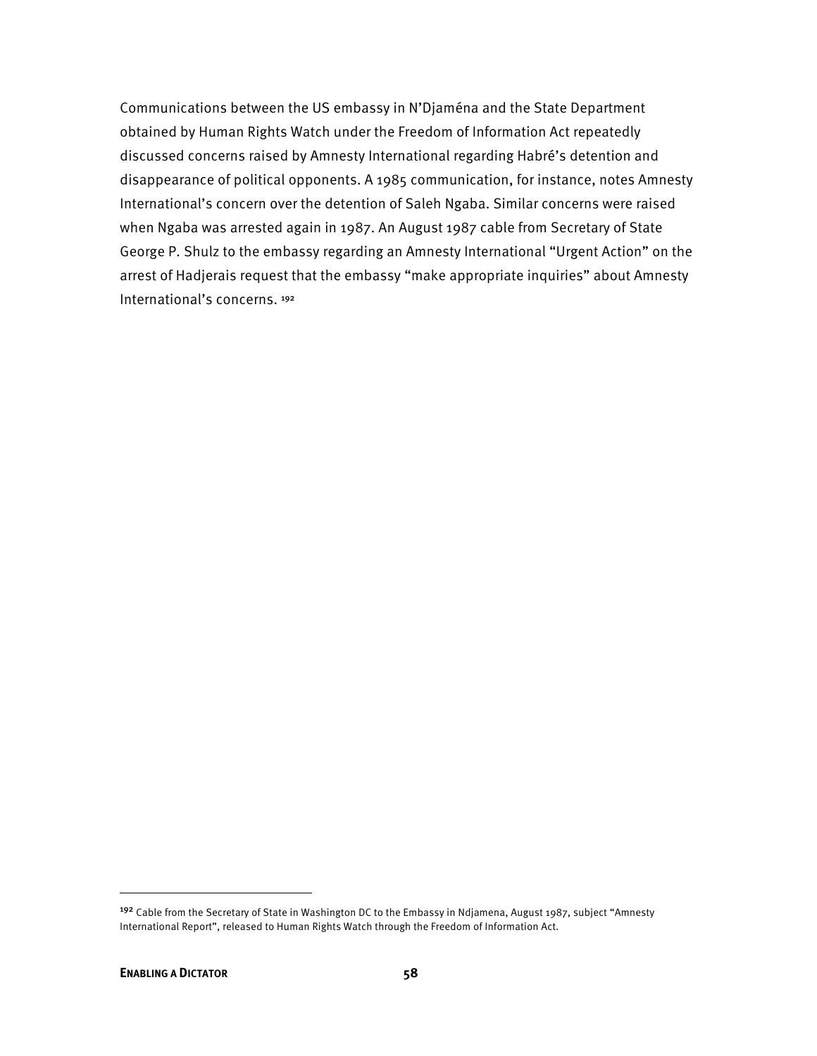Communications between the US embassy in N'Djaména and the State Department obtained by Human Rights Watch under the Freedom of Information Act repeatedly discussed concerns raised by Amnesty International regarding Habré's detention and disappearance of political opponents. A 1985 communication, for instance, notes Amnesty International's concern over the detention of Saleh Ngaba. Similar concerns were raised when Ngaba was arrested again in 1987. An August 1987 cable from Secretary of State George P. Shulz to the embassy regarding an Amnesty International "Urgent Action" on the arrest of Hadjerais request that the embassy "make appropriate inquiries" about Amnesty International's concerns. [192]

---

[192] Cable from the Secretary of State in Washington DC to the Embassy in Ndjamena, August 1987, subject "Amnesty International Report", released to Human Rights Watch through the Freedom of Information Act.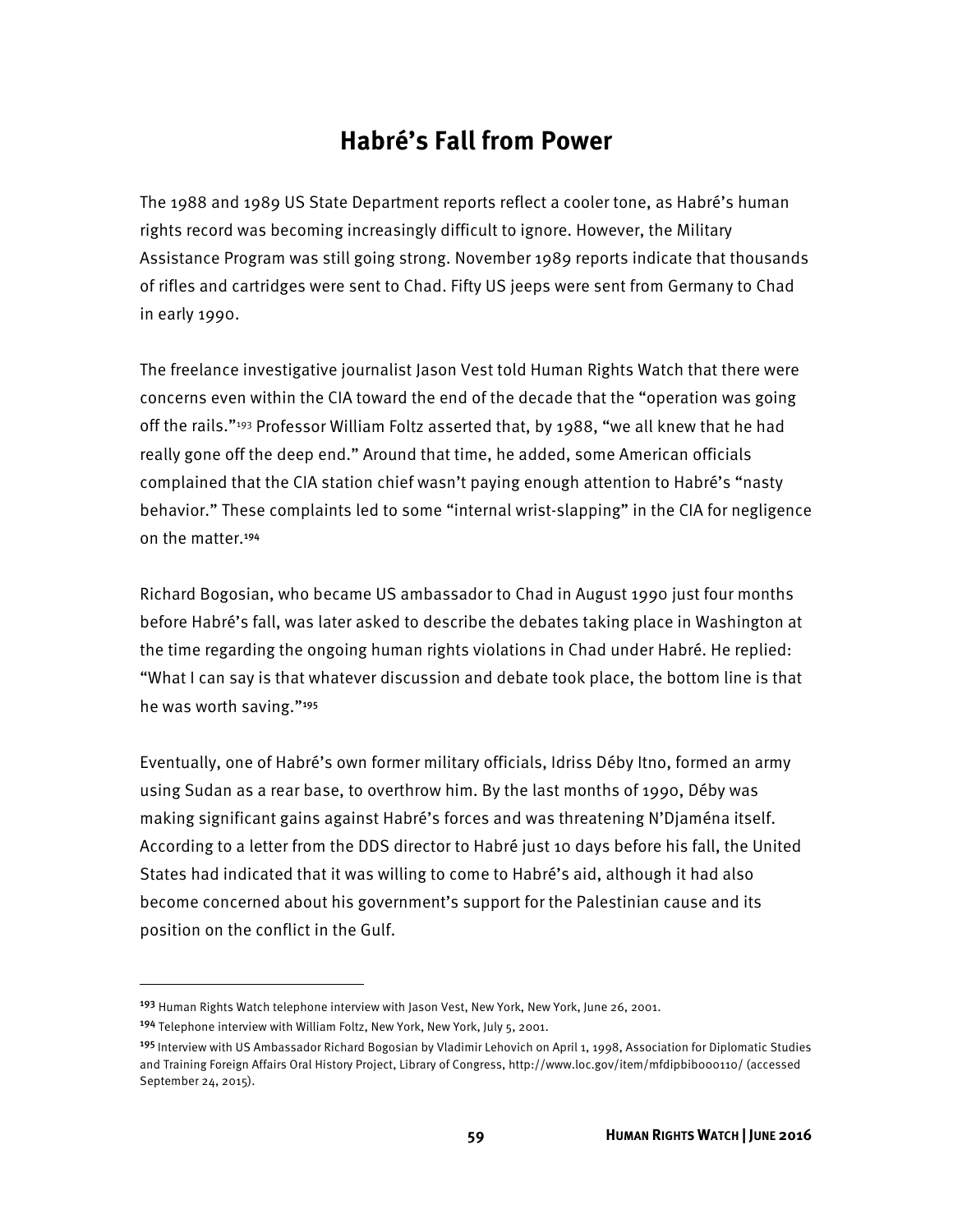## Habré's Fall from Power

The 1988 and 1989 US State Department reports reflect a cooler tone, as Habré's human rights record was becoming increasingly difficult to ignore. However, the Military Assistance Program was still going strong. November 1989 reports indicate that thousands of rifles and cartridges were sent to Chad. Fifty US jeeps were sent from Germany to Chad in early 1990.

The freelance investigative journalist Jason Vest told Human Rights Watch that there were concerns even within the CIA toward the end of the decade that the "operation was going off the rails."[193] Professor William Foltz asserted that, by 1988, "we all knew that he had really gone off the deep end." Around that time, he added, some American officials complained that the CIA station chief wasn't paying enough attention to Habré's "nasty behavior." These complaints led to some "internal wrist-slapping" in the CIA for negligence on the matter.[194]

Richard Bogosian, who became US ambassador to Chad in August 1990 just four months before Habré's fall, was later asked to describe the debates taking place in Washington at the time regarding the ongoing human rights violations in Chad under Habré. He replied: "What I can say is that whatever discussion and debate took place, the bottom line is that he was worth saving."[195]

Eventually, one of Habré's own former military officials, Idriss Déby Itno, formed an army using Sudan as a rear base, to overthrow him. By the last months of 1990, Déby was making significant gains against Habré's forces and was threatening N'Djaména itself. According to a letter from the DDS director to Habré just 10 days before his fall, the United States had indicated that it was willing to come to Habré's aid, although it had also become concerned about his government's support for the Palestinian cause and its position on the conflict in the Gulf.

---

[193] Human Rights Watch telephone interview with Jason Vest, New York, New York, June 26, 2001.

[194] Telephone interview with William Foltz, New York, New York, July 5, 2001.

[195] Interview with US Ambassador Richard Bogosian by Vladimir Lehovich on April 1, 1998, Association for Diplomatic Studies and Training Foreign Affairs Oral History Project, Library of Congress, http://www.loc.gov/item/mfdipbib000110/ (accessed September 24, 2015).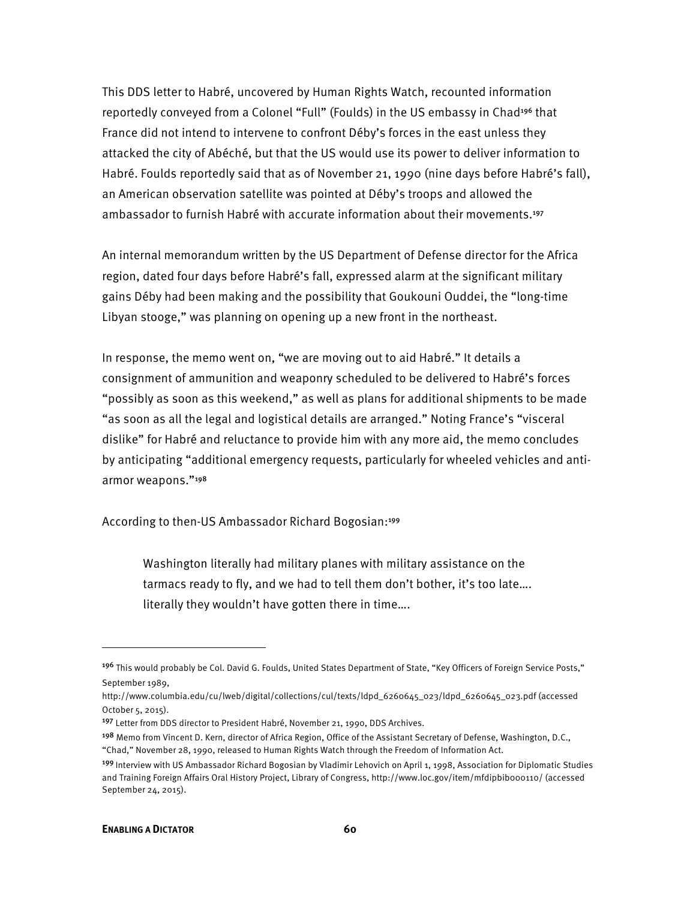This DDS letter to Habré, uncovered by Human Rights Watch, recounted information reportedly conveyed from a Colonel "Full" (Foulds) in the US embassy in Chad[196] that France did not intend to intervene to confront Déby's forces in the east unless they attacked the city of Abéché, but that the US would use its power to deliver information to Habré. Foulds reportedly said that as of November 21, 1990 (nine days before Habré's fall), an American observation satellite was pointed at Déby's troops and allowed the ambassador to furnish Habré with accurate information about their movements.[197]

An internal memorandum written by the US Department of Defense director for the Africa region, dated four days before Habré's fall, expressed alarm at the significant military gains Déby had been making and the possibility that Goukouni Ouddei, the "long-time Libyan stooge," was planning on opening up a new front in the northeast.

In response, the memo went on, "we are moving out to aid Habré." It details a consignment of ammunition and weaponry scheduled to be delivered to Habré's forces "possibly as soon as this weekend," as well as plans for additional shipments to be made "as soon as all the legal and logistical details are arranged." Noting France's "visceral dislike" for Habré and reluctance to provide him with any more aid, the memo concludes by anticipating "additional emergency requests, particularly for wheeled vehicles and anti-armor weapons."[198]

According to then-US Ambassador Richard Bogosian:[199]

> Washington literally had military planes with military assistance on the tarmacs ready to fly, and we had to tell them don't bother, it's too late…. literally they wouldn't have gotten there in time….

---

[196] This would probably be Col. David G. Foulds, United States Department of State, "Key Officers of Foreign Service Posts," September 1989, http://www.columbia.edu/cu/lweb/digital/collections/cul/texts/ldpd_6260645_023/ldpd_6260645_023.pdf (accessed October 5, 2015).

[197] Letter from DDS director to President Habré, November 21, 1990, DDS Archives.

[198] Memo from Vincent D. Kern, director of Africa Region, Office of the Assistant Secretary of Defense, Washington, D.C., "Chad," November 28, 1990, released to Human Rights Watch through the Freedom of Information Act.

[199] Interview with US Ambassador Richard Bogosian by Vladimir Lehovich on April 1, 1998, Association for Diplomatic Studies and Training Foreign Affairs Oral History Project, Library of Congress, http://www.loc.gov/item/mfdipbib000110/ (accessed September 24, 2015).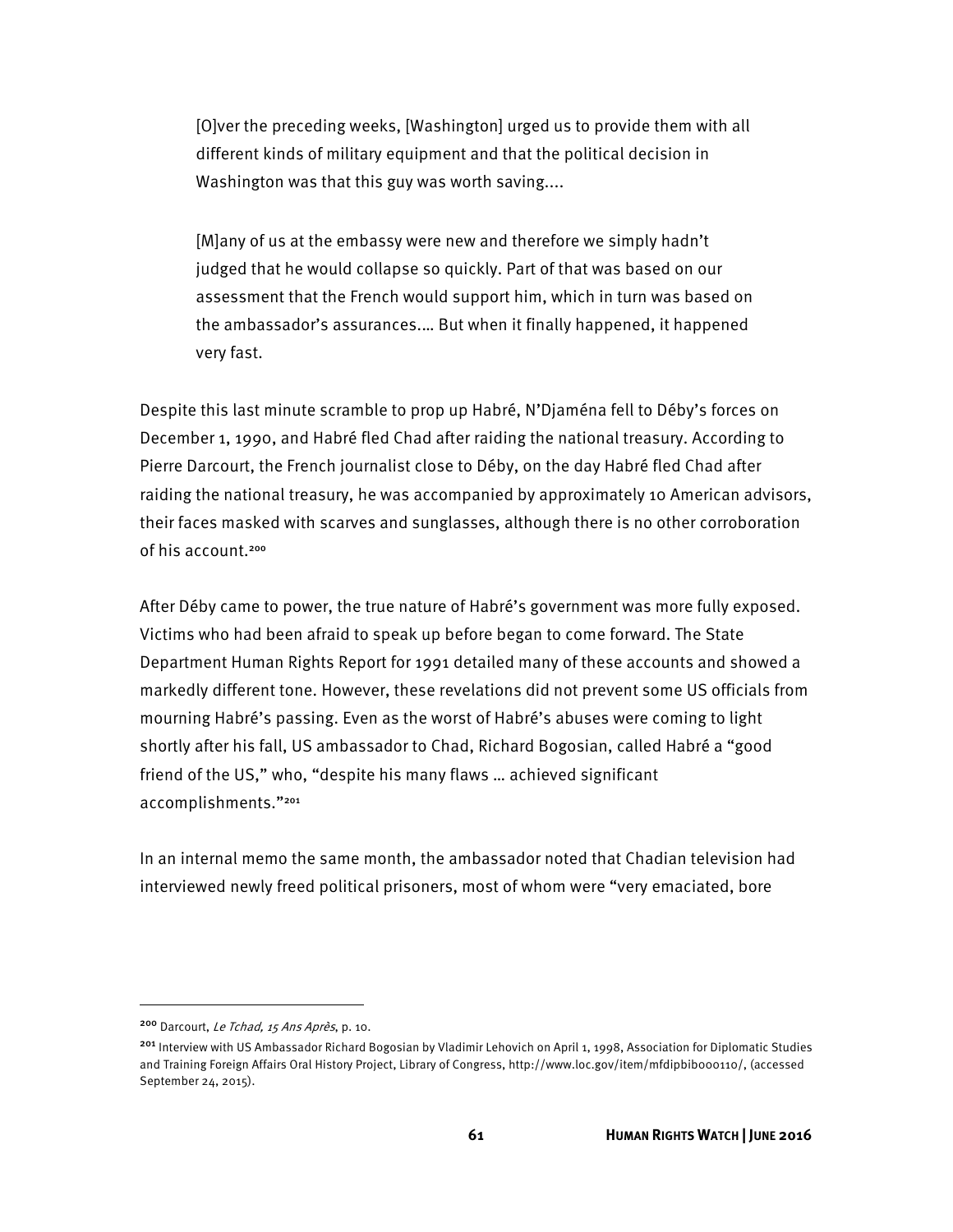> [O]ver the preceding weeks, [Washington] urged us to provide them with all different kinds of military equipment and that the political decision in Washington was that this guy was worth saving....
>
> [M]any of us at the embassy were new and therefore we simply hadn't judged that he would collapse so quickly. Part of that was based on our assessment that the French would support him, which in turn was based on the ambassador's assurances.… But when it finally happened, it happened very fast.

Despite this last minute scramble to prop up Habré, N'Djaména fell to Déby's forces on December 1, 1990, and Habré fled Chad after raiding the national treasury. According to Pierre Darcourt, the French journalist close to Déby, on the day Habré fled Chad after raiding the national treasury, he was accompanied by approximately 10 American advisors, their faces masked with scarves and sunglasses, although there is no other corroboration of his account.[200]

After Déby came to power, the true nature of Habré's government was more fully exposed. Victims who had been afraid to speak up before began to come forward. The State Department Human Rights Report for 1991 detailed many of these accounts and showed a markedly different tone. However, these revelations did not prevent some US officials from mourning Habré's passing. Even as the worst of Habré's abuses were coming to light shortly after his fall, US ambassador to Chad, Richard Bogosian, called Habré a "good friend of the US," who, "despite his many flaws … achieved significant accomplishments."[201]

In an internal memo the same month, the ambassador noted that Chadian television had interviewed newly freed political prisoners, most of whom were "very emaciated, bore

---

[200] Darcourt, *Le Tchad, 15 Ans Après*, p. 10.

[201] Interview with US Ambassador Richard Bogosian by Vladimir Lehovich on April 1, 1998, Association for Diplomatic Studies and Training Foreign Affairs Oral History Project, Library of Congress, http://www.loc.gov/item/mfdipbib000110/, (accessed September 24, 2015).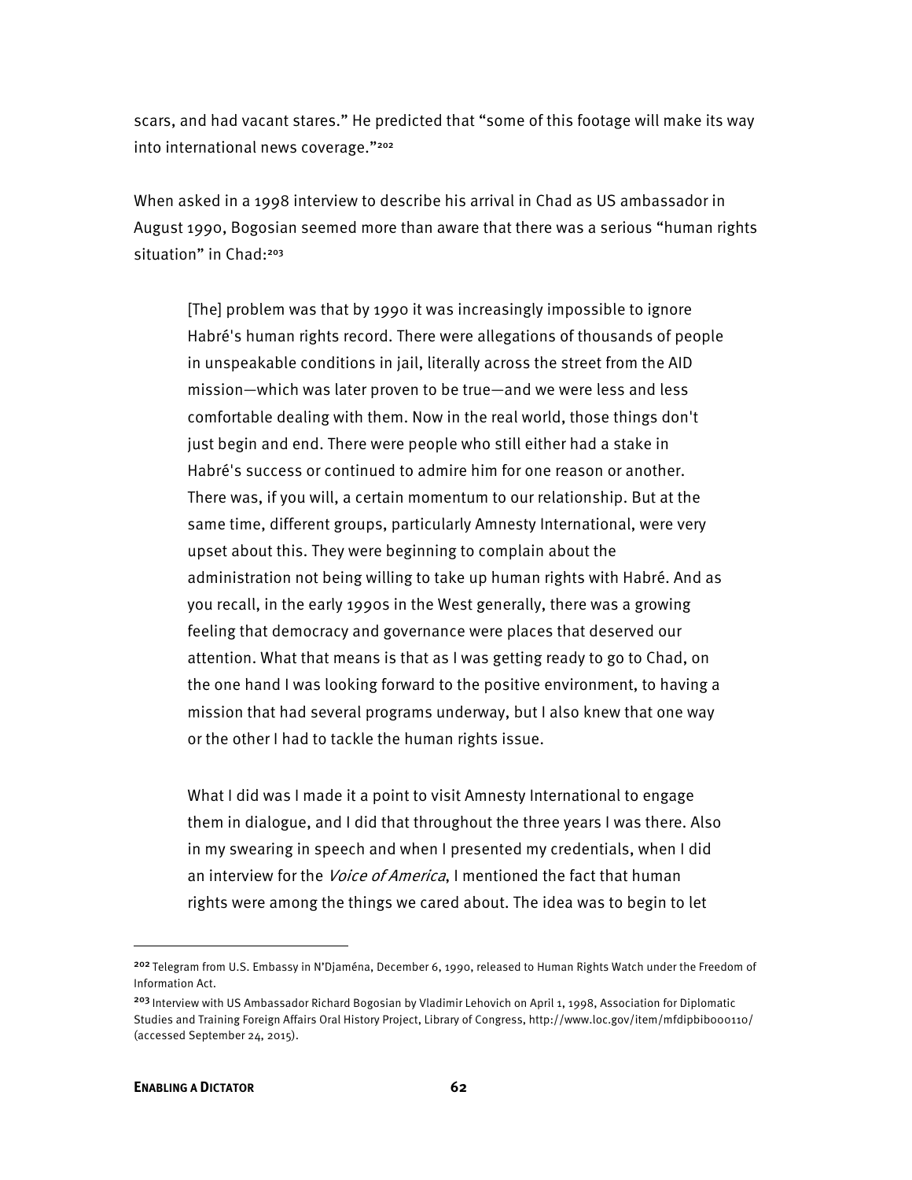scars, and had vacant stares." He predicted that "some of this footage will make its way into international news coverage."[202]

When asked in a 1998 interview to describe his arrival in Chad as US ambassador in August 1990, Bogosian seemed more than aware that there was a serious "human rights situation" in Chad:[203]

> [The] problem was that by 1990 it was increasingly impossible to ignore Habré's human rights record. There were allegations of thousands of people in unspeakable conditions in jail, literally across the street from the AID mission—which was later proven to be true—and we were less and less comfortable dealing with them. Now in the real world, those things don't just begin and end. There were people who still either had a stake in Habré's success or continued to admire him for one reason or another. There was, if you will, a certain momentum to our relationship. But at the same time, different groups, particularly Amnesty International, were very upset about this. They were beginning to complain about the administration not being willing to take up human rights with Habré. And as you recall, in the early 1990s in the West generally, there was a growing feeling that democracy and governance were places that deserved our attention. What that means is that as I was getting ready to go to Chad, on the one hand I was looking forward to the positive environment, to having a mission that had several programs underway, but I also knew that one way or the other I had to tackle the human rights issue.
>
> What I did was I made it a point to visit Amnesty International to engage them in dialogue, and I did that throughout the three years I was there. Also in my swearing in speech and when I presented my credentials, when I did an interview for the *Voice of America*, I mentioned the fact that human rights were among the things we cared about. The idea was to begin to let

---

[202] Telegram from U.S. Embassy in N'Djaména, December 6, 1990, released to Human Rights Watch under the Freedom of Information Act.

[203] Interview with US Ambassador Richard Bogosian by Vladimir Lehovich on April 1, 1998, Association for Diplomatic Studies and Training Foreign Affairs Oral History Project, Library of Congress, http://www.loc.gov/item/mfdipbib000110/ (accessed September 24, 2015).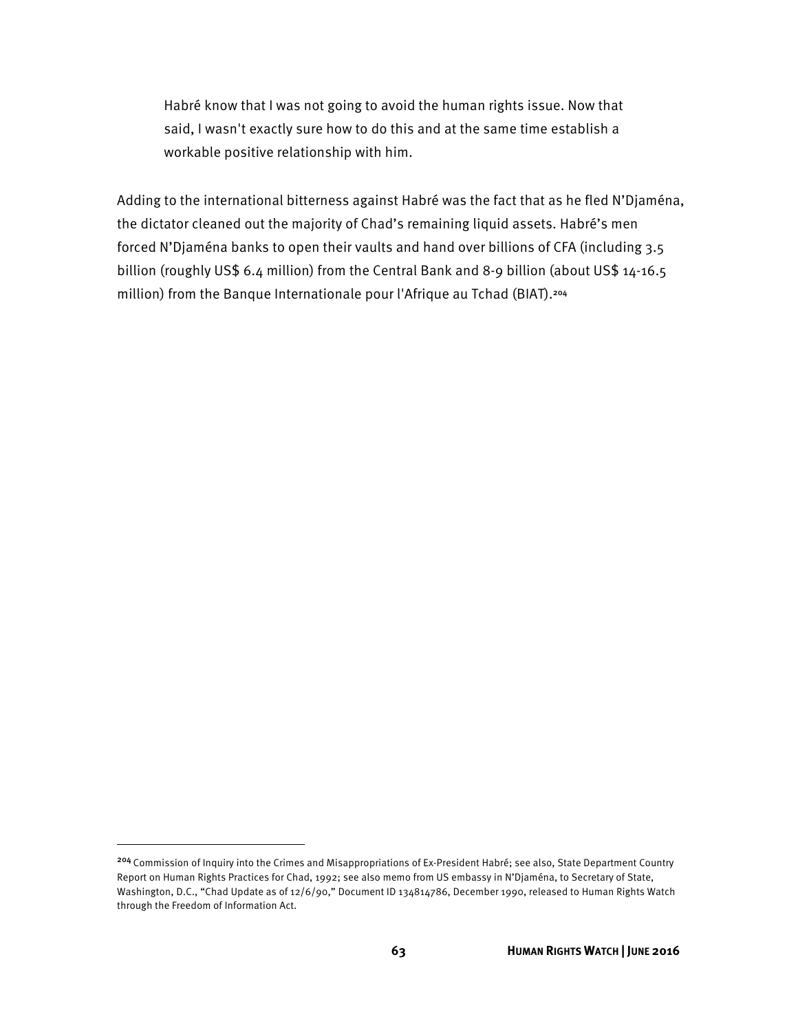> Habré know that I was not going to avoid the human rights issue. Now that said, I wasn't exactly sure how to do this and at the same time establish a workable positive relationship with him.

Adding to the international bitterness against Habré was the fact that as he fled N'Djaména, the dictator cleaned out the majority of Chad's remaining liquid assets. Habré's men forced N'Djaména banks to open their vaults and hand over billions of CFA (including 3.5 billion (roughly US$ 6.4 million) from the Central Bank and 8-9 billion (about US$ 14-16.5 million) from the Banque Internationale pour l'Afrique au Tchad (BIAT).[204]

---

[204] Commission of Inquiry into the Crimes and Misappropriations of Ex-President Habré; see also, State Department Country Report on Human Rights Practices for Chad, 1992; see also memo from US embassy in N'Djaména, to Secretary of State, Washington, D.C., "Chad Update as of 12/6/90," Document ID 134814786, December 1990, released to Human Rights Watch through the Freedom of Information Act.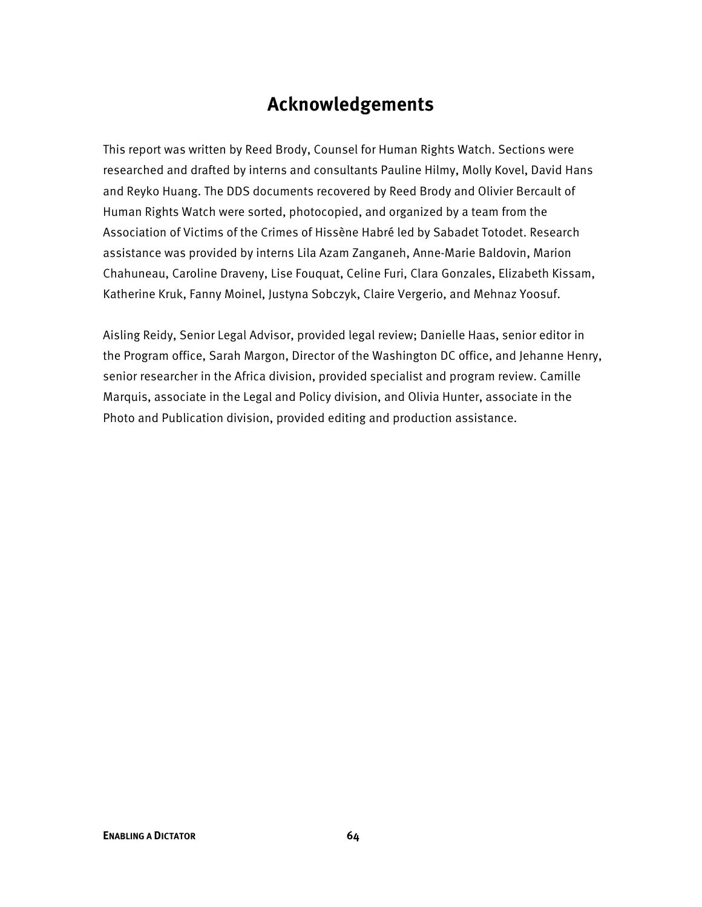# Acknowledgements

This report was written by Reed Brody, Counsel for Human Rights Watch. Sections were researched and drafted by interns and consultants Pauline Hilmy, Molly Kovel, David Hans and Reyko Huang. The DDS documents recovered by Reed Brody and Olivier Bercault of Human Rights Watch were sorted, photocopied, and organized by a team from the Association of Victims of the Crimes of Hissène Habré led by Sabadet Totodet. Research assistance was provided by interns Lila Azam Zanganeh, Anne-Marie Baldovin, Marion Chahuneau, Caroline Draveny, Lise Fouquat, Celine Furi, Clara Gonzales, Elizabeth Kissam, Katherine Kruk, Fanny Moinel, Justyna Sobczyk, Claire Vergerio, and Mehnaz Yoosuf.

Aisling Reidy, Senior Legal Advisor, provided legal review; Danielle Haas, senior editor in the Program office, Sarah Margon, Director of the Washington DC office, and Jehanne Henry, senior researcher in the Africa division, provided specialist and program review. Camille Marquis, associate in the Legal and Policy division, and Olivia Hunter, associate in the Photo and Publication division, provided editing and production assistance.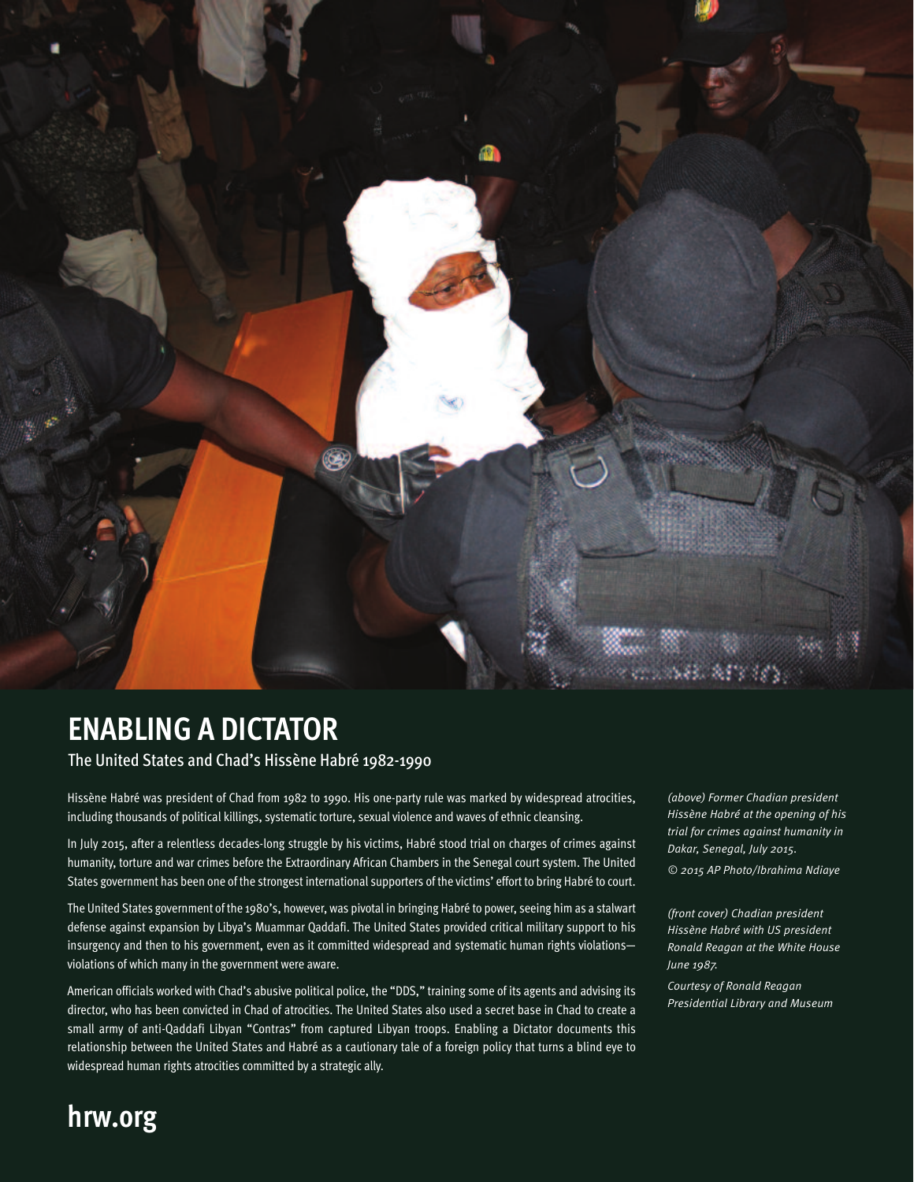# ENABLING A DICTATOR

## The United States and Chad's Hissène Habré 1982-1990

Hissène Habré was president of Chad from 1982 to 1990. His one-party rule was marked by widespread atrocities, including thousands of political killings, systematic torture, sexual violence and waves of ethnic cleansing.

In July 2015, after a relentless decades-long struggle by his victims, Habré stood trial on charges of crimes against humanity, torture and war crimes before the Extraordinary African Chambers in the Senegal court system. The United States government has been one of the strongest international supporters of the victims' effort to bring Habré to court.

The United States government of the 1980's, however, was pivotal in bringing Habré to power, seeing him as a stalwart defense against expansion by Libya's Muammar Qaddafi. The United States provided critical military support to his insurgency and then to his government, even as it committed widespread and systematic human rights violations—violations of which many in the government were aware.

American officials worked with Chad's abusive political police, the "DDS," training some of its agents and advising its director, who has been convicted in Chad of atrocities. The United States also used a secret base in Chad to create a small army of anti-Qaddafi Libyan "Contras" from captured Libyan troops. Enabling a Dictator documents this relationship between the United States and Habré as a cautionary tale of a foreign policy that turns a blind eye to widespread human rights atrocities committed by a strategic ally.

*(above) Former Chadian president Hissène Habré at the opening of his trial for crimes against humanity in Dakar, Senegal, July 2015.*

*© 2015 AP Photo/Ibrahima Ndiaye*

*(front cover) Chadian president Hissène Habré with US president Ronald Reagan at the White House June 1987.*

*Courtesy of Ronald Reagan Presidential Library and Museum*

**hrw.org**